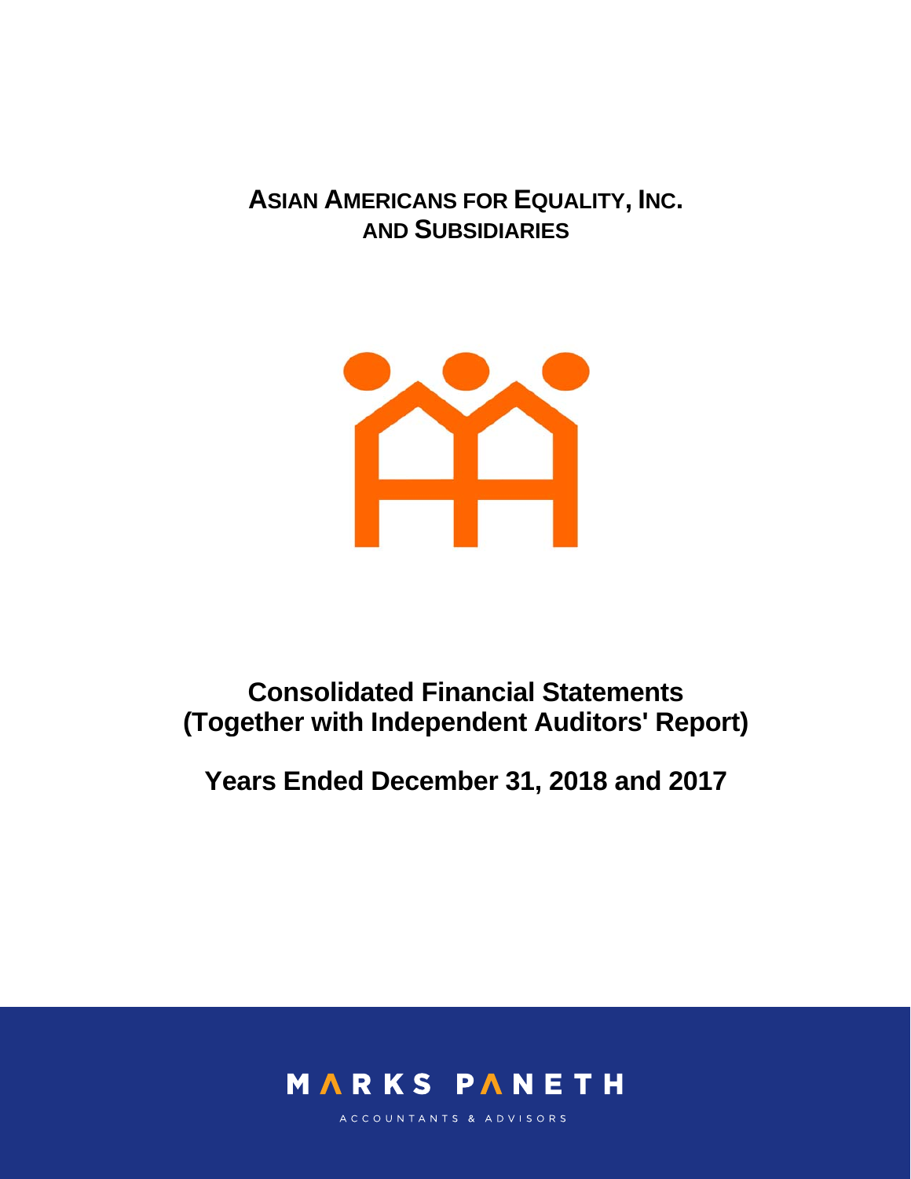# ASIAN AMERICANS FOR EQUALITY, INC.
## AND SUBSIDIARIES

# Consolidated Financial Statements
# (Together with Independent Auditors' Report)

## Years Ended December 31, 2018 and 2017

MARKS PANETH

ACCOUNTANTS & ADVISORS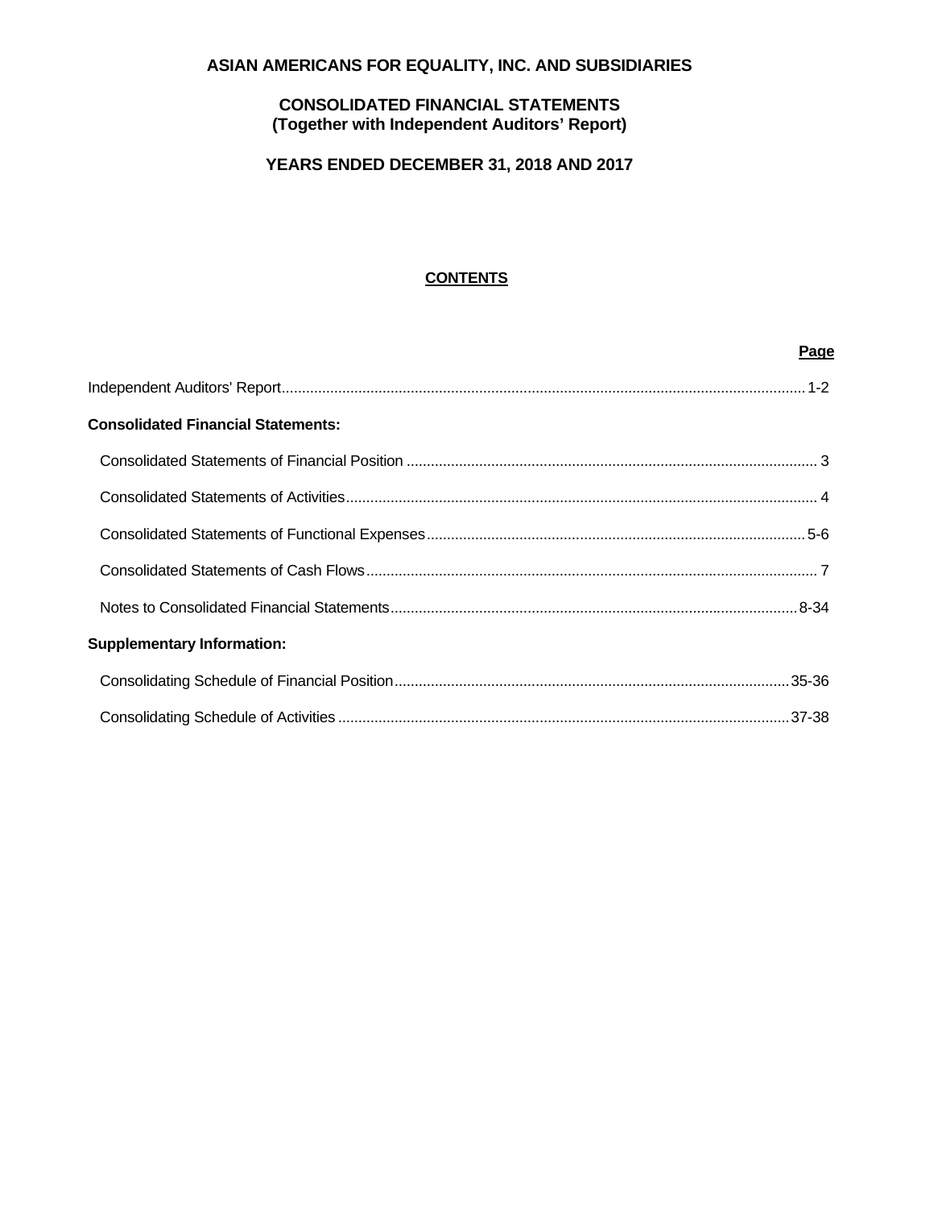# ASIAN AMERICANS FOR EQUALITY, INC. AND SUBSIDIARIES

## CONSOLIDATED FINANCIAL STATEMENTS
## (Together with Independent Auditors' Report)

## YEARS ENDED DECEMBER 31, 2018 AND 2017

### CONTENTS

| | Page |
|---|---|
| Independent Auditors' Report | 1-2 |
| **Consolidated Financial Statements:** | |
| Consolidated Statements of Financial Position | 3 |
| Consolidated Statements of Activities | 4 |
| Consolidated Statements of Functional Expenses | 5-6 |
| Consolidated Statements of Cash Flows | 7 |
| Notes to Consolidated Financial Statements | 8-34 |
| **Supplementary Information:** | |
| Consolidating Schedule of Financial Position | 35-36 |
| Consolidating Schedule of Activities | 37-38 |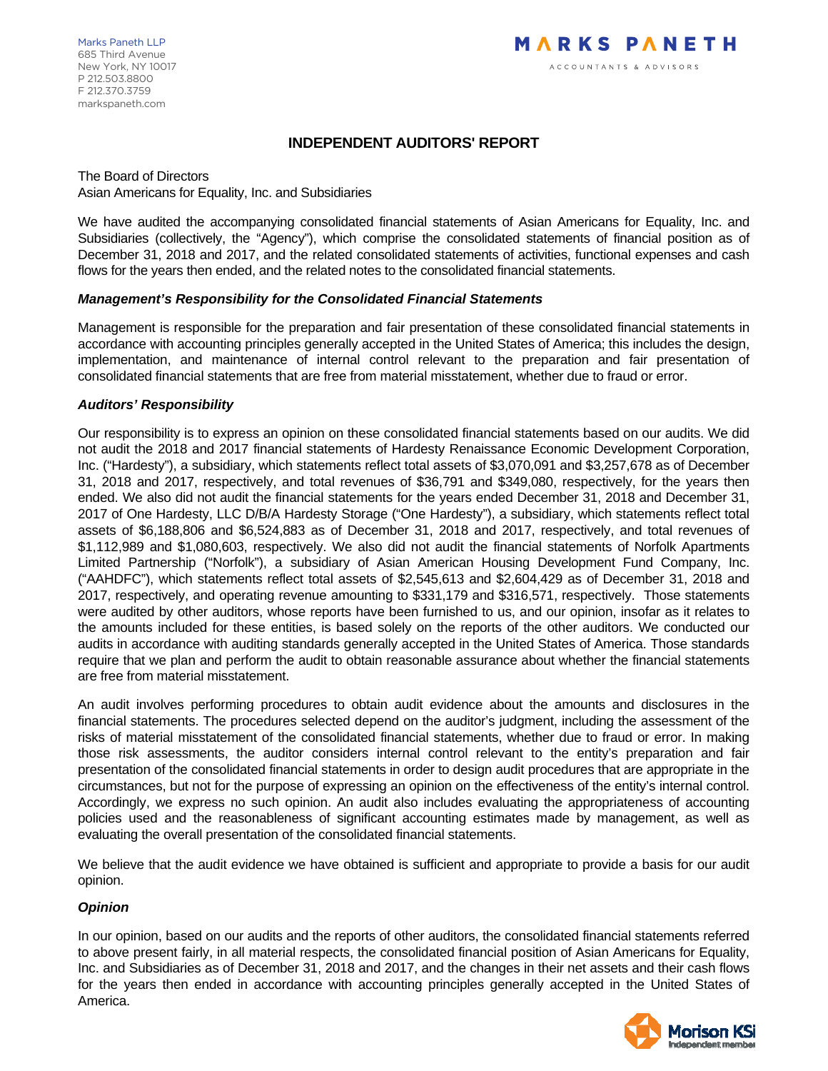Marks Paneth LLP
685 Third Avenue
New York, NY 10017
P 212.503.8800
F 212.370.3759
markspaneth.com

MARKS PANETH
ACCOUNTANTS & ADVISORS

# INDEPENDENT AUDITORS' REPORT

The Board of Directors
Asian Americans for Equality, Inc. and Subsidiaries

We have audited the accompanying consolidated financial statements of Asian Americans for Equality, Inc. and Subsidiaries (collectively, the "Agency"), which comprise the consolidated statements of financial position as of December 31, 2018 and 2017, and the related consolidated statements of activities, functional expenses and cash flows for the years then ended, and the related notes to the consolidated financial statements.

### *Management's Responsibility for the Consolidated Financial Statements*

Management is responsible for the preparation and fair presentation of these consolidated financial statements in accordance with accounting principles generally accepted in the United States of America; this includes the design, implementation, and maintenance of internal control relevant to the preparation and fair presentation of consolidated financial statements that are free from material misstatement, whether due to fraud or error.

### *Auditors' Responsibility*

Our responsibility is to express an opinion on these consolidated financial statements based on our audits. We did not audit the 2018 and 2017 financial statements of Hardesty Renaissance Economic Development Corporation, Inc. ("Hardesty"), a subsidiary, which statements reflect total assets of $3,070,091 and $3,257,678 as of December 31, 2018 and 2017, respectively, and total revenues of $36,791 and $349,080, respectively, for the years then ended. We also did not audit the financial statements for the years ended December 31, 2018 and December 31, 2017 of One Hardesty, LLC D/B/A Hardesty Storage ("One Hardesty"), a subsidiary, which statements reflect total assets of $6,188,806 and $6,524,883 as of December 31, 2018 and 2017, respectively, and total revenues of $1,112,989 and $1,080,603, respectively. We also did not audit the financial statements of Norfolk Apartments Limited Partnership ("Norfolk"), a subsidiary of Asian American Housing Development Fund Company, Inc. ("AAHDFC"), which statements reflect total assets of $2,545,613 and $2,604,429 as of December 31, 2018 and 2017, respectively, and operating revenue amounting to $331,179 and $316,571, respectively. Those statements were audited by other auditors, whose reports have been furnished to us, and our opinion, insofar as it relates to the amounts included for these entities, is based solely on the reports of the other auditors. We conducted our audits in accordance with auditing standards generally accepted in the United States of America. Those standards require that we plan and perform the audit to obtain reasonable assurance about whether the financial statements are free from material misstatement.

An audit involves performing procedures to obtain audit evidence about the amounts and disclosures in the financial statements. The procedures selected depend on the auditor's judgment, including the assessment of the risks of material misstatement of the consolidated financial statements, whether due to fraud or error. In making those risk assessments, the auditor considers internal control relevant to the entity's preparation and fair presentation of the consolidated financial statements in order to design audit procedures that are appropriate in the circumstances, but not for the purpose of expressing an opinion on the effectiveness of the entity's internal control. Accordingly, we express no such opinion. An audit also includes evaluating the appropriateness of accounting policies used and the reasonableness of significant accounting estimates made by management, as well as evaluating the overall presentation of the consolidated financial statements.

We believe that the audit evidence we have obtained is sufficient and appropriate to provide a basis for our audit opinion.

### *Opinion*

In our opinion, based on our audits and the reports of other auditors, the consolidated financial statements referred to above present fairly, in all material respects, the consolidated financial position of Asian Americans for Equality, Inc. and Subsidiaries as of December 31, 2018 and 2017, and the changes in their net assets and their cash flows for the years then ended in accordance with accounting principles generally accepted in the United States of America.

Morison KSi
Independent member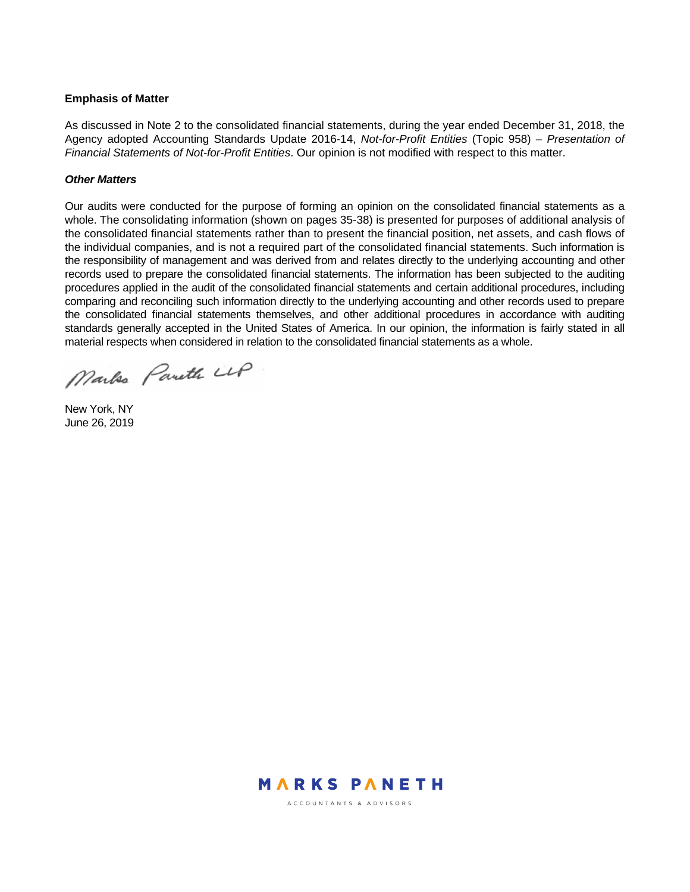**Emphasis of Matter**

As discussed in Note 2 to the consolidated financial statements, during the year ended December 31, 2018, the Agency adopted Accounting Standards Update 2016-14, *Not-for-Profit Entities* (Topic 958) – *Presentation of Financial Statements of Not-for-Profit Entities*. Our opinion is not modified with respect to this matter.

***Other Matters***

Our audits were conducted for the purpose of forming an opinion on the consolidated financial statements as a whole. The consolidating information (shown on pages 35-38) is presented for purposes of additional analysis of the consolidated financial statements rather than to present the financial position, net assets, and cash flows of the individual companies, and is not a required part of the consolidated financial statements. Such information is the responsibility of management and was derived from and relates directly to the underlying accounting and other records used to prepare the consolidated financial statements. The information has been subjected to the auditing procedures applied in the audit of the consolidated financial statements and certain additional procedures, including comparing and reconciling such information directly to the underlying accounting and other records used to prepare the consolidated financial statements themselves, and other additional procedures in accordance with auditing standards generally accepted in the United States of America. In our opinion, the information is fairly stated in all material respects when considered in relation to the consolidated financial statements as a whole.

Marks Paneth LLP

New York, NY
June 26, 2019

MARKS PANETH
ACCOUNTANTS & ADVISORS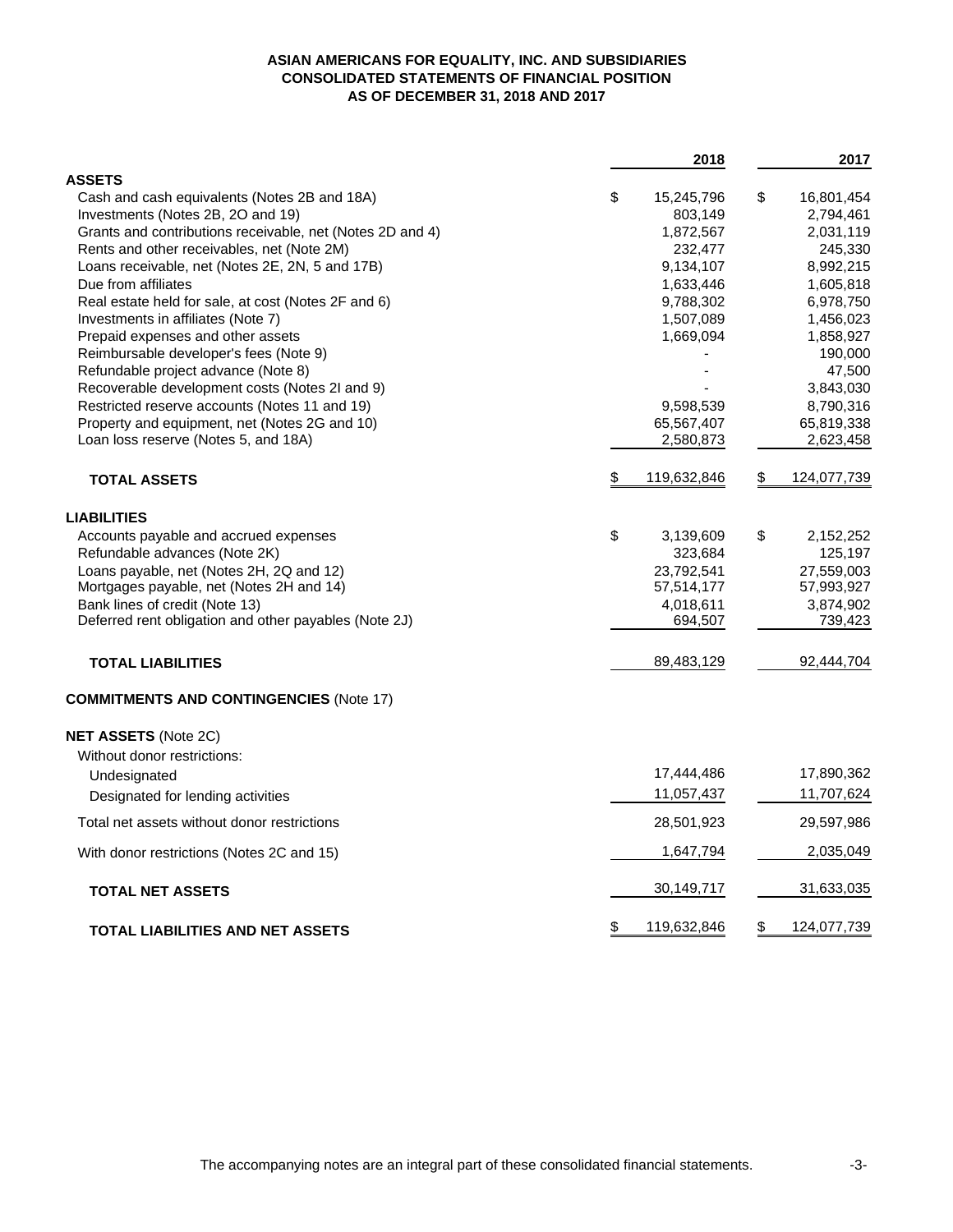# ASIAN AMERICANS FOR EQUALITY, INC. AND SUBSIDIARIES
## CONSOLIDATED STATEMENTS OF FINANCIAL POSITION
### AS OF DECEMBER 31, 2018 AND 2017

| | 2018 | 2017 |
|---|---|---|
| **ASSETS** | | |
| Cash and cash equivalents (Notes 2B and 18A) | $ 15,245,796 | $ 16,801,454 |
| Investments (Notes 2B, 2O and 19) | 803,149 | 2,794,461 |
| Grants and contributions receivable, net (Notes 2D and 4) | 1,872,567 | 2,031,119 |
| Rents and other receivables, net (Note 2M) | 232,477 | 245,330 |
| Loans receivable, net (Notes 2E, 2N, 5 and 17B) | 9,134,107 | 8,992,215 |
| Due from affiliates | 1,633,446 | 1,605,818 |
| Real estate held for sale, at cost (Notes 2F and 6) | 9,788,302 | 6,978,750 |
| Investments in affiliates (Note 7) | 1,507,089 | 1,456,023 |
| Prepaid expenses and other assets | 1,669,094 | 1,858,927 |
| Reimbursable developer's fees (Note 9) | - | 190,000 |
| Refundable project advance (Note 8) | - | 47,500 |
| Recoverable development costs (Notes 2I and 9) | - | 3,843,030 |
| Restricted reserve accounts (Notes 11 and 19) | 9,598,539 | 8,790,316 |
| Property and equipment, net (Notes 2G and 10) | 65,567,407 | 65,819,338 |
| Loan loss reserve (Notes 5, and 18A) | 2,580,873 | 2,623,458 |
| **TOTAL ASSETS** | $ 119,632,846 | $ 124,077,739 |
| **LIABILITIES** | | |
| Accounts payable and accrued expenses | $ 3,139,609 | $ 2,152,252 |
| Refundable advances (Note 2K) | 323,684 | 125,197 |
| Loans payable, net (Notes 2H, 2Q and 12) | 23,792,541 | 27,559,003 |
| Mortgages payable, net (Notes 2H and 14) | 57,514,177 | 57,993,927 |
| Bank lines of credit (Note 13) | 4,018,611 | 3,874,902 |
| Deferred rent obligation and other payables (Note 2J) | 694,507 | 739,423 |
| **TOTAL LIABILITIES** | 89,483,129 | 92,444,704 |
| **COMMITMENTS AND CONTINGENCIES** (Note 17) | | |
| **NET ASSETS** (Note 2C) | | |
| Without donor restrictions: | | |
| Undesignated | 17,444,486 | 17,890,362 |
| Designated for lending activities | 11,057,437 | 11,707,624 |
| Total net assets without donor restrictions | 28,501,923 | 29,597,986 |
| With donor restrictions (Notes 2C and 15) | 1,647,794 | 2,035,049 |
| **TOTAL NET ASSETS** | 30,149,717 | 31,633,035 |
| **TOTAL LIABILITIES AND NET ASSETS** | $ 119,632,846 | $ 124,077,739 |

The accompanying notes are an integral part of these consolidated financial statements.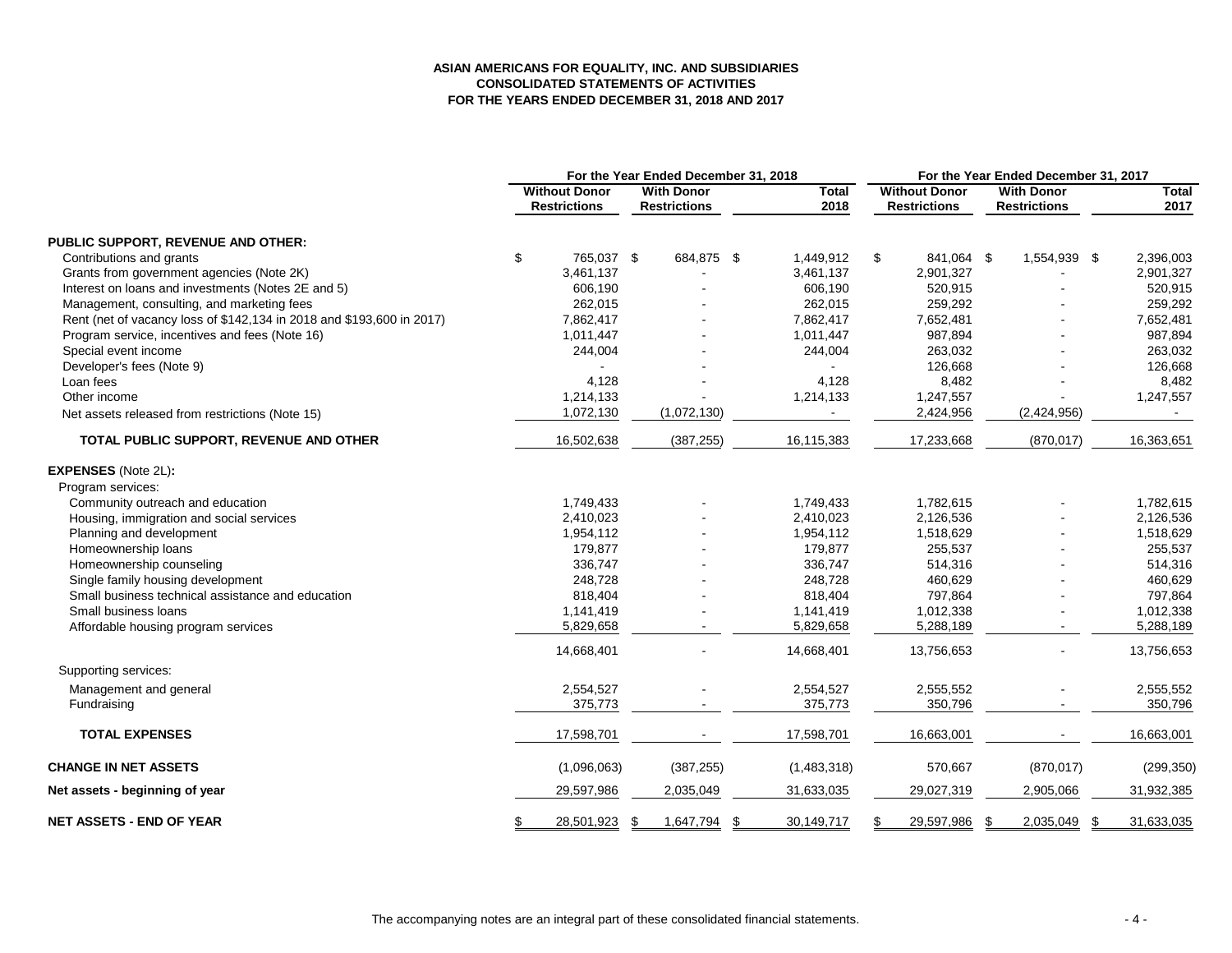**ASIAN AMERICANS FOR EQUALITY, INC. AND SUBSIDIARIES**
**CONSOLIDATED STATEMENTS OF ACTIVITIES**
**FOR THE YEARS ENDED DECEMBER 31, 2018 AND 2017**

| | For the Year Ended December 31, 2018 | | | For the Year Ended December 31, 2017 | | |
|---|---|---|---|---|---|---|
| | Without Donor Restrictions | With Donor Restrictions | Total 2018 | Without Donor Restrictions | With Donor Restrictions | Total 2017 |
| **PUBLIC SUPPORT, REVENUE AND OTHER:** | | | | | | |
| Contributions and grants | $ 765,037 | $ 684,875 | $ 1,449,912 | $ 841,064 | $ 1,554,939 | $ 2,396,003 |
| Grants from government agencies (Note 2K) | 3,461,137 | - | 3,461,137 | 2,901,327 | - | 2,901,327 |
| Interest on loans and investments (Notes 2E and 5) | 606,190 | - | 606,190 | 520,915 | - | 520,915 |
| Management, consulting, and marketing fees | 262,015 | - | 262,015 | 259,292 | - | 259,292 |
| Rent (net of vacancy loss of $142,134 in 2018 and $193,600 in 2017) | 7,862,417 | - | 7,862,417 | 7,652,481 | - | 7,652,481 |
| Program service, incentives and fees (Note 16) | 1,011,447 | - | 1,011,447 | 987,894 | - | 987,894 |
| Special event income | 244,004 | - | 244,004 | 263,032 | - | 263,032 |
| Developer's fees (Note 9) | - | - | - | 126,668 | - | 126,668 |
| Loan fees | 4,128 | - | 4,128 | 8,482 | - | 8,482 |
| Other income | 1,214,133 | - | 1,214,133 | 1,247,557 | - | 1,247,557 |
| Net assets released from restrictions (Note 15) | 1,072,130 | (1,072,130) | - | 2,424,956 | (2,424,956) | - |
| **TOTAL PUBLIC SUPPORT, REVENUE AND OTHER** | 16,502,638 | (387,255) | 16,115,383 | 17,233,668 | (870,017) | 16,363,651 |
| **EXPENSES** (Note 2L)**:** | | | | | | |
| Program services: | | | | | | |
| Community outreach and education | 1,749,433 | - | 1,749,433 | 1,782,615 | - | 1,782,615 |
| Housing, immigration and social services | 2,410,023 | - | 2,410,023 | 2,126,536 | - | 2,126,536 |
| Planning and development | 1,954,112 | - | 1,954,112 | 1,518,629 | - | 1,518,629 |
| Homeownership loans | 179,877 | - | 179,877 | 255,537 | - | 255,537 |
| Homeownership counseling | 336,747 | - | 336,747 | 514,316 | - | 514,316 |
| Single family housing development | 248,728 | - | 248,728 | 460,629 | - | 460,629 |
| Small business technical assistance and education | 818,404 | - | 818,404 | 797,864 | - | 797,864 |
| Small business loans | 1,141,419 | - | 1,141,419 | 1,012,338 | - | 1,012,338 |
| Affordable housing program services | 5,829,658 | - | 5,829,658 | 5,288,189 | - | 5,288,189 |
| | 14,668,401 | - | 14,668,401 | 13,756,653 | - | 13,756,653 |
| Supporting services: | | | | | | |
| Management and general | 2,554,527 | - | 2,554,527 | 2,555,552 | - | 2,555,552 |
| Fundraising | 375,773 | - | 375,773 | 350,796 | - | 350,796 |
| **TOTAL EXPENSES** | 17,598,701 | - | 17,598,701 | 16,663,001 | - | 16,663,001 |
| **CHANGE IN NET ASSETS** | (1,096,063) | (387,255) | (1,483,318) | 570,667 | (870,017) | (299,350) |
| **Net assets - beginning of year** | 29,597,986 | 2,035,049 | 31,633,035 | 29,027,319 | 2,905,066 | 31,932,385 |
| **NET ASSETS - END OF YEAR** | $ 28,501,923 | $ 1,647,794 | $ 30,149,717 | $ 29,597,986 | $ 2,035,049 | $ 31,633,035 |

The accompanying notes are an integral part of these consolidated financial statements.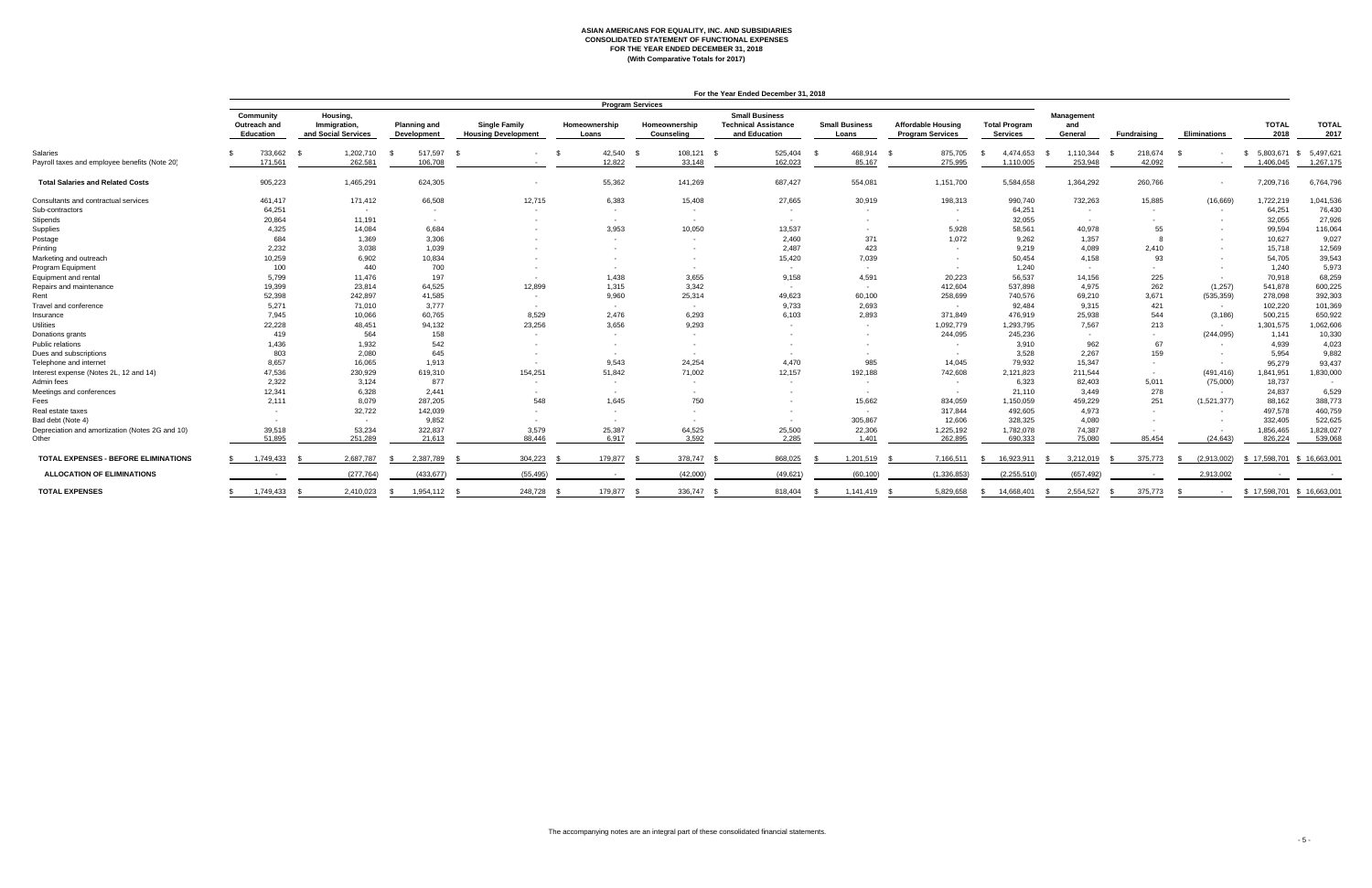**ASIAN AMERICANS FOR EQUALITY, INC. AND SUBSIDIARIES**
**CONSOLIDATED STATEMENT OF FUNCTIONAL EXPENSES**
**FOR THE YEAR ENDED DECEMBER 31, 2018**
**(With Comparative Totals for 2017)**

| | For the Year Ended December 31, 2018 | | | | | | | | | | | | | | |
|---|---|---|---|---|---|---|---|---|---|---|---|---|---|---|---|
| | Program Services | | | | | | | | | | | | | | |
| | Community Outreach and Education | Housing, Immigration, and Social Services | Planning and Development | Single Family Housing Development | Homeownership Loans | Homeownership Counseling | Small Business Technical Assistance and Education | Small Business Loans | Affordable Housing Program Services | Total Program Services | Management and General | Fundraising | Eliminations | TOTAL 2018 | TOTAL 2017 |
| Salaries | $ 733,662 | $ 1,202,710 | $ 517,597 | $ - | $ 42,540 | $ 108,121 | $ 525,404 | $ 468,914 | $ 875,705 | $ 4,474,653 | $ 1,110,344 | $ 218,674 | $ - | $ 5,803,671 | $ 5,497,621 |
| Payroll taxes and employee benefits (Note 20) | 171,561 | 262,581 | 106,708 | - | 12,822 | 33,148 | 162,023 | 85,167 | 275,995 | 1,110,005 | 253,948 | 42,092 | - | 1,406,045 | 1,267,175 |
| **Total Salaries and Related Costs** | 905,223 | 1,465,291 | 624,305 | - | 55,362 | 141,269 | 687,427 | 554,081 | 1,151,700 | 5,584,658 | 1,364,292 | 260,766 | - | 7,209,716 | 6,764,796 |
| Consultants and contractual services | 461,417 | 171,412 | 66,508 | 12,715 | 6,383 | 15,408 | 27,665 | 30,919 | 198,313 | 990,740 | 732,263 | 15,885 | (16,669) | 1,722,219 | 1,041,536 |
| Sub-contractors | 64,251 | - | - | - | - | - | - | - | - | 64,251 | - | - | - | 64,251 | 76,430 |
| Stipends | 20,864 | 11,191 | - | - | - | - | - | - | - | 32,055 | - | - | - | 32,055 | 27,926 |
| Supplies | 4,325 | 14,084 | 6,684 | - | 3,953 | 10,050 | 13,537 | - | 5,928 | 58,561 | 40,978 | 55 | - | 99,594 | 116,064 |
| Postage | 684 | 1,369 | 3,306 | - | - | - | 2,460 | 371 | 1,072 | 9,262 | 1,357 | 8 | - | 10,627 | 9,027 |
| Printing | 2,232 | 3,038 | 1,039 | - | - | - | 2,487 | 423 | - | 9,219 | 4,089 | 2,410 | - | 15,718 | 12,569 |
| Marketing and outreach | 10,259 | 6,902 | 10,834 | - | - | - | 15,420 | 7,039 | - | 50,454 | 4,158 | 93 | - | 54,705 | 39,543 |
| Program Equipment | 100 | 440 | 700 | - | - | - | - | - | - | 1,240 | - | - | - | 1,240 | 5,973 |
| Equipment and rental | 5,799 | 11,476 | 197 | - | 1,438 | 3,655 | 9,158 | 4,591 | 20,223 | 56,537 | 14,156 | 225 | - | 70,918 | 68,259 |
| Repairs and maintenance | 19,399 | 23,814 | 64,525 | 12,899 | 1,315 | 3,342 | - | - | 412,604 | 537,898 | 4,975 | 262 | (1,257) | 541,878 | 600,225 |
| Rent | 52,398 | 242,897 | 41,585 | - | 9,960 | 25,314 | 49,623 | 60,100 | 258,699 | 740,576 | 69,210 | 3,671 | (535,359) | 278,098 | 392,303 |
| Travel and conference | 5,271 | 71,010 | 3,777 | - | - | - | 9,733 | 2,693 | - | 92,484 | 9,315 | 421 | - | 102,220 | 101,369 |
| Insurance | 7,945 | 10,066 | 60,765 | 8,529 | 2,476 | 6,293 | 6,103 | 2,893 | 371,849 | 476,919 | 25,938 | 544 | (3,186) | 500,215 | 650,922 |
| Utilities | 22,228 | 48,451 | 94,132 | 23,256 | 3,656 | 9,293 | - | - | 1,092,779 | 1,293,795 | 7,567 | 213 | - | 1,301,575 | 1,062,606 |
| Donations grants | 419 | 564 | 158 | - | - | - | - | - | 244,095 | 245,236 | - | - | (244,095) | 1,141 | 10,330 |
| Public relations | 1,436 | 1,932 | 542 | - | - | - | - | - | - | 3,910 | 962 | 67 | - | 4,939 | 4,023 |
| Dues and subscriptions | 803 | 2,080 | 645 | - | - | - | - | - | - | 3,528 | 2,267 | 159 | - | 5,954 | 9,882 |
| Telephone and internet | 8,657 | 16,065 | 1,913 | - | 9,543 | 24,254 | 4,470 | 985 | 14,045 | 79,932 | 15,347 | - | - | 95,279 | 93,437 |
| Interest expense (Notes 2L, 12 and 14) | 47,536 | 230,929 | 619,310 | 154,251 | 51,842 | 71,002 | 12,157 | 192,188 | 742,608 | 2,121,823 | 211,544 | - | (491,416) | 1,841,951 | 1,830,000 |
| Admin fees | 2,322 | 3,124 | 877 | - | - | - | - | - | - | 6,323 | 82,403 | 5,011 | (75,000) | 18,737 | - |
| Meetings and conferences | 12,341 | 6,328 | 2,441 | - | - | - | - | - | - | 21,110 | 3,449 | 278 | - | 24,837 | 6,529 |
| Fees | 2,111 | 8,079 | 287,205 | 548 | 1,645 | 750 | - | 15,662 | 834,059 | 1,150,059 | 459,229 | 251 | (1,521,377) | 88,162 | 388,773 |
| Real estate taxes | - | 32,722 | 142,039 | - | - | - | - | - | 317,844 | 492,605 | 4,973 | - | - | 497,578 | 460,759 |
| Bad debt (Note 4) | - | - | 9,852 | - | - | - | - | 305,867 | 12,606 | 328,325 | 4,080 | - | - | 332,405 | 522,625 |
| Depreciation and amortization (Notes 2G and 10) | 39,518 | 53,234 | 322,837 | 3,579 | 25,387 | 64,525 | 25,500 | 22,306 | 1,225,192 | 1,782,078 | 74,387 | - | - | 1,856,465 | 1,828,027 |
| Other | 51,895 | 251,289 | 21,613 | 88,446 | 6,917 | 3,592 | 2,285 | 1,401 | 262,895 | 690,333 | 75,080 | 85,454 | (24,643) | 826,224 | 539,068 |
| **TOTAL EXPENSES - BEFORE ELIMINATIONS** | $ 1,749,433 | $ 2,687,787 | $ 2,387,789 | $ 304,223 | $ 179,877 | $ 378,747 | $ 868,025 | $ 1,201,519 | $ 7,166,511 | $ 16,923,911 | $ 3,212,019 | $ 375,773 | $ (2,913,002) | $ 17,598,701 | $ 16,663,001 |
| **ALLOCATION OF ELIMINATIONS** | - | (277,764) | (433,677) | (55,495) | - | (42,000) | (49,621) | (60,100) | (1,336,853) | (2,255,510) | (657,492) | - | 2,913,002 | - | - |
| **TOTAL EXPENSES** | $ 1,749,433 | $ 2,410,023 | $ 1,954,112 | $ 248,728 | $ 179,877 | $ 336,747 | $ 818,404 | $ 1,141,419 | $ 5,829,658 | $ 14,668,401 | $ 2,554,527 | $ 375,773 | $ - | $ 17,598,701 | $ 16,663,001 |

The accompanying notes are an integral part of these consolidated financial statements.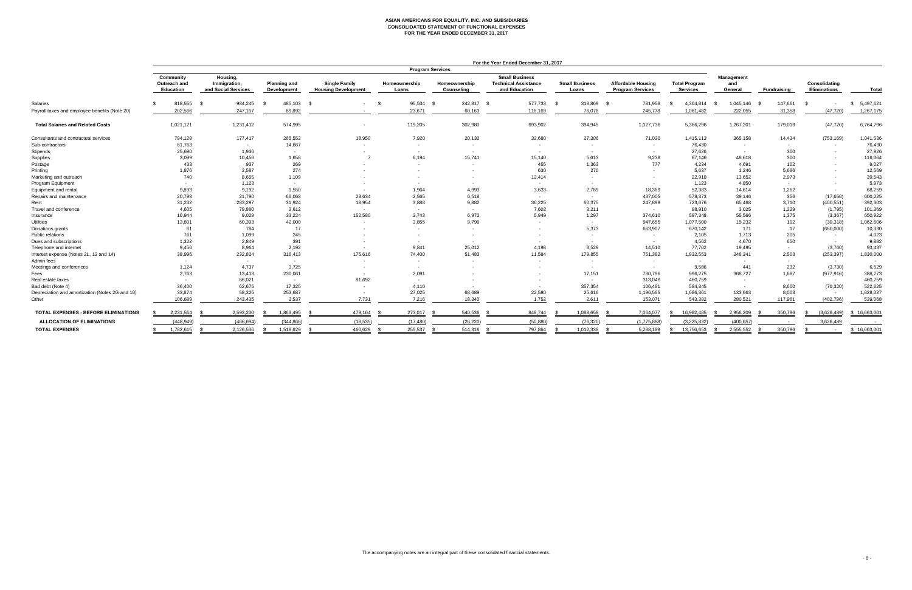# ASIAN AMERICANS FOR EQUALITY, INC. AND SUBSIDIARIES
## CONSOLIDATED STATEMENT OF FUNCTIONAL EXPENSES
## FOR THE YEAR ENDED DECEMBER 31, 2017

For the Year Ended December 31, 2017

| | Program Services | | | | | | | | | | | | | |
|---|---|---|---|---|---|---|---|---|---|---|---|---|---|---|
| | Community Outreach and Education | Housing, Immigration, and Social Services | Planning and Development | Single Family Housing Development | Homeownership Loans | Homeownership Counseling | Small Business Technical Assistance and Education | Small Business Loans | Affordable Housing Program Services | Total Program Services | Management and General | Fundraising | Consolidating Eliminations | Total |
| Salaries | $ 818,555 | $ 984,245 | $ 485,103 | $ - | $ 95,534 | $ 242,817 | $ 577,733 | $ 318,869 | $ 781,958 | $ 4,304,814 | $ 1,045,146 | $ 147,661 | $ - | $ 5,497,621 |
| Payroll taxes and employee benefits (Note 20) | 202,566 | 247,167 | 89,892 | - | 23,671 | 60,163 | 116,169 | 76,076 | 245,778 | 1,061,482 | 222,055 | 31,358 | (47,720) | 1,267,175 |
| **Total Salaries and Related Costs** | 1,021,121 | 1,231,412 | 574,995 | - | 119,205 | 302,980 | 693,902 | 394,945 | 1,027,736 | 5,366,296 | 1,267,201 | 179,019 | (47,720) | 6,764,796 |
| Consultants and contractual services | 794,128 | 177,417 | 265,552 | 18,950 | 7,920 | 20,130 | 32,680 | 27,306 | 71,030 | 1,415,113 | 365,158 | 14,434 | (753,169) | 1,041,536 |
| Sub-contractors | 61,763 | - | 14,667 | - | - | - | - | - | - | 76,430 | - | - | - | 76,430 |
| Stipends | 25,690 | 1,936 | - | - | - | - | - | - | - | 27,626 | - | 300 | - | 27,926 |
| Supplies | 3,099 | 10,456 | 1,658 | 7 | 6,194 | 15,741 | 15,140 | 5,613 | 9,238 | 67,146 | 48,618 | 300 | - | 116,064 |
| Postage | 433 | 937 | 269 | - | - | - | 455 | 1,363 | 777 | 4,234 | 4,691 | 102 | - | 9,027 |
| Printing | 1,876 | 2,587 | 274 | - | - | - | 630 | 270 | - | 5,637 | 1,246 | 5,686 | - | 12,569 |
| Marketing and outreach | 740 | 8,655 | 1,109 | - | - | - | 12,414 | - | - | 22,918 | 13,652 | 2,973 | - | 39,543 |
| Program Equipment | - | 1,123 | - | - | - | - | - | - | - | 1,123 | 4,850 | - | - | 5,973 |
| Equipment and rental | 9,893 | 9,192 | 1,550 | - | 1,964 | 4,993 | 3,633 | 2,789 | 18,369 | 52,383 | 14,614 | 1,262 | - | 68,259 |
| Repairs and maintenance | 20,793 | 21,790 | 66,068 | 23,634 | 2,565 | 6,518 | - | - | 437,005 | 578,373 | 39,146 | 356 | (17,650) | 600,225 |
| Rent | 31,232 | 283,297 | 31,924 | 18,954 | 3,888 | 9,882 | 36,225 | 60,375 | 247,899 | 723,676 | 65,468 | 3,710 | (400,551) | 392,303 |
| Travel and conference | 4,605 | 79,880 | 3,612 | - | - | - | 7,602 | 3,211 | - | 98,910 | 3,025 | 1,229 | (1,795) | 101,369 |
| Insurance | 10,944 | 9,029 | 33,224 | 152,580 | 2,743 | 6,972 | 5,949 | 1,297 | 374,610 | 597,348 | 55,566 | 1,375 | (3,367) | 650,922 |
| Utilities | 13,801 | 60,393 | 42,000 | - | 3,855 | 9,796 | - | - | 947,655 | 1,077,500 | 15,232 | 192 | (30,318) | 1,062,606 |
| Donations grants | 61 | 784 | 17 | - | - | - | - | 5,373 | 663,907 | 670,142 | 171 | 17 | (660,000) | 10,330 |
| Public relations | 761 | 1,099 | 245 | - | - | - | - | - | - | 2,105 | 1,713 | 205 | - | 4,023 |
| Dues and subscriptions | 1,322 | 2,849 | 391 | - | - | - | - | - | - | 4,562 | 4,670 | 650 | - | 9,882 |
| Telephone and internet | 9,456 | 8,964 | 2,192 | - | 9,841 | 25,012 | 4,198 | 3,529 | 14,510 | 77,702 | 19,495 | - | (3,760) | 93,437 |
| Interest expense (Notes 2L, 12 and 14) | 38,996 | 232,824 | 316,413 | 175,616 | 74,400 | 51,483 | 11,584 | 179,855 | 751,382 | 1,832,553 | 248,341 | 2,503 | (253,397) | 1,830,000 |
| Admin fees | - | - | - | - | - | - | - | - | - | - | - | - | - | - |
| Meetings and conferences | 1,124 | 4,737 | 3,725 | - | - | - | - | - | - | 9,586 | 441 | 232 | (3,730) | 6,529 |
| Fees | 2,763 | 13,413 | 230,061 | - | 2,091 | - | - | 17,151 | 730,796 | 996,275 | 368,727 | 1,687 | (977,916) | 388,773 |
| Real estate taxes | - | 66,021 | - | 81,692 | - | - | - | - | 313,046 | 460,759 | - | - | - | 460,759 |
| Bad debt (Note 4) | 36,400 | 62,675 | 17,325 | - | 4,110 | - | - | 357,354 | 106,481 | 584,345 | - | 8,600 | (70,320) | 522,625 |
| Depreciation and amortization (Notes 2G and 10) | 33,874 | 58,325 | 253,687 | - | 27,025 | 68,689 | 22,580 | 25,616 | 1,196,565 | 1,686,361 | 133,663 | 8,003 | - | 1,828,027 |
| Other | 106,689 | 243,435 | 2,537 | 7,731 | 7,216 | 18,340 | 1,752 | 2,611 | 153,071 | 543,382 | 280,521 | 117,961 | (402,796) | 539,068 |
| **TOTAL EXPENSES - BEFORE ELIMINATIONS** | $ 2,231,564 | $ 2,593,230 | $ 1,863,495 | $ 479,164 | $ 273,017 | $ 540,536 | $ 848,744 | $ 1,088,658 | $ 7,064,077 | $ 16,982,485 | $ 2,956,209 | $ 350,796 | $ (3,626,489) | $ 16,663,001 |
| **ALLOCATION OF ELIMINATIONS** | (448,949) | (466,694) | (344,866) | (18,535) | (17,480) | (26,220) | (50,880) | (76,320) | (1,775,888) | (3,225,832) | (400,657) | - | 3,626,489 | - |
| **TOTAL EXPENSES** | $ 1,782,615 | $ 2,126,536 | $ 1,518,629 | $ 460,629 | $ 255,537 | $ 514,316 | $ 797,864 | $ 1,012,338 | $ 5,288,189 | $ 13,756,653 | $ 2,555,552 | $ 350,796 | $ - | $ 16,663,001 |

The accompanying notes are an integral part of these consolidated financial statements.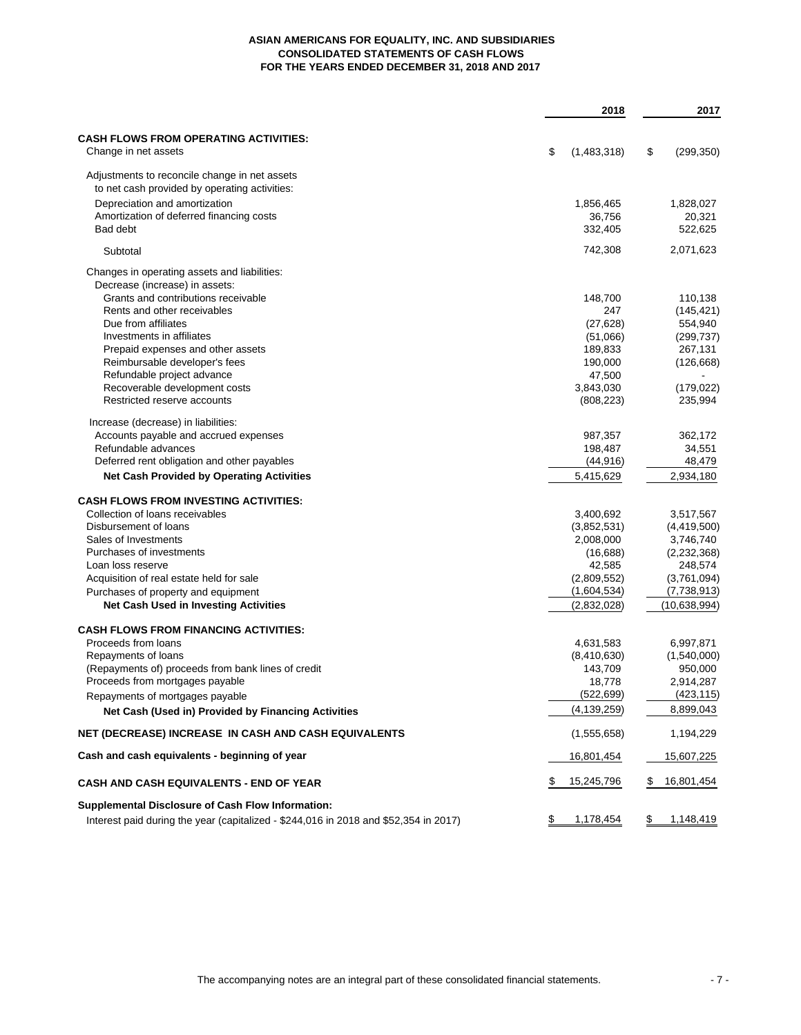**ASIAN AMERICANS FOR EQUALITY, INC. AND SUBSIDIARIES**
**CONSOLIDATED STATEMENTS OF CASH FLOWS**
**FOR THE YEARS ENDED DECEMBER 31, 2018 AND 2017**

| | 2018 | 2017 |
|---|---|---|
| **CASH FLOWS FROM OPERATING ACTIVITIES:** | | |
| Change in net assets | $ (1,483,318) | $ (299,350) |
| Adjustments to reconcile change in net assets to net cash provided by operating activities: | | |
| Depreciation and amortization | 1,856,465 | 1,828,027 |
| Amortization of deferred financing costs | 36,756 | 20,321 |
| Bad debt | 332,405 | 522,625 |
| Subtotal | 742,308 | 2,071,623 |
| Changes in operating assets and liabilities: | | |
| Decrease (increase) in assets: | | |
| Grants and contributions receivable | 148,700 | 110,138 |
| Rents and other receivables | 247 | (145,421) |
| Due from affiliates | (27,628) | 554,940 |
| Investments in affiliates | (51,066) | (299,737) |
| Prepaid expenses and other assets | 189,833 | 267,131 |
| Reimbursable developer's fees | 190,000 | (126,668) |
| Refundable project advance | 47,500 | - |
| Recoverable development costs | 3,843,030 | (179,022) |
| Restricted reserve accounts | (808,223) | 235,994 |
| Increase (decrease) in liabilities: | | |
| Accounts payable and accrued expenses | 987,357 | 362,172 |
| Refundable advances | 198,487 | 34,551 |
| Deferred rent obligation and other payables | (44,916) | 48,479 |
| **Net Cash Provided by Operating Activities** | 5,415,629 | 2,934,180 |
| **CASH FLOWS FROM INVESTING ACTIVITIES:** | | |
| Collection of loans receivables | 3,400,692 | 3,517,567 |
| Disbursement of loans | (3,852,531) | (4,419,500) |
| Sales of Investments | 2,008,000 | 3,746,740 |
| Purchases of investments | (16,688) | (2,232,368) |
| Loan loss reserve | 42,585 | 248,574 |
| Acquisition of real estate held for sale | (2,809,552) | (3,761,094) |
| Purchases of property and equipment | (1,604,534) | (7,738,913) |
| **Net Cash Used in Investing Activities** | (2,832,028) | (10,638,994) |
| **CASH FLOWS FROM FINANCING ACTIVITIES:** | | |
| Proceeds from loans | 4,631,583 | 6,997,871 |
| Repayments of loans | (8,410,630) | (1,540,000) |
| (Repayments of) proceeds from bank lines of credit | 143,709 | 950,000 |
| Proceeds from mortgages payable | 18,778 | 2,914,287 |
| Repayments of mortgages payable | (522,699) | (423,115) |
| **Net Cash (Used in) Provided by Financing Activities** | (4,139,259) | 8,899,043 |
| **NET (DECREASE) INCREASE IN CASH AND CASH EQUIVALENTS** | (1,555,658) | 1,194,229 |
| **Cash and cash equivalents - beginning of year** | 16,801,454 | 15,607,225 |
| **CASH AND CASH EQUIVALENTS - END OF YEAR** | $ 15,245,796 | $ 16,801,454 |
| **Supplemental Disclosure of Cash Flow Information:** | | |
| Interest paid during the year (capitalized - $244,016 in 2018 and $52,354 in 2017) | $ 1,178,454 | $ 1,148,419 |

The accompanying notes are an integral part of these consolidated financial statements.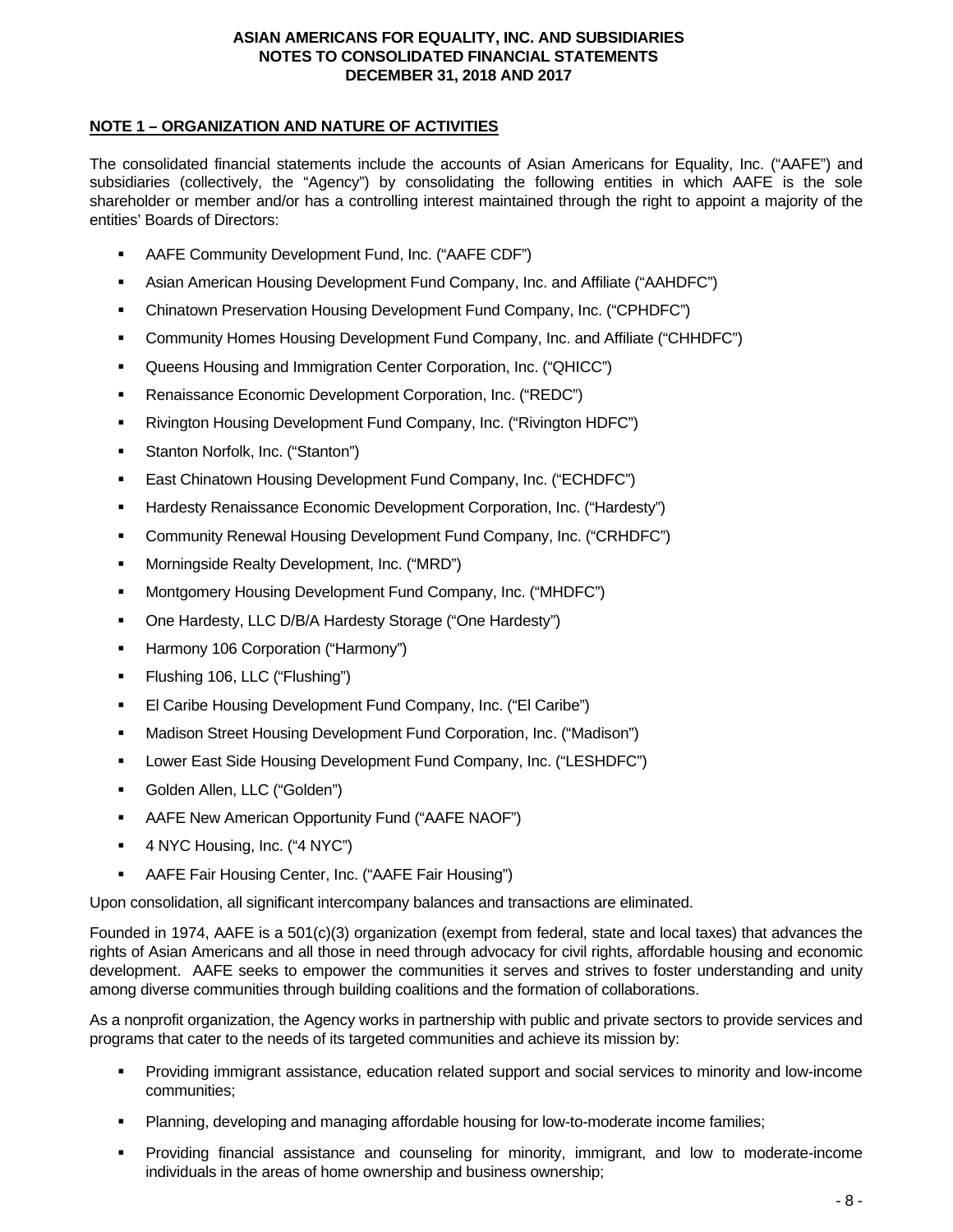## NOTE 1 – ORGANIZATION AND NATURE OF ACTIVITIES

The consolidated financial statements include the accounts of Asian Americans for Equality, Inc. ("AAFE") and subsidiaries (collectively, the "Agency") by consolidating the following entities in which AAFE is the sole shareholder or member and/or has a controlling interest maintained through the right to appoint a majority of the entities' Boards of Directors:

- AAFE Community Development Fund, Inc. ("AAFE CDF")
- Asian American Housing Development Fund Company, Inc. and Affiliate ("AAHDFC")
- Chinatown Preservation Housing Development Fund Company, Inc. ("CPHDFC")
- Community Homes Housing Development Fund Company, Inc. and Affiliate ("CHHDFC")
- Queens Housing and Immigration Center Corporation, Inc. ("QHICC")
- Renaissance Economic Development Corporation, Inc. ("REDC")
- Rivington Housing Development Fund Company, Inc. ("Rivington HDFC")
- Stanton Norfolk, Inc. ("Stanton")
- East Chinatown Housing Development Fund Company, Inc. ("ECHDFC")
- Hardesty Renaissance Economic Development Corporation, Inc. ("Hardesty")
- Community Renewal Housing Development Fund Company, Inc. ("CRHDFC")
- Morningside Realty Development, Inc. ("MRD")
- Montgomery Housing Development Fund Company, Inc. ("MHDFC")
- One Hardesty, LLC D/B/A Hardesty Storage ("One Hardesty")
- Harmony 106 Corporation ("Harmony")
- Flushing 106, LLC ("Flushing")
- El Caribe Housing Development Fund Company, Inc. ("El Caribe")
- Madison Street Housing Development Fund Corporation, Inc. ("Madison")
- Lower East Side Housing Development Fund Company, Inc. ("LESHDFC")
- Golden Allen, LLC ("Golden")
- AAFE New American Opportunity Fund ("AAFE NAOF")
- 4 NYC Housing, Inc. ("4 NYC")
- AAFE Fair Housing Center, Inc. ("AAFE Fair Housing")

Upon consolidation, all significant intercompany balances and transactions are eliminated.

Founded in 1974, AAFE is a 501(c)(3) organization (exempt from federal, state and local taxes) that advances the rights of Asian Americans and all those in need through advocacy for civil rights, affordable housing and economic development. AAFE seeks to empower the communities it serves and strives to foster understanding and unity among diverse communities through building coalitions and the formation of collaborations.

As a nonprofit organization, the Agency works in partnership with public and private sectors to provide services and programs that cater to the needs of its targeted communities and achieve its mission by:

- Providing immigrant assistance, education related support and social services to minority and low-income communities;
- Planning, developing and managing affordable housing for low-to-moderate income families;
- Providing financial assistance and counseling for minority, immigrant, and low to moderate-income individuals in the areas of home ownership and business ownership;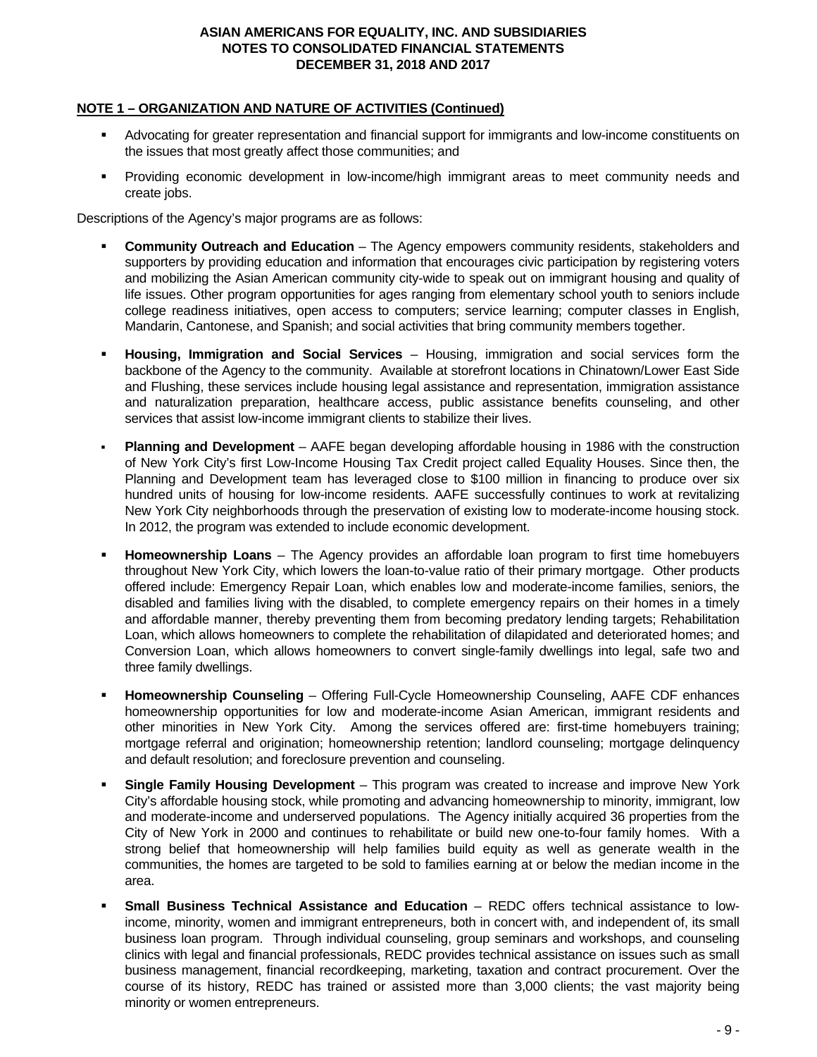## NOTE 1 – ORGANIZATION AND NATURE OF ACTIVITIES (Continued)

- Advocating for greater representation and financial support for immigrants and low-income constituents on the issues that most greatly affect those communities; and
- Providing economic development in low-income/high immigrant areas to meet community needs and create jobs.

Descriptions of the Agency's major programs are as follows:

- **Community Outreach and Education** – The Agency empowers community residents, stakeholders and supporters by providing education and information that encourages civic participation by registering voters and mobilizing the Asian American community city-wide to speak out on immigrant housing and quality of life issues. Other program opportunities for ages ranging from elementary school youth to seniors include college readiness initiatives, open access to computers; service learning; computer classes in English, Mandarin, Cantonese, and Spanish; and social activities that bring community members together.
- **Housing, Immigration and Social Services** – Housing, immigration and social services form the backbone of the Agency to the community. Available at storefront locations in Chinatown/Lower East Side and Flushing, these services include housing legal assistance and representation, immigration assistance and naturalization preparation, healthcare access, public assistance benefits counseling, and other services that assist low-income immigrant clients to stabilize their lives.
- **Planning and Development** – AAFE began developing affordable housing in 1986 with the construction of New York City's first Low-Income Housing Tax Credit project called Equality Houses. Since then, the Planning and Development team has leveraged close to $100 million in financing to produce over six hundred units of housing for low-income residents. AAFE successfully continues to work at revitalizing New York City neighborhoods through the preservation of existing low to moderate-income housing stock. In 2012, the program was extended to include economic development.
- **Homeownership Loans** – The Agency provides an affordable loan program to first time homebuyers throughout New York City, which lowers the loan-to-value ratio of their primary mortgage. Other products offered include: Emergency Repair Loan, which enables low and moderate-income families, seniors, the disabled and families living with the disabled, to complete emergency repairs on their homes in a timely and affordable manner, thereby preventing them from becoming predatory lending targets; Rehabilitation Loan, which allows homeowners to complete the rehabilitation of dilapidated and deteriorated homes; and Conversion Loan, which allows homeowners to convert single-family dwellings into legal, safe two and three family dwellings.
- **Homeownership Counseling** – Offering Full-Cycle Homeownership Counseling, AAFE CDF enhances homeownership opportunities for low and moderate-income Asian American, immigrant residents and other minorities in New York City. Among the services offered are: first-time homebuyers training; mortgage referral and origination; homeownership retention; landlord counseling; mortgage delinquency and default resolution; and foreclosure prevention and counseling.
- **Single Family Housing Development** – This program was created to increase and improve New York City's affordable housing stock, while promoting and advancing homeownership to minority, immigrant, low and moderate-income and underserved populations. The Agency initially acquired 36 properties from the City of New York in 2000 and continues to rehabilitate or build new one-to-four family homes. With a strong belief that homeownership will help families build equity as well as generate wealth in the communities, the homes are targeted to be sold to families earning at or below the median income in the area.
- **Small Business Technical Assistance and Education** – REDC offers technical assistance to low-income, minority, women and immigrant entrepreneurs, both in concert with, and independent of, its small business loan program. Through individual counseling, group seminars and workshops, and counseling clinics with legal and financial professionals, REDC provides technical assistance on issues such as small business management, financial recordkeeping, marketing, taxation and contract procurement. Over the course of its history, REDC has trained or assisted more than 3,000 clients; the vast majority being minority or women entrepreneurs.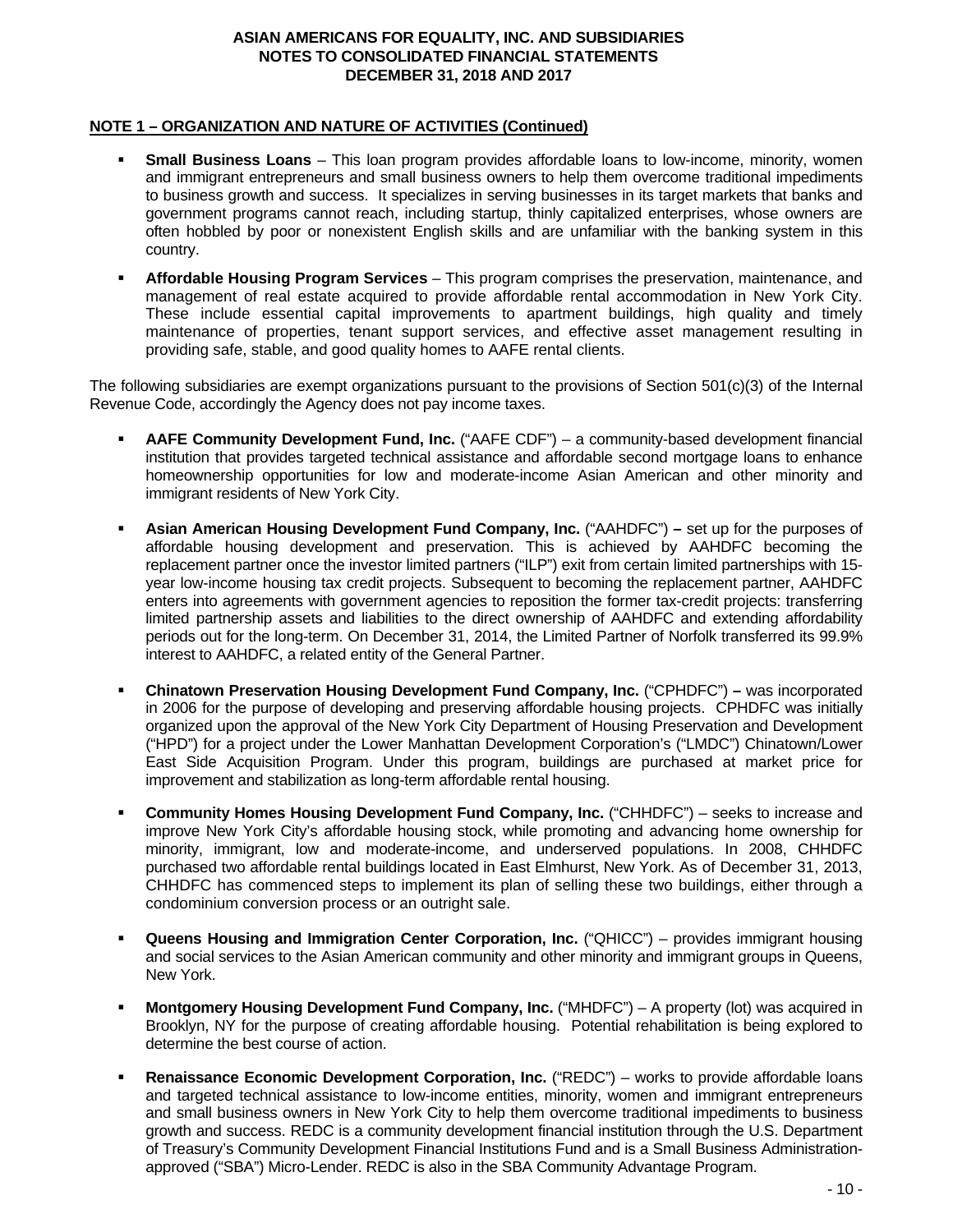## NOTE 1 – ORGANIZATION AND NATURE OF ACTIVITIES (Continued)

- **Small Business Loans** – This loan program provides affordable loans to low-income, minority, women and immigrant entrepreneurs and small business owners to help them overcome traditional impediments to business growth and success. It specializes in serving businesses in its target markets that banks and government programs cannot reach, including startup, thinly capitalized enterprises, whose owners are often hobbled by poor or nonexistent English skills and are unfamiliar with the banking system in this country.

- **Affordable Housing Program Services** – This program comprises the preservation, maintenance, and management of real estate acquired to provide affordable rental accommodation in New York City. These include essential capital improvements to apartment buildings, high quality and timely maintenance of properties, tenant support services, and effective asset management resulting in providing safe, stable, and good quality homes to AAFE rental clients.

The following subsidiaries are exempt organizations pursuant to the provisions of Section 501(c)(3) of the Internal Revenue Code, accordingly the Agency does not pay income taxes.

- **AAFE Community Development Fund, Inc.** ("AAFE CDF") – a community-based development financial institution that provides targeted technical assistance and affordable second mortgage loans to enhance homeownership opportunities for low and moderate-income Asian American and other minority and immigrant residents of New York City.

- **Asian American Housing Development Fund Company, Inc.** ("AAHDFC") **–** set up for the purposes of affordable housing development and preservation. This is achieved by AAHDFC becoming the replacement partner once the investor limited partners ("ILP") exit from certain limited partnerships with 15-year low-income housing tax credit projects. Subsequent to becoming the replacement partner, AAHDFC enters into agreements with government agencies to reposition the former tax-credit projects: transferring limited partnership assets and liabilities to the direct ownership of AAHDFC and extending affordability periods out for the long-term. On December 31, 2014, the Limited Partner of Norfolk transferred its 99.9% interest to AAHDFC, a related entity of the General Partner.

- **Chinatown Preservation Housing Development Fund Company, Inc.** ("CPHDFC") **–** was incorporated in 2006 for the purpose of developing and preserving affordable housing projects. CPHDFC was initially organized upon the approval of the New York City Department of Housing Preservation and Development ("HPD") for a project under the Lower Manhattan Development Corporation's ("LMDC") Chinatown/Lower East Side Acquisition Program. Under this program, buildings are purchased at market price for improvement and stabilization as long-term affordable rental housing.

- **Community Homes Housing Development Fund Company, Inc.** ("CHHDFC") – seeks to increase and improve New York City's affordable housing stock, while promoting and advancing home ownership for minority, immigrant, low and moderate-income, and underserved populations. In 2008, CHHDFC purchased two affordable rental buildings located in East Elmhurst, New York. As of December 31, 2013, CHHDFC has commenced steps to implement its plan of selling these two buildings, either through a condominium conversion process or an outright sale.

- **Queens Housing and Immigration Center Corporation, Inc.** ("QHICC") – provides immigrant housing and social services to the Asian American community and other minority and immigrant groups in Queens, New York.

- **Montgomery Housing Development Fund Company, Inc.** ("MHDFC") – A property (lot) was acquired in Brooklyn, NY for the purpose of creating affordable housing. Potential rehabilitation is being explored to determine the best course of action.

- **Renaissance Economic Development Corporation, Inc.** ("REDC") – works to provide affordable loans and targeted technical assistance to low-income entities, minority, women and immigrant entrepreneurs and small business owners in New York City to help them overcome traditional impediments to business growth and success. REDC is a community development financial institution through the U.S. Department of Treasury's Community Development Financial Institutions Fund and is a Small Business Administration-approved ("SBA") Micro-Lender. REDC is also in the SBA Community Advantage Program.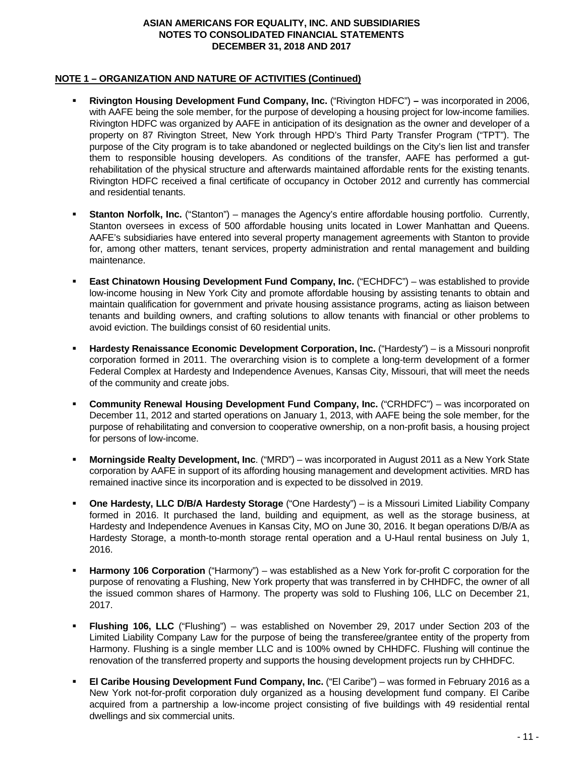## NOTE 1 – ORGANIZATION AND NATURE OF ACTIVITIES (Continued)

- **Rivington Housing Development Fund Company, Inc.** ("Rivington HDFC") **–** was incorporated in 2006, with AAFE being the sole member, for the purpose of developing a housing project for low-income families. Rivington HDFC was organized by AAFE in anticipation of its designation as the owner and developer of a property on 87 Rivington Street, New York through HPD's Third Party Transfer Program ("TPT"). The purpose of the City program is to take abandoned or neglected buildings on the City's lien list and transfer them to responsible housing developers. As conditions of the transfer, AAFE has performed a gut-rehabilitation of the physical structure and afterwards maintained affordable rents for the existing tenants. Rivington HDFC received a final certificate of occupancy in October 2012 and currently has commercial and residential tenants.

- **Stanton Norfolk, Inc.** ("Stanton") – manages the Agency's entire affordable housing portfolio. Currently, Stanton oversees in excess of 500 affordable housing units located in Lower Manhattan and Queens. AAFE's subsidiaries have entered into several property management agreements with Stanton to provide for, among other matters, tenant services, property administration and rental management and building maintenance.

- **East Chinatown Housing Development Fund Company, Inc.** ("ECHDFC") – was established to provide low-income housing in New York City and promote affordable housing by assisting tenants to obtain and maintain qualification for government and private housing assistance programs, acting as liaison between tenants and building owners, and crafting solutions to allow tenants with financial or other problems to avoid eviction. The buildings consist of 60 residential units.

- **Hardesty Renaissance Economic Development Corporation, Inc.** ("Hardesty") – is a Missouri nonprofit corporation formed in 2011. The overarching vision is to complete a long-term development of a former Federal Complex at Hardesty and Independence Avenues, Kansas City, Missouri, that will meet the needs of the community and create jobs.

- **Community Renewal Housing Development Fund Company, Inc.** ("CRHDFC") – was incorporated on December 11, 2012 and started operations on January 1, 2013, with AAFE being the sole member, for the purpose of rehabilitating and conversion to cooperative ownership, on a non-profit basis, a housing project for persons of low-income.

- **Morningside Realty Development, Inc**. ("MRD") – was incorporated in August 2011 as a New York State corporation by AAFE in support of its affording housing management and development activities. MRD has remained inactive since its incorporation and is expected to be dissolved in 2019.

- **One Hardesty, LLC D/B/A Hardesty Storage** ("One Hardesty") – is a Missouri Limited Liability Company formed in 2016. It purchased the land, building and equipment, as well as the storage business, at Hardesty and Independence Avenues in Kansas City, MO on June 30, 2016. It began operations D/B/A as Hardesty Storage, a month-to-month storage rental operation and a U-Haul rental business on July 1, 2016.

- **Harmony 106 Corporation** ("Harmony") – was established as a New York for-profit C corporation for the purpose of renovating a Flushing, New York property that was transferred in by CHHDFC, the owner of all the issued common shares of Harmony. The property was sold to Flushing 106, LLC on December 21, 2017.

- **Flushing 106, LLC** ("Flushing") – was established on November 29, 2017 under Section 203 of the Limited Liability Company Law for the purpose of being the transferee/grantee entity of the property from Harmony. Flushing is a single member LLC and is 100% owned by CHHDFC. Flushing will continue the renovation of the transferred property and supports the housing development projects run by CHHDFC.

- **El Caribe Housing Development Fund Company, Inc.** ("El Caribe") – was formed in February 2016 as a New York not-for-profit corporation duly organized as a housing development fund company. El Caribe acquired from a partnership a low-income project consisting of five buildings with 49 residential rental dwellings and six commercial units.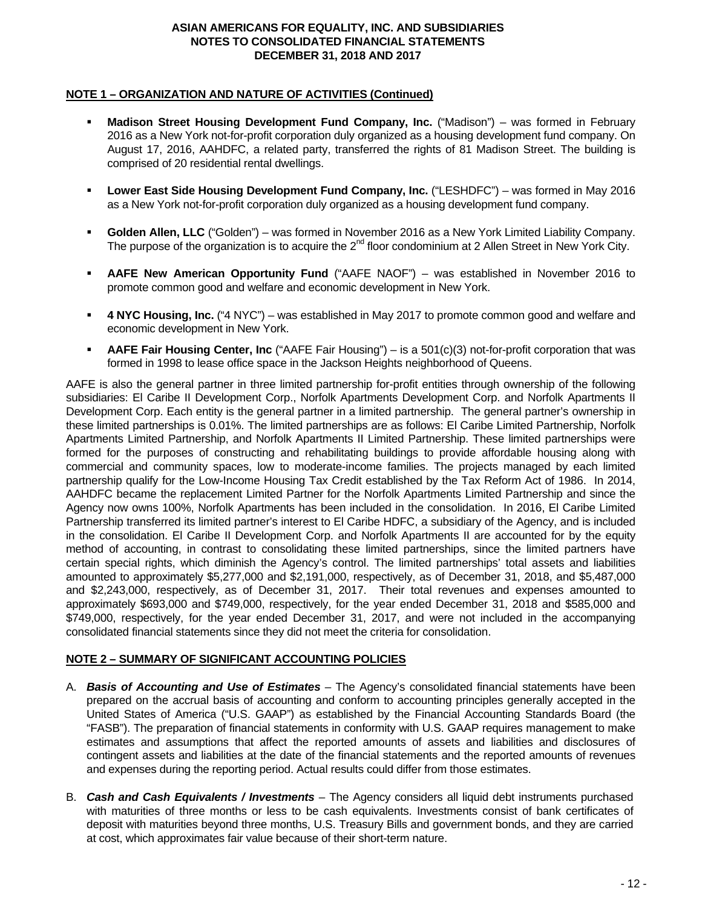## NOTE 1 – ORGANIZATION AND NATURE OF ACTIVITIES (Continued)

- **Madison Street Housing Development Fund Company, Inc.** ("Madison") – was formed in February 2016 as a New York not-for-profit corporation duly organized as a housing development fund company. On August 17, 2016, AAHDFC, a related party, transferred the rights of 81 Madison Street. The building is comprised of 20 residential rental dwellings.

- **Lower East Side Housing Development Fund Company, Inc.** ("LESHDFC") – was formed in May 2016 as a New York not-for-profit corporation duly organized as a housing development fund company.

- **Golden Allen, LLC** ("Golden") – was formed in November 2016 as a New York Limited Liability Company. The purpose of the organization is to acquire the 2nd floor condominium at 2 Allen Street in New York City.

- **AAFE New American Opportunity Fund** ("AAFE NAOF") – was established in November 2016 to promote common good and welfare and economic development in New York.

- **4 NYC Housing, Inc.** ("4 NYC") – was established in May 2017 to promote common good and welfare and economic development in New York.

- **AAFE Fair Housing Center, Inc** ("AAFE Fair Housing") – is a 501(c)(3) not-for-profit corporation that was formed in 1998 to lease office space in the Jackson Heights neighborhood of Queens.

AAFE is also the general partner in three limited partnership for-profit entities through ownership of the following subsidiaries: El Caribe II Development Corp., Norfolk Apartments Development Corp. and Norfolk Apartments II Development Corp. Each entity is the general partner in a limited partnership. The general partner's ownership in these limited partnerships is 0.01%. The limited partnerships are as follows: El Caribe Limited Partnership, Norfolk Apartments Limited Partnership, and Norfolk Apartments II Limited Partnership. These limited partnerships were formed for the purposes of constructing and rehabilitating buildings to provide affordable housing along with commercial and community spaces, low to moderate-income families. The projects managed by each limited partnership qualify for the Low-Income Housing Tax Credit established by the Tax Reform Act of 1986. In 2014, AAHDFC became the replacement Limited Partner for the Norfolk Apartments Limited Partnership and since the Agency now owns 100%, Norfolk Apartments has been included in the consolidation. In 2016, El Caribe Limited Partnership transferred its limited partner's interest to El Caribe HDFC, a subsidiary of the Agency, and is included in the consolidation. El Caribe II Development Corp. and Norfolk Apartments II are accounted for by the equity method of accounting, in contrast to consolidating these limited partnerships, since the limited partners have certain special rights, which diminish the Agency's control. The limited partnerships' total assets and liabilities amounted to approximately $5,277,000 and $2,191,000, respectively, as of December 31, 2018, and $5,487,000 and $2,243,000, respectively, as of December 31, 2017. Their total revenues and expenses amounted to approximately $693,000 and $749,000, respectively, for the year ended December 31, 2018 and $585,000 and $749,000, respectively, for the year ended December 31, 2017, and were not included in the accompanying consolidated financial statements since they did not meet the criteria for consolidation.

## NOTE 2 – SUMMARY OF SIGNIFICANT ACCOUNTING POLICIES

A. ***Basis of Accounting and Use of Estimates*** – The Agency's consolidated financial statements have been prepared on the accrual basis of accounting and conform to accounting principles generally accepted in the United States of America ("U.S. GAAP") as established by the Financial Accounting Standards Board (the "FASB"). The preparation of financial statements in conformity with U.S. GAAP requires management to make estimates and assumptions that affect the reported amounts of assets and liabilities and disclosures of contingent assets and liabilities at the date of the financial statements and the reported amounts of revenues and expenses during the reporting period. Actual results could differ from those estimates.

B. ***Cash and Cash Equivalents / Investments*** – The Agency considers all liquid debt instruments purchased with maturities of three months or less to be cash equivalents. Investments consist of bank certificates of deposit with maturities beyond three months, U.S. Treasury Bills and government bonds, and they are carried at cost, which approximates fair value because of their short-term nature.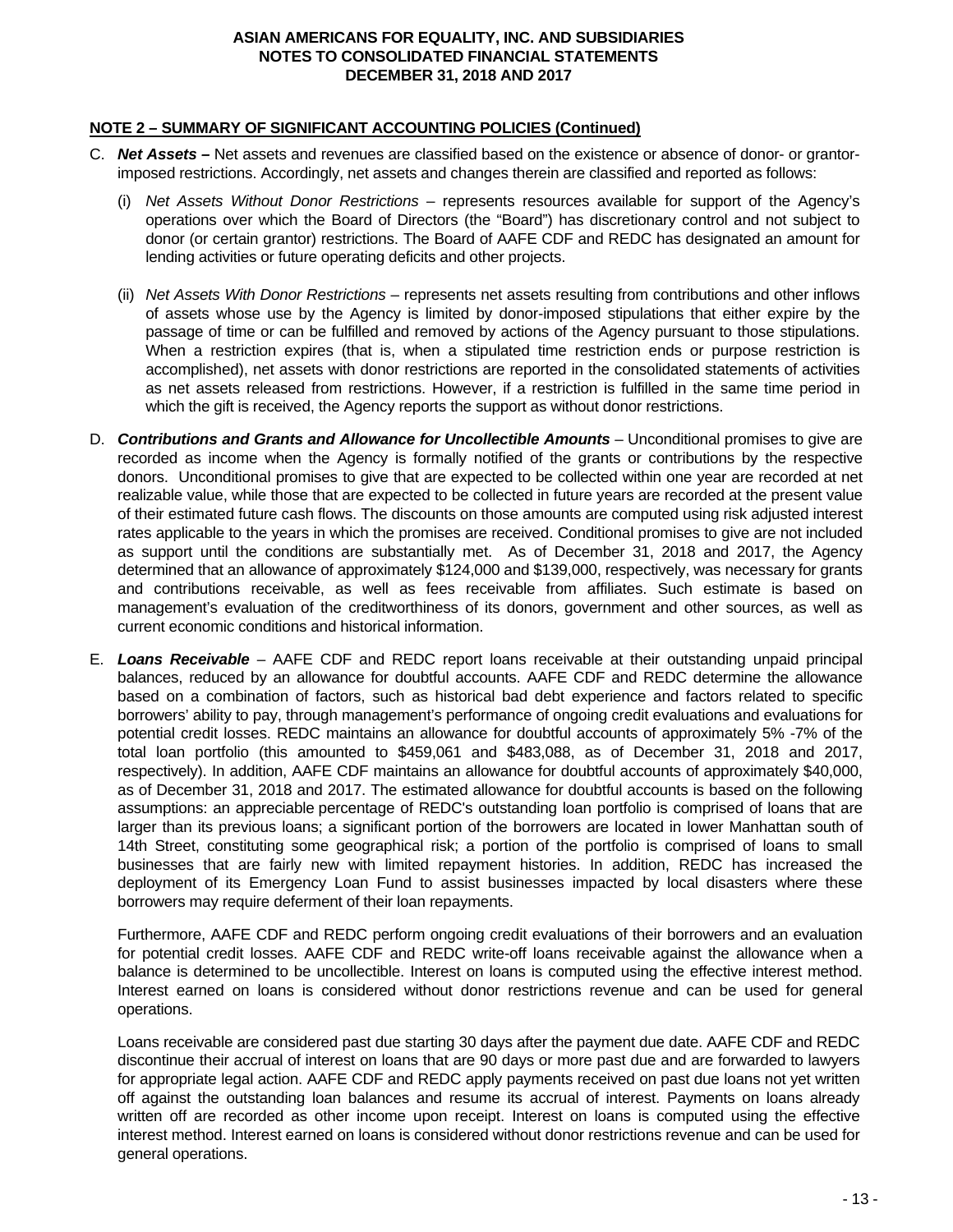## NOTE 2 – SUMMARY OF SIGNIFICANT ACCOUNTING POLICIES (Continued)

C. ***Net Assets –*** Net assets and revenues are classified based on the existence or absence of donor- or grantor-imposed restrictions. Accordingly, net assets and changes therein are classified and reported as follows:

   (i) *Net Assets Without Donor Restrictions* – represents resources available for support of the Agency's operations over which the Board of Directors (the "Board") has discretionary control and not subject to donor (or certain grantor) restrictions. The Board of AAFE CDF and REDC has designated an amount for lending activities or future operating deficits and other projects.

   (ii) *Net Assets With Donor Restrictions* – represents net assets resulting from contributions and other inflows of assets whose use by the Agency is limited by donor-imposed stipulations that either expire by the passage of time or can be fulfilled and removed by actions of the Agency pursuant to those stipulations. When a restriction expires (that is, when a stipulated time restriction ends or purpose restriction is accomplished), net assets with donor restrictions are reported in the consolidated statements of activities as net assets released from restrictions. However, if a restriction is fulfilled in the same time period in which the gift is received, the Agency reports the support as without donor restrictions.

D. ***Contributions and Grants and Allowance for Uncollectible Amounts*** – Unconditional promises to give are recorded as income when the Agency is formally notified of the grants or contributions by the respective donors. Unconditional promises to give that are expected to be collected within one year are recorded at net realizable value, while those that are expected to be collected in future years are recorded at the present value of their estimated future cash flows. The discounts on those amounts are computed using risk adjusted interest rates applicable to the years in which the promises are received. Conditional promises to give are not included as support until the conditions are substantially met. As of December 31, 2018 and 2017, the Agency determined that an allowance of approximately $124,000 and $139,000, respectively, was necessary for grants and contributions receivable, as well as fees receivable from affiliates. Such estimate is based on management's evaluation of the creditworthiness of its donors, government and other sources, as well as current economic conditions and historical information.

E. ***Loans Receivable*** – AAFE CDF and REDC report loans receivable at their outstanding unpaid principal balances, reduced by an allowance for doubtful accounts. AAFE CDF and REDC determine the allowance based on a combination of factors, such as historical bad debt experience and factors related to specific borrowers' ability to pay, through management's performance of ongoing credit evaluations and evaluations for potential credit losses. REDC maintains an allowance for doubtful accounts of approximately 5% -7% of the total loan portfolio (this amounted to $459,061 and $483,088, as of December 31, 2018 and 2017, respectively). In addition, AAFE CDF maintains an allowance for doubtful accounts of approximately $40,000, as of December 31, 2018 and 2017. The estimated allowance for doubtful accounts is based on the following assumptions: an appreciable percentage of REDC's outstanding loan portfolio is comprised of loans that are larger than its previous loans; a significant portion of the borrowers are located in lower Manhattan south of 14th Street, constituting some geographical risk; a portion of the portfolio is comprised of loans to small businesses that are fairly new with limited repayment histories. In addition, REDC has increased the deployment of its Emergency Loan Fund to assist businesses impacted by local disasters where these borrowers may require deferment of their loan repayments.

   Furthermore, AAFE CDF and REDC perform ongoing credit evaluations of their borrowers and an evaluation for potential credit losses. AAFE CDF and REDC write-off loans receivable against the allowance when a balance is determined to be uncollectible. Interest on loans is computed using the effective interest method. Interest earned on loans is considered without donor restrictions revenue and can be used for general operations.

   Loans receivable are considered past due starting 30 days after the payment due date. AAFE CDF and REDC discontinue their accrual of interest on loans that are 90 days or more past due and are forwarded to lawyers for appropriate legal action. AAFE CDF and REDC apply payments received on past due loans not yet written off against the outstanding loan balances and resume its accrual of interest. Payments on loans already written off are recorded as other income upon receipt. Interest on loans is computed using the effective interest method. Interest earned on loans is considered without donor restrictions revenue and can be used for general operations.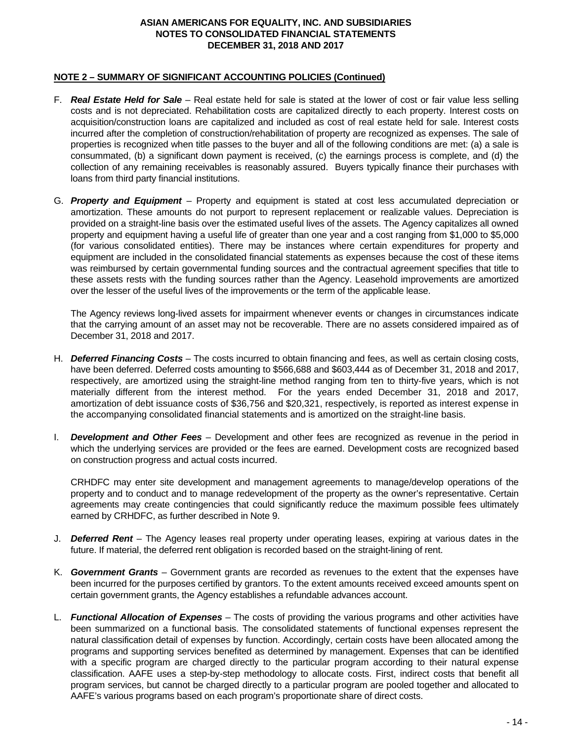## NOTE 2 – SUMMARY OF SIGNIFICANT ACCOUNTING POLICIES (Continued)

F. ***Real Estate Held for Sale*** – Real estate held for sale is stated at the lower of cost or fair value less selling costs and is not depreciated. Rehabilitation costs are capitalized directly to each property. Interest costs on acquisition/construction loans are capitalized and included as cost of real estate held for sale. Interest costs incurred after the completion of construction/rehabilitation of property are recognized as expenses. The sale of properties is recognized when title passes to the buyer and all of the following conditions are met: (a) a sale is consummated, (b) a significant down payment is received, (c) the earnings process is complete, and (d) the collection of any remaining receivables is reasonably assured. Buyers typically finance their purchases with loans from third party financial institutions.

G. ***Property and Equipment*** – Property and equipment is stated at cost less accumulated depreciation or amortization. These amounts do not purport to represent replacement or realizable values. Depreciation is provided on a straight-line basis over the estimated useful lives of the assets. The Agency capitalizes all owned property and equipment having a useful life of greater than one year and a cost ranging from $1,000 to $5,000 (for various consolidated entities). There may be instances where certain expenditures for property and equipment are included in the consolidated financial statements as expenses because the cost of these items was reimbursed by certain governmental funding sources and the contractual agreement specifies that title to these assets rests with the funding sources rather than the Agency. Leasehold improvements are amortized over the lesser of the useful lives of the improvements or the term of the applicable lease.

   The Agency reviews long-lived assets for impairment whenever events or changes in circumstances indicate that the carrying amount of an asset may not be recoverable. There are no assets considered impaired as of December 31, 2018 and 2017.

H. ***Deferred Financing Costs*** – The costs incurred to obtain financing and fees, as well as certain closing costs, have been deferred. Deferred costs amounting to $566,688 and $603,444 as of December 31, 2018 and 2017, respectively, are amortized using the straight-line method ranging from ten to thirty-five years, which is not materially different from the interest method. For the years ended December 31, 2018 and 2017, amortization of debt issuance costs of $36,756 and $20,321, respectively, is reported as interest expense in the accompanying consolidated financial statements and is amortized on the straight-line basis.

I. ***Development and Other Fees*** – Development and other fees are recognized as revenue in the period in which the underlying services are provided or the fees are earned. Development costs are recognized based on construction progress and actual costs incurred.

   CRHDFC may enter site development and management agreements to manage/develop operations of the property and to conduct and to manage redevelopment of the property as the owner's representative. Certain agreements may create contingencies that could significantly reduce the maximum possible fees ultimately earned by CRHDFC, as further described in Note 9.

J. ***Deferred Rent*** – The Agency leases real property under operating leases, expiring at various dates in the future. If material, the deferred rent obligation is recorded based on the straight-lining of rent.

K. ***Government Grants*** – Government grants are recorded as revenues to the extent that the expenses have been incurred for the purposes certified by grantors. To the extent amounts received exceed amounts spent on certain government grants, the Agency establishes a refundable advances account.

L. ***Functional Allocation of Expenses*** – The costs of providing the various programs and other activities have been summarized on a functional basis. The consolidated statements of functional expenses represent the natural classification detail of expenses by function. Accordingly, certain costs have been allocated among the programs and supporting services benefited as determined by management. Expenses that can be identified with a specific program are charged directly to the particular program according to their natural expense classification. AAFE uses a step-by-step methodology to allocate costs. First, indirect costs that benefit all program services, but cannot be charged directly to a particular program are pooled together and allocated to AAFE's various programs based on each program's proportionate share of direct costs.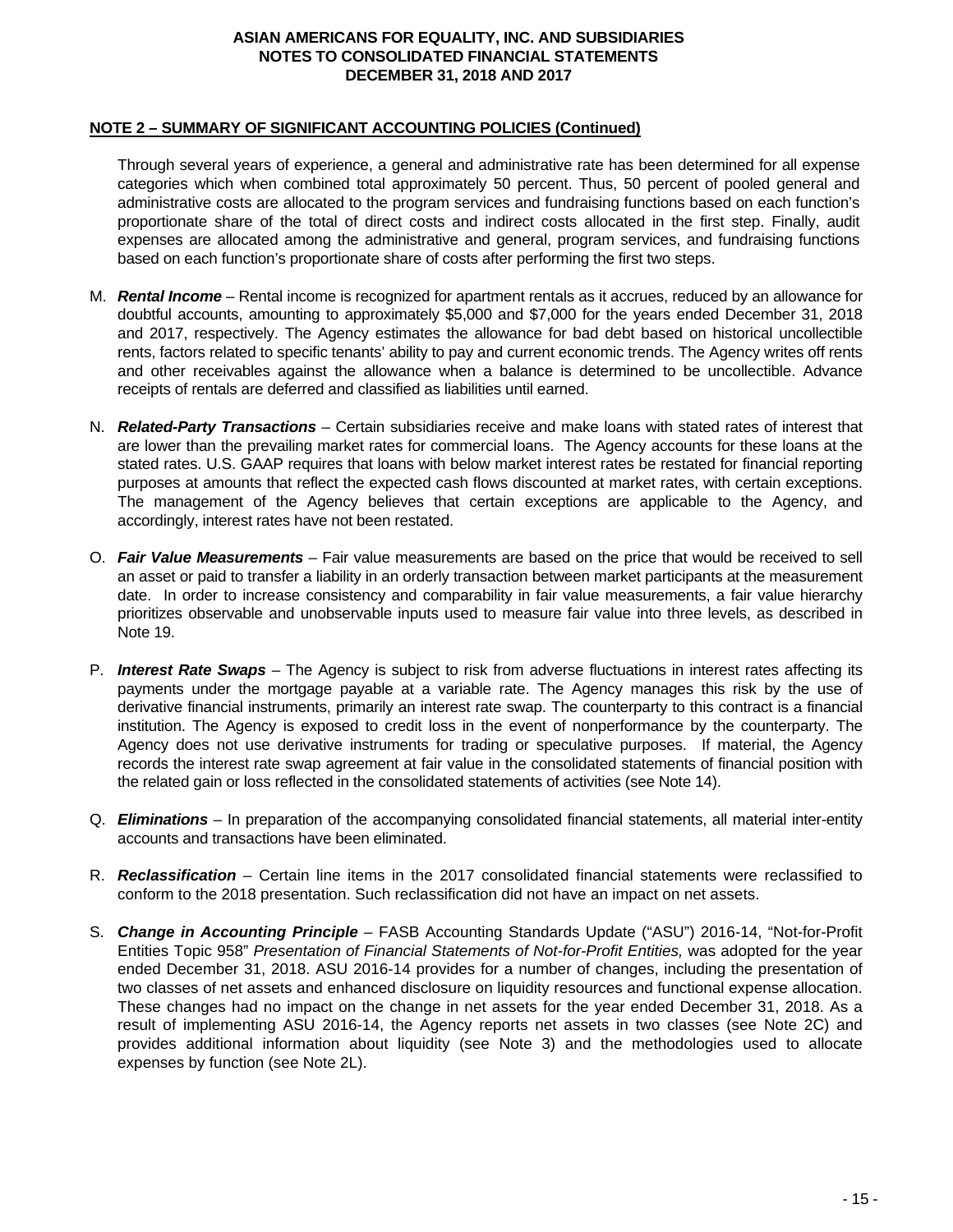## NOTE 2 – SUMMARY OF SIGNIFICANT ACCOUNTING POLICIES (Continued)

Through several years of experience, a general and administrative rate has been determined for all expense categories which when combined total approximately 50 percent. Thus, 50 percent of pooled general and administrative costs are allocated to the program services and fundraising functions based on each function's proportionate share of the total of direct costs and indirect costs allocated in the first step. Finally, audit expenses are allocated among the administrative and general, program services, and fundraising functions based on each function's proportionate share of costs after performing the first two steps.

M. ***Rental Income*** – Rental income is recognized for apartment rentals as it accrues, reduced by an allowance for doubtful accounts, amounting to approximately $5,000 and $7,000 for the years ended December 31, 2018 and 2017, respectively. The Agency estimates the allowance for bad debt based on historical uncollectible rents, factors related to specific tenants' ability to pay and current economic trends. The Agency writes off rents and other receivables against the allowance when a balance is determined to be uncollectible. Advance receipts of rentals are deferred and classified as liabilities until earned.

N. ***Related-Party Transactions*** – Certain subsidiaries receive and make loans with stated rates of interest that are lower than the prevailing market rates for commercial loans. The Agency accounts for these loans at the stated rates. U.S. GAAP requires that loans with below market interest rates be restated for financial reporting purposes at amounts that reflect the expected cash flows discounted at market rates, with certain exceptions. The management of the Agency believes that certain exceptions are applicable to the Agency, and accordingly, interest rates have not been restated.

O. ***Fair Value Measurements*** – Fair value measurements are based on the price that would be received to sell an asset or paid to transfer a liability in an orderly transaction between market participants at the measurement date. In order to increase consistency and comparability in fair value measurements, a fair value hierarchy prioritizes observable and unobservable inputs used to measure fair value into three levels, as described in Note 19.

P. ***Interest Rate Swaps*** – The Agency is subject to risk from adverse fluctuations in interest rates affecting its payments under the mortgage payable at a variable rate. The Agency manages this risk by the use of derivative financial instruments, primarily an interest rate swap. The counterparty to this contract is a financial institution. The Agency is exposed to credit loss in the event of nonperformance by the counterparty. The Agency does not use derivative instruments for trading or speculative purposes. If material, the Agency records the interest rate swap agreement at fair value in the consolidated statements of financial position with the related gain or loss reflected in the consolidated statements of activities (see Note 14).

Q. ***Eliminations*** – In preparation of the accompanying consolidated financial statements, all material inter-entity accounts and transactions have been eliminated.

R. ***Reclassification*** – Certain line items in the 2017 consolidated financial statements were reclassified to conform to the 2018 presentation. Such reclassification did not have an impact on net assets.

S. ***Change in Accounting Principle*** – FASB Accounting Standards Update ("ASU") 2016-14, "Not-for-Profit Entities Topic 958" *Presentation of Financial Statements of Not-for-Profit Entities,* was adopted for the year ended December 31, 2018. ASU 2016-14 provides for a number of changes, including the presentation of two classes of net assets and enhanced disclosure on liquidity resources and functional expense allocation. These changes had no impact on the change in net assets for the year ended December 31, 2018. As a result of implementing ASU 2016-14, the Agency reports net assets in two classes (see Note 2C) and provides additional information about liquidity (see Note 3) and the methodologies used to allocate expenses by function (see Note 2L).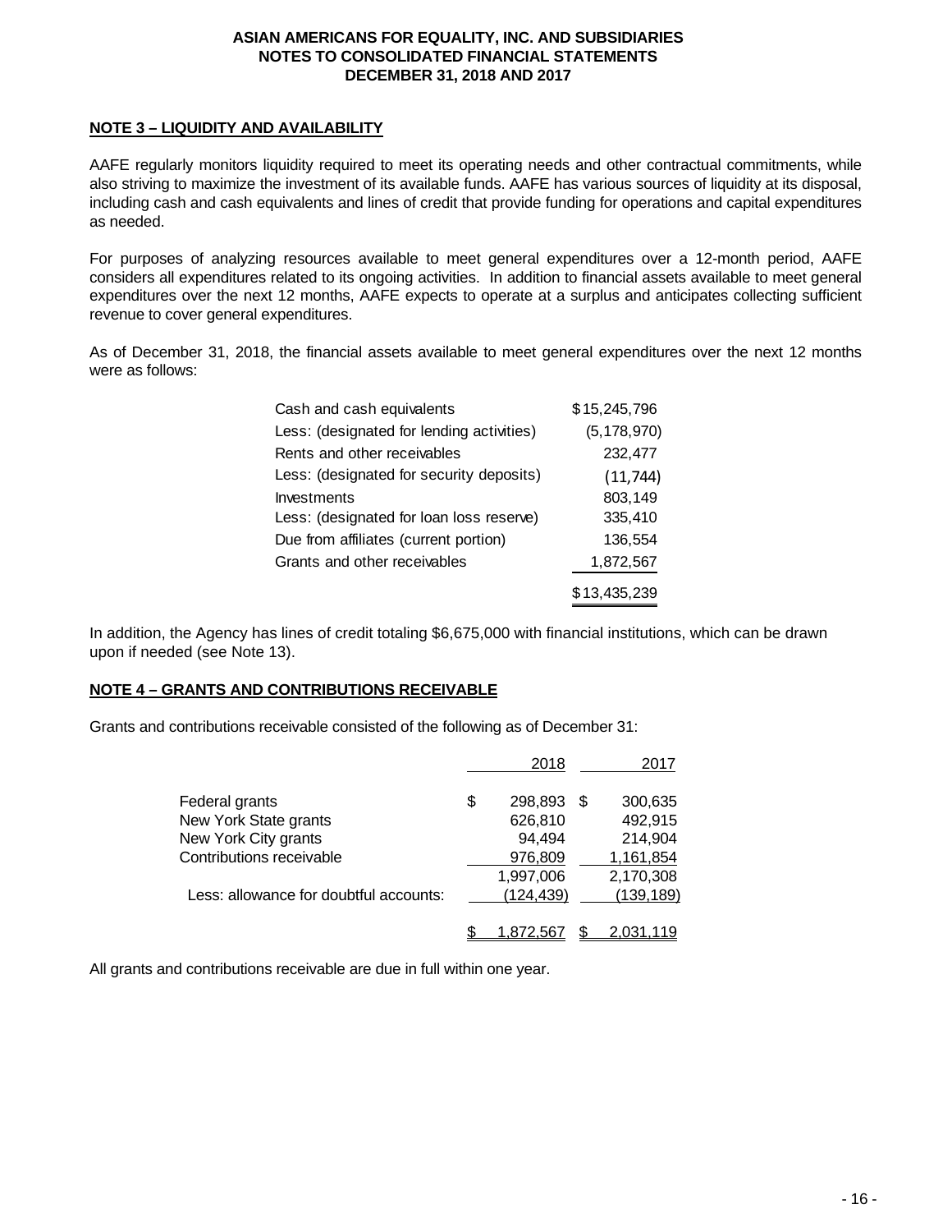**ASIAN AMERICANS FOR EQUALITY, INC. AND SUBSIDIARIES**
**NOTES TO CONSOLIDATED FINANCIAL STATEMENTS**
**DECEMBER 31, 2018 AND 2017**

## NOTE 3 – LIQUIDITY AND AVAILABILITY

AAFE regularly monitors liquidity required to meet its operating needs and other contractual commitments, while also striving to maximize the investment of its available funds. AAFE has various sources of liquidity at its disposal, including cash and cash equivalents and lines of credit that provide funding for operations and capital expenditures as needed.

For purposes of analyzing resources available to meet general expenditures over a 12-month period, AAFE considers all expenditures related to its ongoing activities. In addition to financial assets available to meet general expenditures over the next 12 months, AAFE expects to operate at a surplus and anticipates collecting sufficient revenue to cover general expenditures.

As of December 31, 2018, the financial assets available to meet general expenditures over the next 12 months were as follows:

| | |
|---|---|
| Cash and cash equivalents | $15,245,796 |
| Less: (designated for lending activities) | (5,178,970) |
| Rents and other receivables | 232,477 |
| Less: (designated for security deposits) | (11,744) |
| Investments | 803,149 |
| Less: (designated for loan loss reserve) | 335,410 |
| Due from affiliates (current portion) | 136,554 |
| Grants and other receivables | 1,872,567 |
| | $13,435,239 |

In addition, the Agency has lines of credit totaling $6,675,000 with financial institutions, which can be drawn upon if needed (see Note 13).

## NOTE 4 – GRANTS AND CONTRIBUTIONS RECEIVABLE

Grants and contributions receivable consisted of the following as of December 31:

| | 2018 | 2017 |
|---|---|---|
| Federal grants | $ 298,893 | $ 300,635 |
| New York State grants | 626,810 | 492,915 |
| New York City grants | 94,494 | 214,904 |
| Contributions receivable | 976,809 | 1,161,854 |
| | 1,997,006 | 2,170,308 |
| Less: allowance for doubtful accounts: | (124,439) | (139,189) |
| | $ 1,872,567 | $ 2,031,119 |

All grants and contributions receivable are due in full within one year.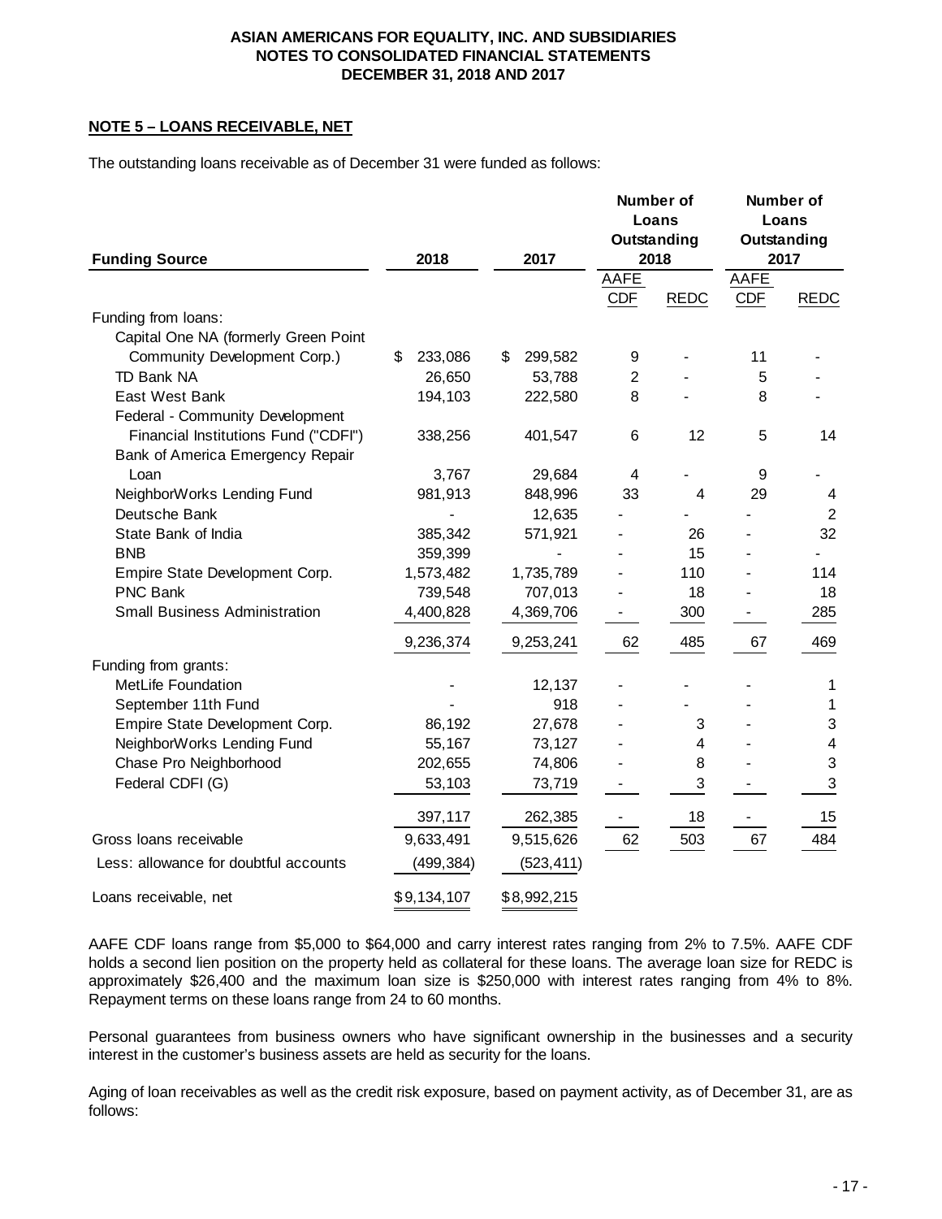## NOTE 5 – LOANS RECEIVABLE, NET

The outstanding loans receivable as of December 31 were funded as follows:

| Funding Source | 2018 | 2017 | Number of Loans Outstanding 2018 | | Number of Loans Outstanding 2017 | |
|---|---|---|---|---|---|---|
| | | | AAFE CDF | REDC | AAFE CDF | REDC |
| Funding from loans: | | | | | | |
| Capital One NA (formerly Green Point Community Development Corp.) | $ 233,086 | $ 299,582 | 9 | - | 11 | - |
| TD Bank NA | 26,650 | 53,788 | 2 | - | 5 | - |
| East West Bank | 194,103 | 222,580 | 8 | - | 8 | - |
| Federal - Community Development Financial Institutions Fund ("CDFI") | 338,256 | 401,547 | 6 | 12 | 5 | 14 |
| Bank of America Emergency Repair Loan | 3,767 | 29,684 | 4 | - | 9 | - |
| NeighborWorks Lending Fund | 981,913 | 848,996 | 33 | 4 | 29 | 4 |
| Deutsche Bank | - | 12,635 | - | - | - | 2 |
| State Bank of India | 385,342 | 571,921 | - | 26 | - | 32 |
| BNB | 359,399 | - | - | 15 | - | - |
| Empire State Development Corp. | 1,573,482 | 1,735,789 | - | 110 | - | 114 |
| PNC Bank | 739,548 | 707,013 | - | 18 | - | 18 |
| Small Business Administration | 4,400,828 | 4,369,706 | - | 300 | - | 285 |
| | 9,236,374 | 9,253,241 | 62 | 485 | 67 | 469 |
| Funding from grants: | | | | | | |
| MetLife Foundation | - | 12,137 | - | - | - | 1 |
| September 11th Fund | - | 918 | - | - | - | 1 |
| Empire State Development Corp. | 86,192 | 27,678 | - | 3 | - | 3 |
| NeighborWorks Lending Fund | 55,167 | 73,127 | - | 4 | - | 4 |
| Chase Pro Neighborhood | 202,655 | 74,806 | - | 8 | - | 3 |
| Federal CDFI (G) | 53,103 | 73,719 | - | 3 | - | 3 |
| | 397,117 | 262,385 | - | 18 | - | 15 |
| Gross loans receivable | 9,633,491 | 9,515,626 | 62 | 503 | 67 | 484 |
| Less: allowance for doubtful accounts | (499,384) | (523,411) | | | | |
| Loans receivable, net | $9,134,107 | $8,992,215 | | | | |

AAFE CDF loans range from $5,000 to $64,000 and carry interest rates ranging from 2% to 7.5%. AAFE CDF holds a second lien position on the property held as collateral for these loans. The average loan size for REDC is approximately $26,400 and the maximum loan size is $250,000 with interest rates ranging from 4% to 8%. Repayment terms on these loans range from 24 to 60 months.

Personal guarantees from business owners who have significant ownership in the businesses and a security interest in the customer's business assets are held as security for the loans.

Aging of loan receivables as well as the credit risk exposure, based on payment activity, as of December 31, are as follows: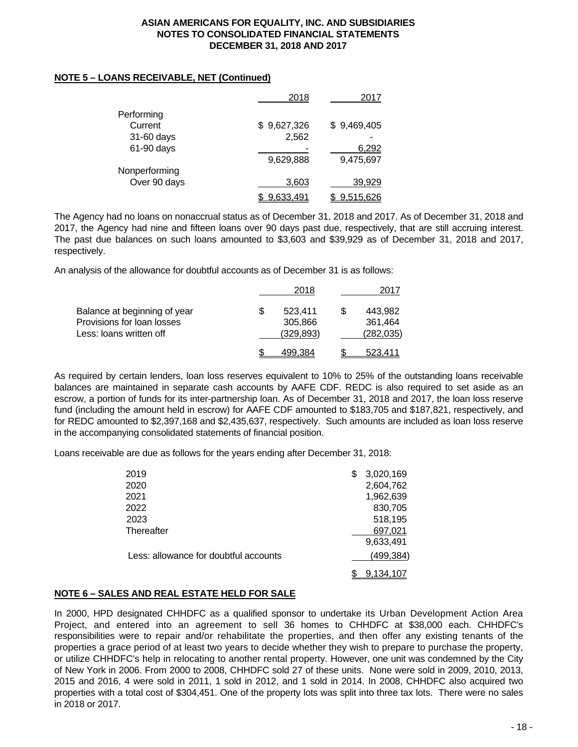**NOTE 5 – LOANS RECEIVABLE, NET (Continued)**

| | 2018 | 2017 |
|---|---|---|
| Performing | | |
| Current | $ 9,627,326 | $ 9,469,405 |
| 31-60 days | 2,562 | - |
| 61-90 days | - | 6,292 |
| | 9,629,888 | 9,475,697 |
| Nonperforming | | |
| Over 90 days | 3,603 | 39,929 |
| | $ 9,633,491 | $ 9,515,626 |

The Agency had no loans on nonaccrual status as of December 31, 2018 and 2017. As of December 31, 2018 and 2017, the Agency had nine and fifteen loans over 90 days past due, respectively, that are still accruing interest. The past due balances on such loans amounted to $3,603 and $39,929 as of December 31, 2018 and 2017, respectively.

An analysis of the allowance for doubtful accounts as of December 31 is as follows:

| | 2018 | 2017 |
|---|---|---|
| Balance at beginning of year | $ 523,411 | $ 443,982 |
| Provisions for loan losses | 305,866 | 361,464 |
| Less: loans written off | (329,893) | (282,035) |
| | $ 499,384 | $ 523,411 |

As required by certain lenders, loan loss reserves equivalent to 10% to 25% of the outstanding loans receivable balances are maintained in separate cash accounts by AAFE CDF. REDC is also required to set aside as an escrow, a portion of funds for its inter-partnership loan. As of December 31, 2018 and 2017, the loan loss reserve fund (including the amount held in escrow) for AAFE CDF amounted to $183,705 and $187,821, respectively, and for REDC amounted to $2,397,168 and $2,435,637, respectively. Such amounts are included as loan loss reserve in the accompanying consolidated statements of financial position.

Loans receivable are due as follows for the years ending after December 31, 2018:

| | |
|---|---|
| 2019 | $ 3,020,169 |
| 2020 | 2,604,762 |
| 2021 | 1,962,639 |
| 2022 | 830,705 |
| 2023 | 518,195 |
| Thereafter | 697,021 |
| | 9,633,491 |
| Less: allowance for doubtful accounts | (499,384) |
| | $ 9,134,107 |

**NOTE 6 – SALES AND REAL ESTATE HELD FOR SALE**

In 2000, HPD designated CHHDFC as a qualified sponsor to undertake its Urban Development Action Area Project, and entered into an agreement to sell 36 homes to CHHDFC at $38,000 each. CHHDFC's responsibilities were to repair and/or rehabilitate the properties, and then offer any existing tenants of the properties a grace period of at least two years to decide whether they wish to prepare to purchase the property, or utilize CHHDFC's help in relocating to another rental property. However, one unit was condemned by the City of New York in 2006. From 2000 to 2008, CHHDFC sold 27 of these units. None were sold in 2009, 2010, 2013, 2015 and 2016, 4 were sold in 2011, 1 sold in 2012, and 1 sold in 2014. In 2008, CHHDFC also acquired two properties with a total cost of $304,451. One of the property lots was split into three tax lots. There were no sales in 2018 or 2017.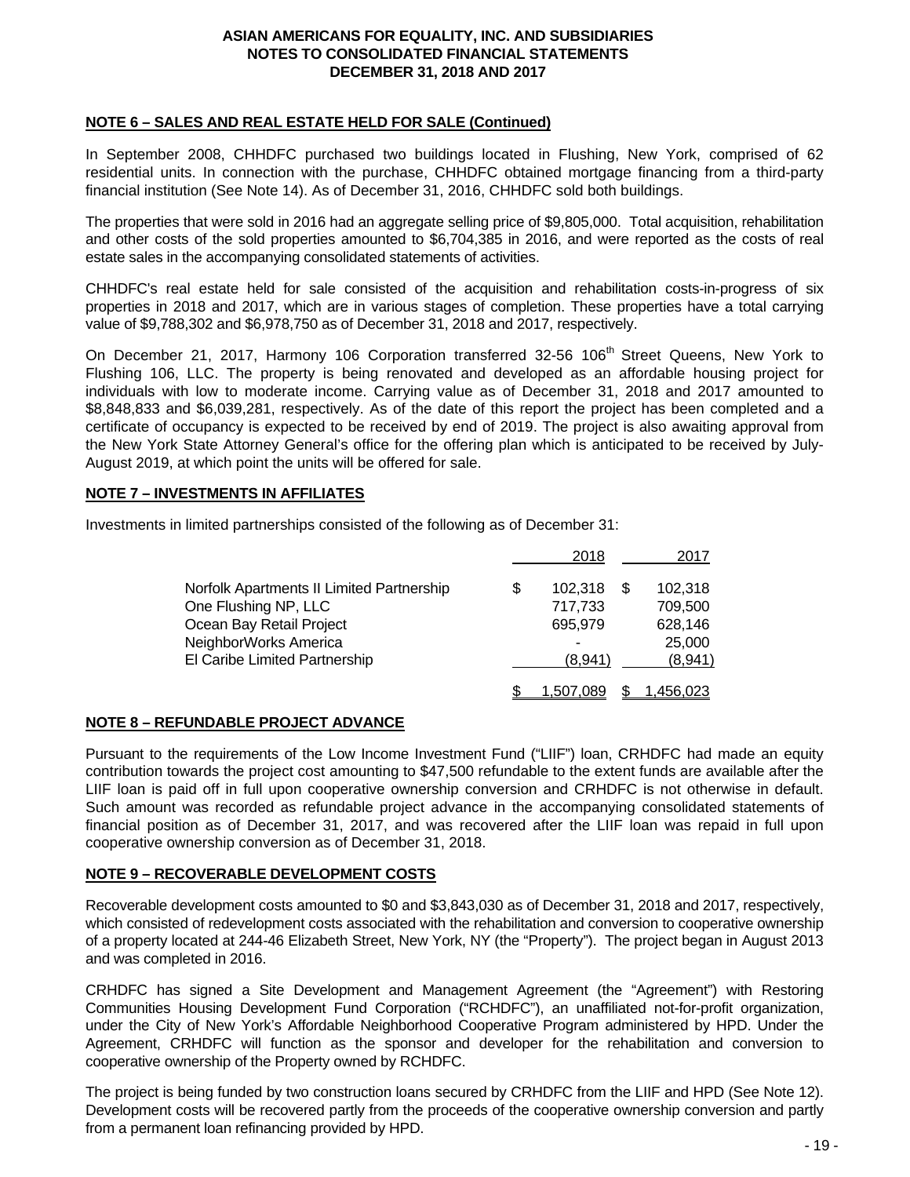## NOTE 6 – SALES AND REAL ESTATE HELD FOR SALE (Continued)

In September 2008, CHHDFC purchased two buildings located in Flushing, New York, comprised of 62 residential units. In connection with the purchase, CHHDFC obtained mortgage financing from a third-party financial institution (See Note 14). As of December 31, 2016, CHHDFC sold both buildings.

The properties that were sold in 2016 had an aggregate selling price of $9,805,000. Total acquisition, rehabilitation and other costs of the sold properties amounted to $6,704,385 in 2016, and were reported as the costs of real estate sales in the accompanying consolidated statements of activities.

CHHDFC's real estate held for sale consisted of the acquisition and rehabilitation costs-in-progress of six properties in 2018 and 2017, which are in various stages of completion. These properties have a total carrying value of $9,788,302 and $6,978,750 as of December 31, 2018 and 2017, respectively.

On December 21, 2017, Harmony 106 Corporation transferred 32-56 106th Street Queens, New York to Flushing 106, LLC. The property is being renovated and developed as an affordable housing project for individuals with low to moderate income. Carrying value as of December 31, 2018 and 2017 amounted to $8,848,833 and $6,039,281, respectively. As of the date of this report the project has been completed and a certificate of occupancy is expected to be received by end of 2019. The project is also awaiting approval from the New York State Attorney General's office for the offering plan which is anticipated to be received by July-August 2019, at which point the units will be offered for sale.

## NOTE 7 – INVESTMENTS IN AFFILIATES

Investments in limited partnerships consisted of the following as of December 31:

| | 2018 | 2017 |
|---|---|---|
| Norfolk Apartments II Limited Partnership | $ 102,318 | $ 102,318 |
| One Flushing NP, LLC | 717,733 | 709,500 |
| Ocean Bay Retail Project | 695,979 | 628,146 |
| NeighborWorks America | - | 25,000 |
| El Caribe Limited Partnership | (8,941) | (8,941) |
| | $ 1,507,089 | $ 1,456,023 |

## NOTE 8 – REFUNDABLE PROJECT ADVANCE

Pursuant to the requirements of the Low Income Investment Fund ("LIIF") loan, CRHDFC had made an equity contribution towards the project cost amounting to $47,500 refundable to the extent funds are available after the LIIF loan is paid off in full upon cooperative ownership conversion and CRHDFC is not otherwise in default. Such amount was recorded as refundable project advance in the accompanying consolidated statements of financial position as of December 31, 2017, and was recovered after the LIIF loan was repaid in full upon cooperative ownership conversion as of December 31, 2018.

## NOTE 9 – RECOVERABLE DEVELOPMENT COSTS

Recoverable development costs amounted to $0 and $3,843,030 as of December 31, 2018 and 2017, respectively, which consisted of redevelopment costs associated with the rehabilitation and conversion to cooperative ownership of a property located at 244-46 Elizabeth Street, New York, NY (the "Property"). The project began in August 2013 and was completed in 2016.

CRHDFC has signed a Site Development and Management Agreement (the "Agreement") with Restoring Communities Housing Development Fund Corporation ("RCHDFC"), an unaffiliated not-for-profit organization, under the City of New York's Affordable Neighborhood Cooperative Program administered by HPD. Under the Agreement, CRHDFC will function as the sponsor and developer for the rehabilitation and conversion to cooperative ownership of the Property owned by RCHDFC.

The project is being funded by two construction loans secured by CRHDFC from the LIIF and HPD (See Note 12). Development costs will be recovered partly from the proceeds of the cooperative ownership conversion and partly from a permanent loan refinancing provided by HPD.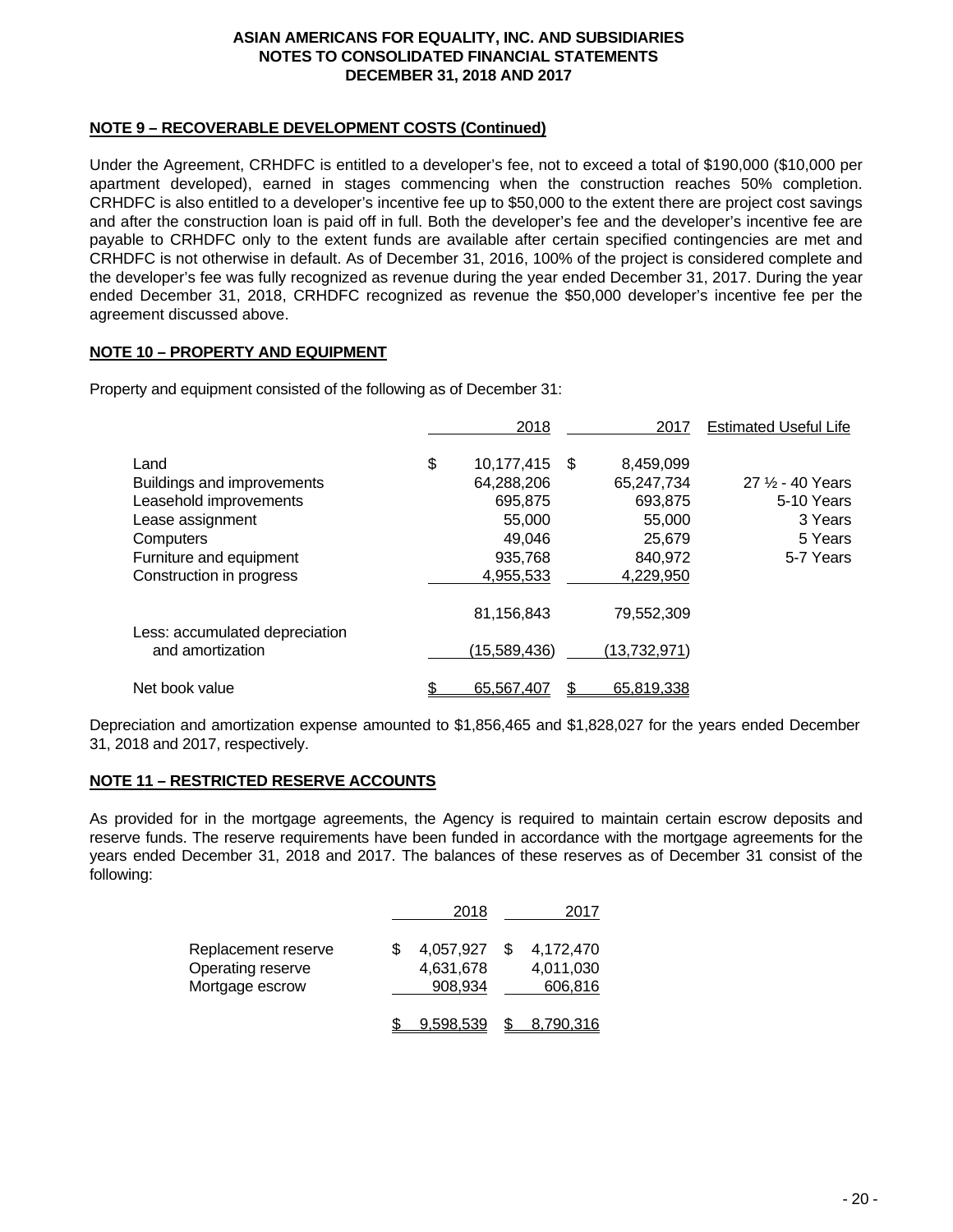## NOTE 9 – RECOVERABLE DEVELOPMENT COSTS (Continued)

Under the Agreement, CRHDFC is entitled to a developer's fee, not to exceed a total of $190,000 ($10,000 per apartment developed), earned in stages commencing when the construction reaches 50% completion. CRHDFC is also entitled to a developer's incentive fee up to $50,000 to the extent there are project cost savings and after the construction loan is paid off in full. Both the developer's fee and the developer's incentive fee are payable to CRHDFC only to the extent funds are available after certain specified contingencies are met and CRHDFC is not otherwise in default. As of December 31, 2016, 100% of the project is considered complete and the developer's fee was fully recognized as revenue during the year ended December 31, 2017. During the year ended December 31, 2018, CRHDFC recognized as revenue the $50,000 developer's incentive fee per the agreement discussed above.

## NOTE 10 – PROPERTY AND EQUIPMENT

Property and equipment consisted of the following as of December 31:

| | 2018 | 2017 | Estimated Useful Life |
|---|---|---|---|
| Land | $ 10,177,415 | $ 8,459,099 | |
| Buildings and improvements | 64,288,206 | 65,247,734 | 27 ½ - 40 Years |
| Leasehold improvements | 695,875 | 693,875 | 5-10 Years |
| Lease assignment | 55,000 | 55,000 | 3 Years |
| Computers | 49,046 | 25,679 | 5 Years |
| Furniture and equipment | 935,768 | 840,972 | 5-7 Years |
| Construction in progress | 4,955,533 | 4,229,950 | |
| | 81,156,843 | 79,552,309 | |
| Less: accumulated depreciation and amortization | (15,589,436) | (13,732,971) | |
| Net book value | $ 65,567,407 | $ 65,819,338 | |

Depreciation and amortization expense amounted to $1,856,465 and $1,828,027 for the years ended December 31, 2018 and 2017, respectively.

## NOTE 11 – RESTRICTED RESERVE ACCOUNTS

As provided for in the mortgage agreements, the Agency is required to maintain certain escrow deposits and reserve funds. The reserve requirements have been funded in accordance with the mortgage agreements for the years ended December 31, 2018 and 2017. The balances of these reserves as of December 31 consist of the following:

| | 2018 | 2017 |
|---|---|---|
| Replacement reserve | $ 4,057,927 | $ 4,172,470 |
| Operating reserve | 4,631,678 | 4,011,030 |
| Mortgage escrow | 908,934 | 606,816 |
| | $ 9,598,539 | $ 8,790,316 |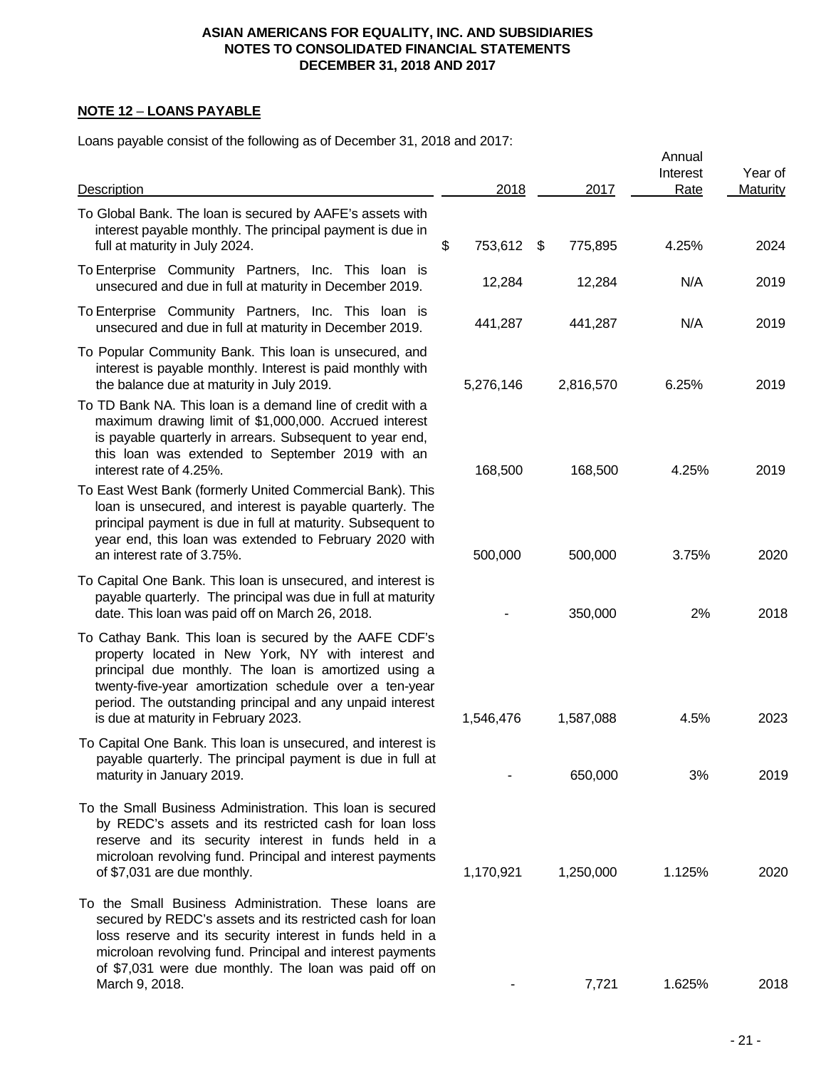## NOTE 12 – LOANS PAYABLE

Loans payable consist of the following as of December 31, 2018 and 2017:

| Description | 2018 | 2017 | Annual Interest Rate | Year of Maturity |
|---|---|---|---|---|
| To Global Bank. The loan is secured by AAFE's assets with interest payable monthly. The principal payment is due in full at maturity in July 2024. | $ 753,612 | $ 775,895 | 4.25% | 2024 |
| To Enterprise Community Partners, Inc. This loan is unsecured and due in full at maturity in December 2019. | 12,284 | 12,284 | N/A | 2019 |
| To Enterprise Community Partners, Inc. This loan is unsecured and due in full at maturity in December 2019. | 441,287 | 441,287 | N/A | 2019 |
| To Popular Community Bank. This loan is unsecured, and interest is payable monthly. Interest is paid monthly with the balance due at maturity in July 2019. | 5,276,146 | 2,816,570 | 6.25% | 2019 |
| To TD Bank NA. This loan is a demand line of credit with a maximum drawing limit of $1,000,000. Accrued interest is payable quarterly in arrears. Subsequent to year end, this loan was extended to September 2019 with an interest rate of 4.25%. | 168,500 | 168,500 | 4.25% | 2019 |
| To East West Bank (formerly United Commercial Bank). This loan is unsecured, and interest is payable quarterly. The principal payment is due in full at maturity. Subsequent to year end, this loan was extended to February 2020 with an interest rate of 3.75%. | 500,000 | 500,000 | 3.75% | 2020 |
| To Capital One Bank. This loan is unsecured, and interest is payable quarterly. The principal was due in full at maturity date. This loan was paid off on March 26, 2018. | - | 350,000 | 2% | 2018 |
| To Cathay Bank. This loan is secured by the AAFE CDF's property located in New York, NY with interest and principal due monthly. The loan is amortized using a twenty-five-year amortization schedule over a ten-year period. The outstanding principal and any unpaid interest is due at maturity in February 2023. | 1,546,476 | 1,587,088 | 4.5% | 2023 |
| To Capital One Bank. This loan is unsecured, and interest is payable quarterly. The principal payment is due in full at maturity in January 2019. | - | 650,000 | 3% | 2019 |
| To the Small Business Administration. This loan is secured by REDC's assets and its restricted cash for loan loss reserve and its security interest in funds held in a microloan revolving fund. Principal and interest payments of $7,031 are due monthly. | 1,170,921 | 1,250,000 | 1.125% | 2020 |
| To the Small Business Administration. These loans are secured by REDC's assets and its restricted cash for loan loss reserve and its security interest in funds held in a microloan revolving fund. Principal and interest payments of $7,031 were due monthly. The loan was paid off on March 9, 2018. | - | 7,721 | 1.625% | 2018 |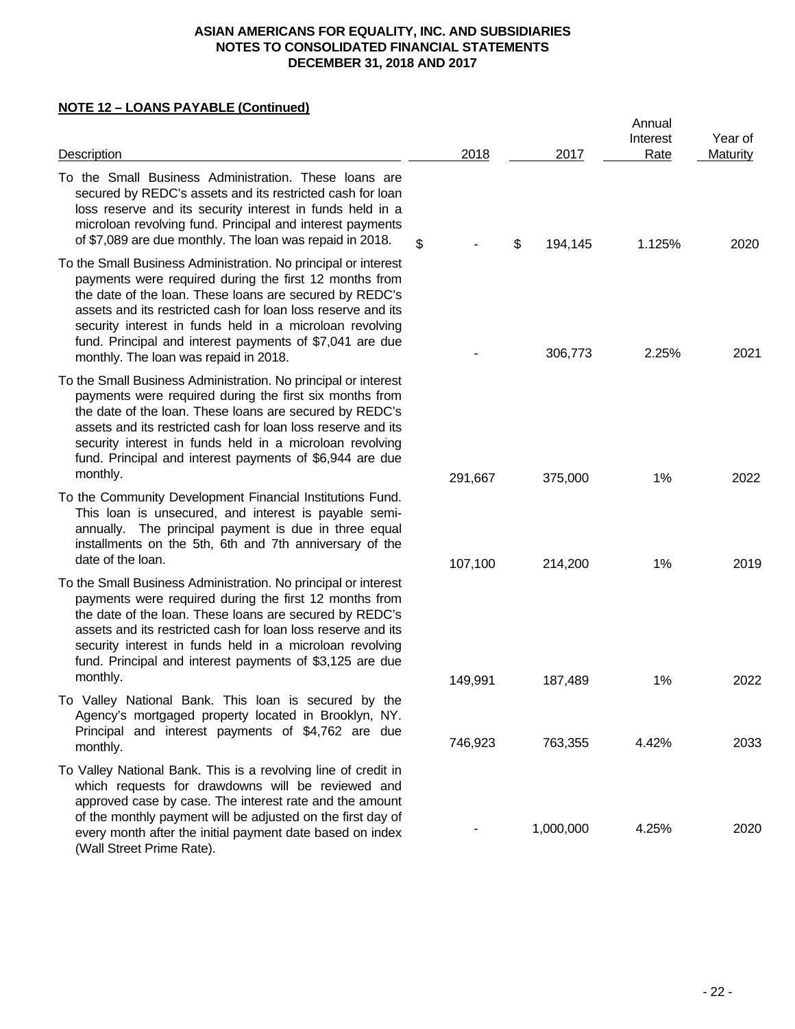**NOTE 12 – LOANS PAYABLE (Continued)**

| Description | 2018 | 2017 | Annual Interest Rate | Year of Maturity |
|---|---|---|---|---|
| To the Small Business Administration. These loans are secured by REDC's assets and its restricted cash for loan loss reserve and its security interest in funds held in a microloan revolving fund. Principal and interest payments of $7,089 are due monthly. The loan was repaid in 2018. | $ - | $ 194,145 | 1.125% | 2020 |
| To the Small Business Administration. No principal or interest payments were required during the first 12 months from the date of the loan. These loans are secured by REDC's assets and its restricted cash for loan loss reserve and its security interest in funds held in a microloan revolving fund. Principal and interest payments of $7,041 are due monthly. The loan was repaid in 2018. | - | 306,773 | 2.25% | 2021 |
| To the Small Business Administration. No principal or interest payments were required during the first six months from the date of the loan. These loans are secured by REDC's assets and its restricted cash for loan loss reserve and its security interest in funds held in a microloan revolving fund. Principal and interest payments of $6,944 are due monthly. | 291,667 | 375,000 | 1% | 2022 |
| To the Community Development Financial Institutions Fund. This loan is unsecured, and interest is payable semi-annually. The principal payment is due in three equal installments on the 5th, 6th and 7th anniversary of the date of the loan. | 107,100 | 214,200 | 1% | 2019 |
| To the Small Business Administration. No principal or interest payments were required during the first 12 months from the date of the loan. These loans are secured by REDC's assets and its restricted cash for loan loss reserve and its security interest in funds held in a microloan revolving fund. Principal and interest payments of $3,125 are due monthly. | 149,991 | 187,489 | 1% | 2022 |
| To Valley National Bank. This loan is secured by the Agency's mortgaged property located in Brooklyn, NY. Principal and interest payments of $4,762 are due monthly. | 746,923 | 763,355 | 4.42% | 2033 |
| To Valley National Bank. This is a revolving line of credit in which requests for drawdowns will be reviewed and approved case by case. The interest rate and the amount of the monthly payment will be adjusted on the first day of every month after the initial payment date based on index (Wall Street Prime Rate). | - | 1,000,000 | 4.25% | 2020 |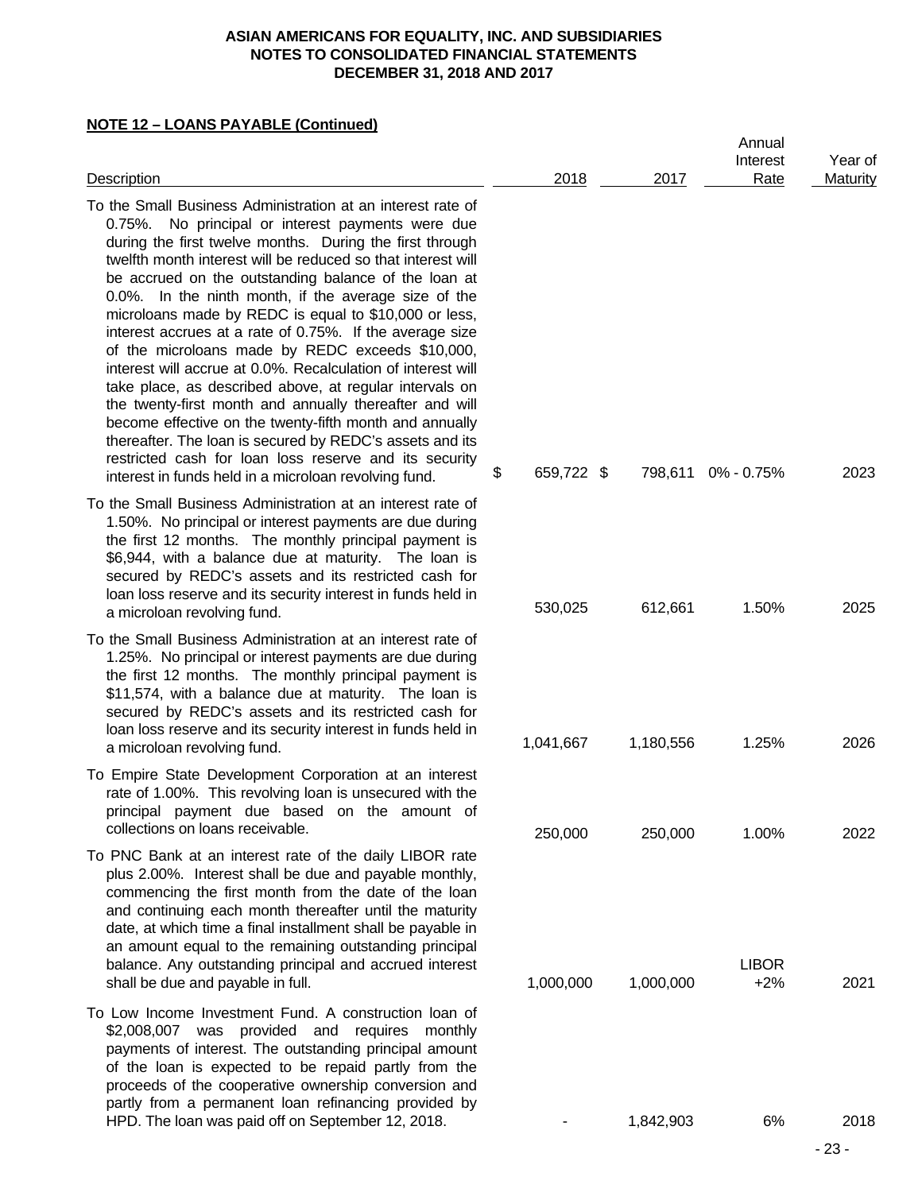**NOTE 12 – LOANS PAYABLE (Continued)**

| Description | 2018 | 2017 | Annual Interest Rate | Year of Maturity |
|---|---|---|---|---|
| To the Small Business Administration at an interest rate of 0.75%. No principal or interest payments were due during the first twelve months. During the first through twelfth month interest will be reduced so that interest will be accrued on the outstanding balance of the loan at 0.0%. In the ninth month, if the average size of the microloans made by REDC is equal to $10,000 or less, interest accrues at a rate of 0.75%. If the average size of the microloans made by REDC exceeds $10,000, interest will accrue at 0.0%. Recalculation of interest will take place, as described above, at regular intervals on the twenty-first month and annually thereafter and will become effective on the twenty-fifth month and annually thereafter. The loan is secured by REDC's assets and its restricted cash for loan loss reserve and its security interest in funds held in a microloan revolving fund. | $ 659,722 | $ 798,611 | 0% - 0.75% | 2023 |
| To the Small Business Administration at an interest rate of 1.50%. No principal or interest payments are due during the first 12 months. The monthly principal payment is $6,944, with a balance due at maturity. The loan is secured by REDC's assets and its restricted cash for loan loss reserve and its security interest in funds held in a microloan revolving fund. | 530,025 | 612,661 | 1.50% | 2025 |
| To the Small Business Administration at an interest rate of 1.25%. No principal or interest payments are due during the first 12 months. The monthly principal payment is $11,574, with a balance due at maturity. The loan is secured by REDC's assets and its restricted cash for loan loss reserve and its security interest in funds held in a microloan revolving fund. | 1,041,667 | 1,180,556 | 1.25% | 2026 |
| To Empire State Development Corporation at an interest rate of 1.00%. This revolving loan is unsecured with the principal payment due based on the amount of collections on loans receivable. | 250,000 | 250,000 | 1.00% | 2022 |
| To PNC Bank at an interest rate of the daily LIBOR rate plus 2.00%. Interest shall be due and payable monthly, commencing the first month from the date of the loan and continuing each month thereafter until the maturity date, at which time a final installment shall be payable in an amount equal to the remaining outstanding principal balance. Any outstanding principal and accrued interest shall be due and payable in full. | 1,000,000 | 1,000,000 | LIBOR +2% | 2021 |
| To Low Income Investment Fund. A construction loan of $2,008,007 was provided and requires monthly payments of interest. The outstanding principal amount of the loan is expected to be repaid partly from the proceeds of the cooperative ownership conversion and partly from a permanent loan refinancing provided by HPD. The loan was paid off on September 12, 2018. | - | 1,842,903 | 6% | 2018 |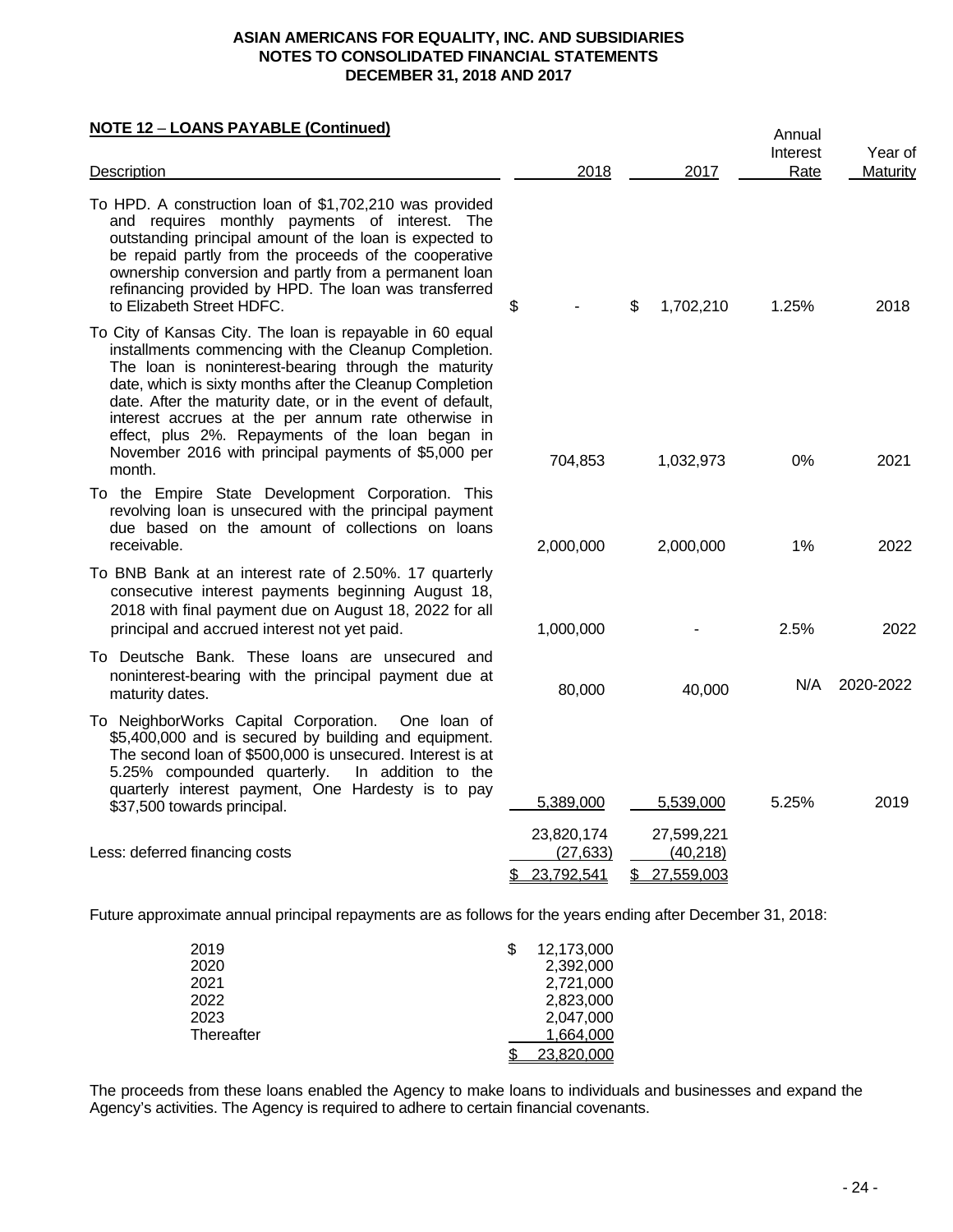**ASIAN AMERICANS FOR EQUALITY, INC. AND SUBSIDIARIES**
**NOTES TO CONSOLIDATED FINANCIAL STATEMENTS**
**DECEMBER 31, 2018 AND 2017**

## NOTE 12 – LOANS PAYABLE (Continued)

| Description | 2018 | 2017 | Annual Interest Rate | Year of Maturity |
|---|---|---|---|---|
| To HPD. A construction loan of $1,702,210 was provided and requires monthly payments of interest. The outstanding principal amount of the loan is expected to be repaid partly from the proceeds of the cooperative ownership conversion and partly from a permanent loan refinancing provided by HPD. The loan was transferred to Elizabeth Street HDFC. | $ - | $ 1,702,210 | 1.25% | 2018 |
| To City of Kansas City. The loan is repayable in 60 equal installments commencing with the Cleanup Completion. The loan is noninterest-bearing through the maturity date, which is sixty months after the Cleanup Completion date. After the maturity date, or in the event of default, interest accrues at the per annum rate otherwise in effect, plus 2%. Repayments of the loan began in November 2016 with principal payments of $5,000 per month. | 704,853 | 1,032,973 | 0% | 2021 |
| To the Empire State Development Corporation. This revolving loan is unsecured with the principal payment due based on the amount of collections on loans receivable. | 2,000,000 | 2,000,000 | 1% | 2022 |
| To BNB Bank at an interest rate of 2.50%. 17 quarterly consecutive interest payments beginning August 18, 2018 with final payment due on August 18, 2022 for all principal and accrued interest not yet paid. | 1,000,000 | - | 2.5% | 2022 |
| To Deutsche Bank. These loans are unsecured and noninterest-bearing with the principal payment due at maturity dates. | 80,000 | 40,000 | N/A | 2020-2022 |
| To NeighborWorks Capital Corporation. One loan of $5,400,000 and is secured by building and equipment. The second loan of $500,000 is unsecured. Interest is at 5.25% compounded quarterly. In addition to the quarterly interest payment, One Hardesty is to pay $37,500 towards principal. | 5,389,000 | 5,539,000 | 5.25% | 2019 |
| | 23,820,174 | 27,599,221 | | |
| Less: deferred financing costs | (27,633) | (40,218) | | |
| | $ 23,792,541 | $ 27,559,003 | | |

Future approximate annual principal repayments are as follows for the years ending after December 31, 2018:

| Year | Amount |
|---|---|
| 2019 | $ 12,173,000 |
| 2020 | 2,392,000 |
| 2021 | 2,721,000 |
| 2022 | 2,823,000 |
| 2023 | 2,047,000 |
| Thereafter | 1,664,000 |
| | $ 23,820,000 |

The proceeds from these loans enabled the Agency to make loans to individuals and businesses and expand the Agency's activities. The Agency is required to adhere to certain financial covenants.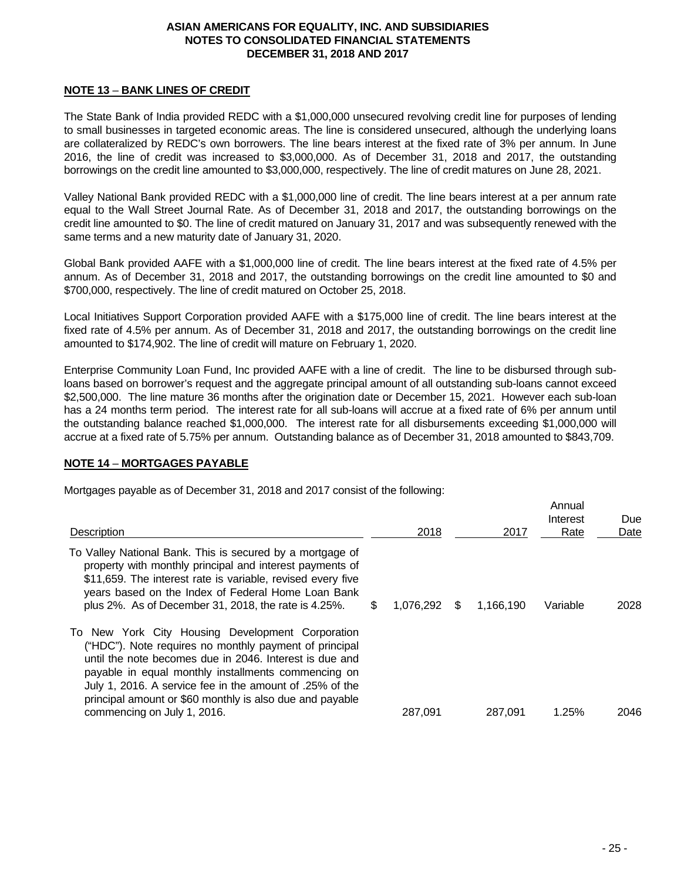## NOTE 13 – BANK LINES OF CREDIT

The State Bank of India provided REDC with a $1,000,000 unsecured revolving credit line for purposes of lending to small businesses in targeted economic areas. The line is considered unsecured, although the underlying loans are collateralized by REDC's own borrowers. The line bears interest at the fixed rate of 3% per annum. In June 2016, the line of credit was increased to $3,000,000. As of December 31, 2018 and 2017, the outstanding borrowings on the credit line amounted to $3,000,000, respectively. The line of credit matures on June 28, 2021.

Valley National Bank provided REDC with a $1,000,000 line of credit. The line bears interest at a per annum rate equal to the Wall Street Journal Rate. As of December 31, 2018 and 2017, the outstanding borrowings on the credit line amounted to $0. The line of credit matured on January 31, 2017 and was subsequently renewed with the same terms and a new maturity date of January 31, 2020.

Global Bank provided AAFE with a $1,000,000 line of credit. The line bears interest at the fixed rate of 4.5% per annum. As of December 31, 2018 and 2017, the outstanding borrowings on the credit line amounted to $0 and $700,000, respectively. The line of credit matured on October 25, 2018.

Local Initiatives Support Corporation provided AAFE with a $175,000 line of credit. The line bears interest at the fixed rate of 4.5% per annum. As of December 31, 2018 and 2017, the outstanding borrowings on the credit line amounted to $174,902. The line of credit will mature on February 1, 2020.

Enterprise Community Loan Fund, Inc provided AAFE with a line of credit. The line to be disbursed through sub-loans based on borrower's request and the aggregate principal amount of all outstanding sub-loans cannot exceed $2,500,000. The line mature 36 months after the origination date or December 15, 2021. However each sub-loan has a 24 months term period. The interest rate for all sub-loans will accrue at a fixed rate of 6% per annum until the outstanding balance reached $1,000,000. The interest rate for all disbursements exceeding $1,000,000 will accrue at a fixed rate of 5.75% per annum. Outstanding balance as of December 31, 2018 amounted to $843,709.

## NOTE 14 – MORTGAGES PAYABLE

Mortgages payable as of December 31, 2018 and 2017 consist of the following:

| Description | 2018 | 2017 | Annual Interest Rate | Due Date |
|---|---|---|---|---|
| To Valley National Bank. This is secured by a mortgage of property with monthly principal and interest payments of $11,659. The interest rate is variable, revised every five years based on the Index of Federal Home Loan Bank plus 2%. As of December 31, 2018, the rate is 4.25%. | $ 1,076,292 | $ 1,166,190 | Variable | 2028 |
| To New York City Housing Development Corporation ("HDC"). Note requires no monthly payment of principal until the note becomes due in 2046. Interest is due and payable in equal monthly installments commencing on July 1, 2016. A service fee in the amount of .25% of the principal amount or $60 monthly is also due and payable commencing on July 1, 2016. | 287,091 | 287,091 | 1.25% | 2046 |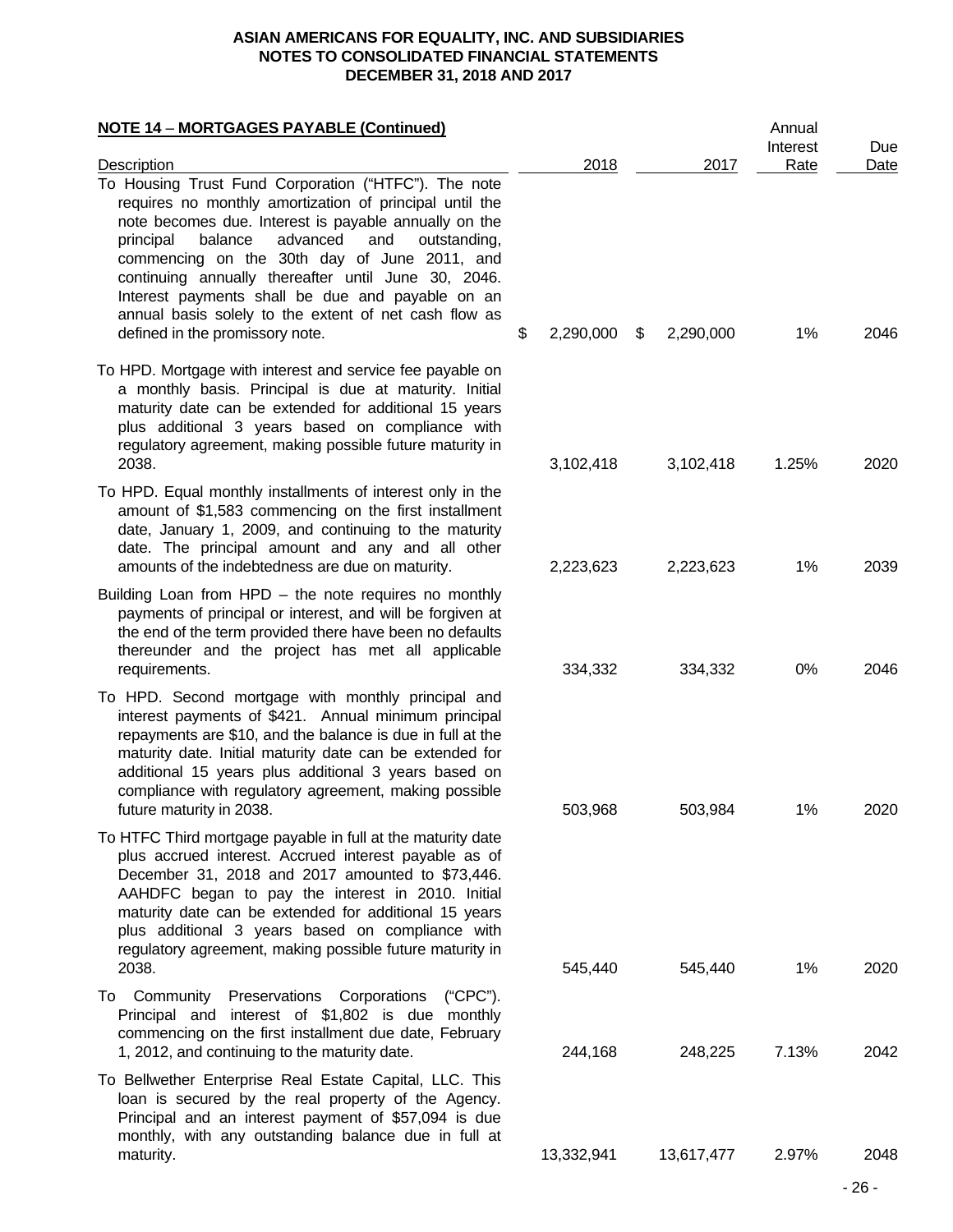**ASIAN AMERICANS FOR EQUALITY, INC. AND SUBSIDIARIES**
**NOTES TO CONSOLIDATED FINANCIAL STATEMENTS**
**DECEMBER 31, 2018 AND 2017**

**NOTE 14 – MORTGAGES PAYABLE (Continued)**

| Description | 2018 | 2017 | Annual Interest Rate | Due Date |
|---|---|---|---|---|
| To Housing Trust Fund Corporation ("HTFC"). The note requires no monthly amortization of principal until the note becomes due. Interest is payable annually on the principal balance advanced and outstanding, commencing on the 30th day of June 2011, and continuing annually thereafter until June 30, 2046. Interest payments shall be due and payable on an annual basis solely to the extent of net cash flow as defined in the promissory note. | $ 2,290,000 | $ 2,290,000 | 1% | 2046 |
| To HPD. Mortgage with interest and service fee payable on a monthly basis. Principal is due at maturity. Initial maturity date can be extended for additional 15 years plus additional 3 years based on compliance with regulatory agreement, making possible future maturity in 2038. | 3,102,418 | 3,102,418 | 1.25% | 2020 |
| To HPD. Equal monthly installments of interest only in the amount of $1,583 commencing on the first installment date, January 1, 2009, and continuing to the maturity date. The principal amount and any and all other amounts of the indebtedness are due on maturity. | 2,223,623 | 2,223,623 | 1% | 2039 |
| Building Loan from HPD – the note requires no monthly payments of principal or interest, and will be forgiven at the end of the term provided there have been no defaults thereunder and the project has met all applicable requirements. | 334,332 | 334,332 | 0% | 2046 |
| To HPD. Second mortgage with monthly principal and interest payments of $421. Annual minimum principal repayments are $10, and the balance is due in full at the maturity date. Initial maturity date can be extended for additional 15 years plus additional 3 years based on compliance with regulatory agreement, making possible future maturity in 2038. | 503,968 | 503,984 | 1% | 2020 |
| To HTFC Third mortgage payable in full at the maturity date plus accrued interest. Accrued interest payable as of December 31, 2018 and 2017 amounted to $73,446. AAHDFC began to pay the interest in 2010. Initial maturity date can be extended for additional 15 years plus additional 3 years based on compliance with regulatory agreement, making possible future maturity in 2038. | 545,440 | 545,440 | 1% | 2020 |
| To Community Preservations Corporations ("CPC"). Principal and interest of $1,802 is due monthly commencing on the first installment due date, February 1, 2012, and continuing to the maturity date. | 244,168 | 248,225 | 7.13% | 2042 |
| To Bellwether Enterprise Real Estate Capital, LLC. This loan is secured by the real property of the Agency. Principal and an interest payment of $57,094 is due monthly, with any outstanding balance due in full at maturity. | 13,332,941 | 13,617,477 | 2.97% | 2048 |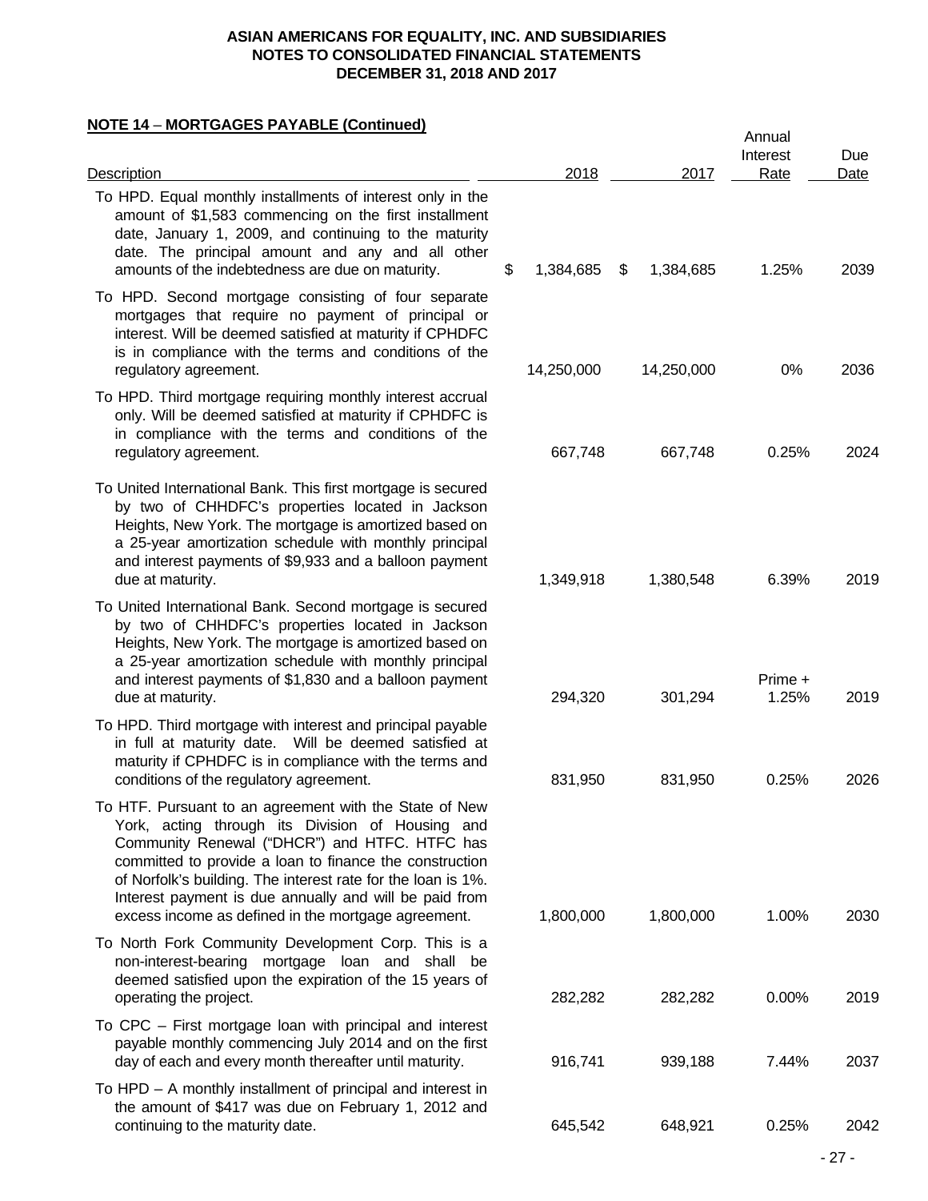**NOTE 14 – MORTGAGES PAYABLE (Continued)**

| Description | 2018 | 2017 | Annual Interest Rate | Due Date |
|---|---|---|---|---|
| To HPD. Equal monthly installments of interest only in the amount of $1,583 commencing on the first installment date, January 1, 2009, and continuing to the maturity date. The principal amount and any and all other amounts of the indebtedness are due on maturity. | $ 1,384,685 | $ 1,384,685 | 1.25% | 2039 |
| To HPD. Second mortgage consisting of four separate mortgages that require no payment of principal or interest. Will be deemed satisfied at maturity if CPHDFC is in compliance with the terms and conditions of the regulatory agreement. | 14,250,000 | 14,250,000 | 0% | 2036 |
| To HPD. Third mortgage requiring monthly interest accrual only. Will be deemed satisfied at maturity if CPHDFC is in compliance with the terms and conditions of the regulatory agreement. | 667,748 | 667,748 | 0.25% | 2024 |
| To United International Bank. This first mortgage is secured by two of CHHDFC's properties located in Jackson Heights, New York. The mortgage is amortized based on a 25-year amortization schedule with monthly principal and interest payments of $9,933 and a balloon payment due at maturity. | 1,349,918 | 1,380,548 | 6.39% | 2019 |
| To United International Bank. Second mortgage is secured by two of CHHDFC's properties located in Jackson Heights, New York. The mortgage is amortized based on a 25-year amortization schedule with monthly principal and interest payments of $1,830 and a balloon payment due at maturity. | 294,320 | 301,294 | Prime + 1.25% | 2019 |
| To HPD. Third mortgage with interest and principal payable in full at maturity date. Will be deemed satisfied at maturity if CPHDFC is in compliance with the terms and conditions of the regulatory agreement. | 831,950 | 831,950 | 0.25% | 2026 |
| To HTF. Pursuant to an agreement with the State of New York, acting through its Division of Housing and Community Renewal ("DHCR") and HTFC. HTFC has committed to provide a loan to finance the construction of Norfolk's building. The interest rate for the loan is 1%. Interest payment is due annually and will be paid from excess income as defined in the mortgage agreement. | 1,800,000 | 1,800,000 | 1.00% | 2030 |
| To North Fork Community Development Corp. This is a non-interest-bearing mortgage loan and shall be deemed satisfied upon the expiration of the 15 years of operating the project. | 282,282 | 282,282 | 0.00% | 2019 |
| To CPC – First mortgage loan with principal and interest payable monthly commencing July 2014 and on the first day of each and every month thereafter until maturity. | 916,741 | 939,188 | 7.44% | 2037 |
| To HPD – A monthly installment of principal and interest in the amount of $417 was due on February 1, 2012 and continuing to the maturity date. | 645,542 | 648,921 | 0.25% | 2042 |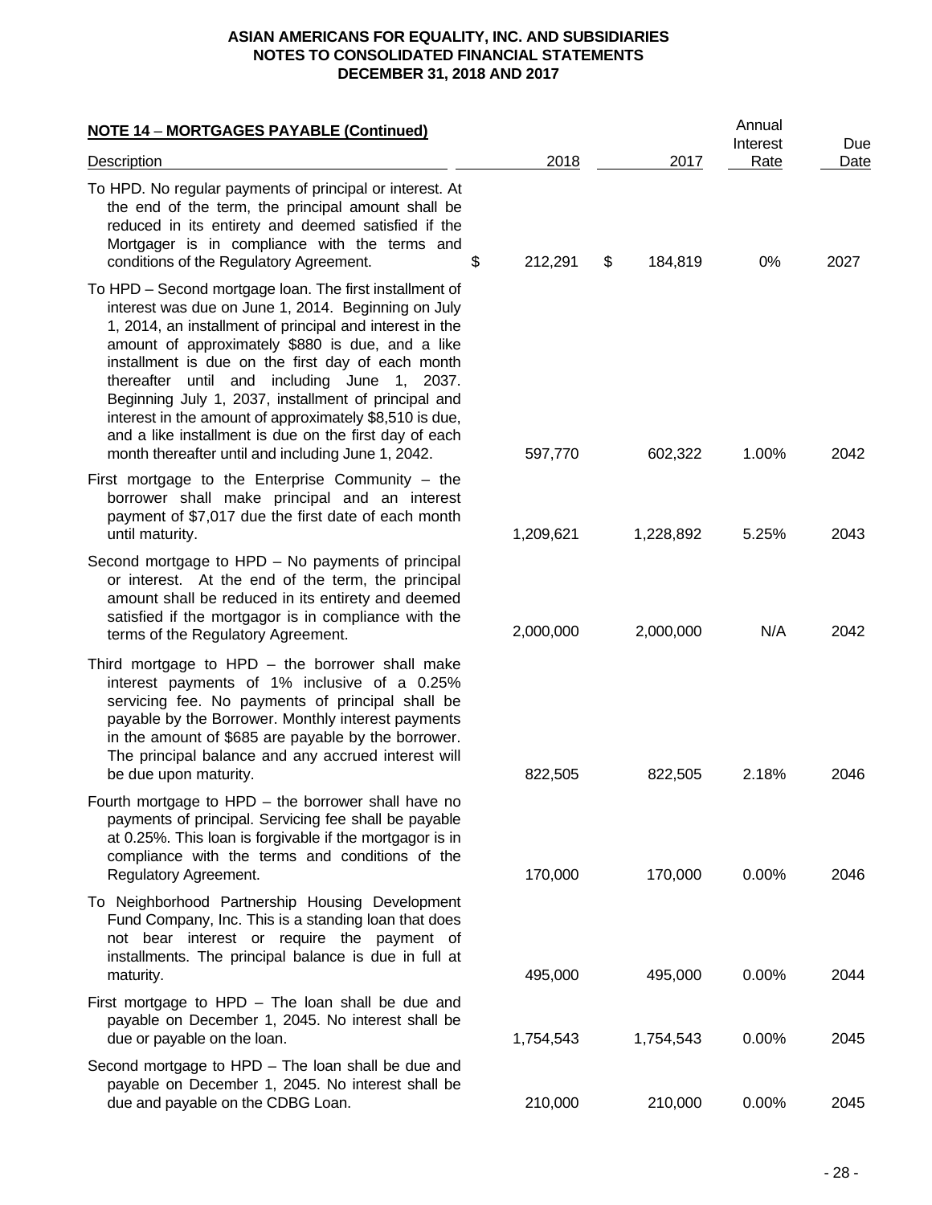**ASIAN AMERICANS FOR EQUALITY, INC. AND SUBSIDIARIES**
**NOTES TO CONSOLIDATED FINANCIAL STATEMENTS**
**DECEMBER 31, 2018 AND 2017**

## NOTE 14 – MORTGAGES PAYABLE (Continued)

| Description | 2018 | 2017 | Annual Interest Rate | Due Date |
|---|---|---|---|---|
| To HPD. No regular payments of principal or interest. At the end of the term, the principal amount shall be reduced in its entirety and deemed satisfied if the Mortgager is in compliance with the terms and conditions of the Regulatory Agreement. | $ 212,291 | $ 184,819 | 0% | 2027 |
| To HPD – Second mortgage loan. The first installment of interest was due on June 1, 2014. Beginning on July 1, 2014, an installment of principal and interest in the amount of approximately $880 is due, and a like installment is due on the first day of each month thereafter until and including June 1, 2037. Beginning July 1, 2037, installment of principal and interest in the amount of approximately $8,510 is due, and a like installment is due on the first day of each month thereafter until and including June 1, 2042. | 597,770 | 602,322 | 1.00% | 2042 |
| First mortgage to the Enterprise Community – the borrower shall make principal and an interest payment of $7,017 due the first date of each month until maturity. | 1,209,621 | 1,228,892 | 5.25% | 2043 |
| Second mortgage to HPD – No payments of principal or interest. At the end of the term, the principal amount shall be reduced in its entirety and deemed satisfied if the mortgagor is in compliance with the terms of the Regulatory Agreement. | 2,000,000 | 2,000,000 | N/A | 2042 |
| Third mortgage to HPD – the borrower shall make interest payments of 1% inclusive of a 0.25% servicing fee. No payments of principal shall be payable by the Borrower. Monthly interest payments in the amount of $685 are payable by the borrower. The principal balance and any accrued interest will be due upon maturity. | 822,505 | 822,505 | 2.18% | 2046 |
| Fourth mortgage to HPD – the borrower shall have no payments of principal. Servicing fee shall be payable at 0.25%. This loan is forgivable if the mortgagor is in compliance with the terms and conditions of the Regulatory Agreement. | 170,000 | 170,000 | 0.00% | 2046 |
| To Neighborhood Partnership Housing Development Fund Company, Inc. This is a standing loan that does not bear interest or require the payment of installments. The principal balance is due in full at maturity. | 495,000 | 495,000 | 0.00% | 2044 |
| First mortgage to HPD – The loan shall be due and payable on December 1, 2045. No interest shall be due or payable on the loan. | 1,754,543 | 1,754,543 | 0.00% | 2045 |
| Second mortgage to HPD – The loan shall be due and payable on December 1, 2045. No interest shall be due and payable on the CDBG Loan. | 210,000 | 210,000 | 0.00% | 2045 |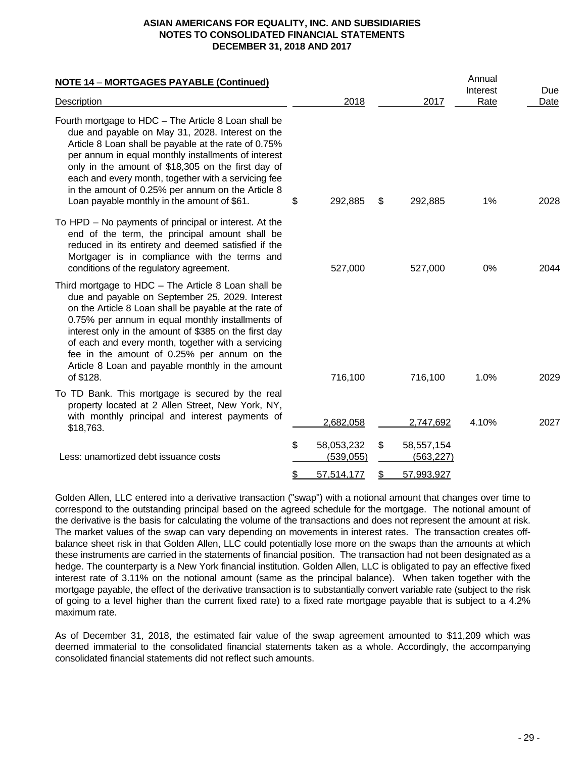## NOTE 14 – MORTGAGES PAYABLE (Continued)

| Description | 2018 | 2017 | Annual Interest Rate | Due Date |
|---|---|---|---|---|
| Fourth mortgage to HDC – The Article 8 Loan shall be due and payable on May 31, 2028. Interest on the Article 8 Loan shall be payable at the rate of 0.75% per annum in equal monthly installments of interest only in the amount of $18,305 on the first day of each and every month, together with a servicing fee in the amount of 0.25% per annum on the Article 8 Loan payable monthly in the amount of $61. | $ 292,885 | $ 292,885 | 1% | 2028 |
| To HPD – No payments of principal or interest. At the end of the term, the principal amount shall be reduced in its entirety and deemed satisfied if the Mortgager is in compliance with the terms and conditions of the regulatory agreement. | 527,000 | 527,000 | 0% | 2044 |
| Third mortgage to HDC – The Article 8 Loan shall be due and payable on September 25, 2029. Interest on the Article 8 Loan shall be payable at the rate of 0.75% per annum in equal monthly installments of interest only in the amount of $385 on the first day of each and every month, together with a servicing fee in the amount of 0.25% per annum on the Article 8 Loan and payable monthly in the amount of $128. | 716,100 | 716,100 | 1.0% | 2029 |
| To TD Bank. This mortgage is secured by the real property located at 2 Allen Street, New York, NY, with monthly principal and interest payments of $18,763. | 2,682,058 | 2,747,692 | 4.10% | 2027 |
| | $ 58,053,232 | $ 58,557,154 | | |
| Less: unamortized debt issuance costs | (539,055) | (563,227) | | |
| | $ 57,514,177 | $ 57,993,927 | | |

Golden Allen, LLC entered into a derivative transaction ("swap") with a notional amount that changes over time to correspond to the outstanding principal based on the agreed schedule for the mortgage. The notional amount of the derivative is the basis for calculating the volume of the transactions and does not represent the amount at risk. The market values of the swap can vary depending on movements in interest rates. The transaction creates off-balance sheet risk in that Golden Allen, LLC could potentially lose more on the swaps than the amounts at which these instruments are carried in the statements of financial position. The transaction had not been designated as a hedge. The counterparty is a New York financial institution. Golden Allen, LLC is obligated to pay an effective fixed interest rate of 3.11% on the notional amount (same as the principal balance). When taken together with the mortgage payable, the effect of the derivative transaction is to substantially convert variable rate (subject to the risk of going to a level higher than the current fixed rate) to a fixed rate mortgage payable that is subject to a 4.2% maximum rate.

As of December 31, 2018, the estimated fair value of the swap agreement amounted to $11,209 which was deemed immaterial to the consolidated financial statements taken as a whole. Accordingly, the accompanying consolidated financial statements did not reflect such amounts.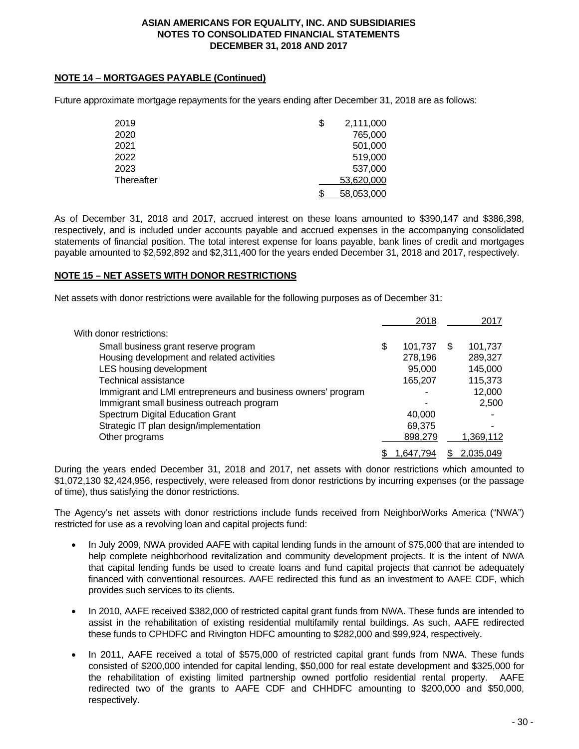## NOTE 14 – MORTGAGES PAYABLE (Continued)

Future approximate mortgage repayments for the years ending after December 31, 2018 are as follows:

| | |
|---|---|
| 2019 | $ 2,111,000 |
| 2020 | 765,000 |
| 2021 | 501,000 |
| 2022 | 519,000 |
| 2023 | 537,000 |
| Thereafter | 53,620,000 |
| | $ 58,053,000 |

As of December 31, 2018 and 2017, accrued interest on these loans amounted to $390,147 and $386,398, respectively, and is included under accounts payable and accrued expenses in the accompanying consolidated statements of financial position. The total interest expense for loans payable, bank lines of credit and mortgages payable amounted to $2,592,892 and $2,311,400 for the years ended December 31, 2018 and 2017, respectively.

## NOTE 15 – NET ASSETS WITH DONOR RESTRICTIONS

Net assets with donor restrictions were available for the following purposes as of December 31:

| | 2018 | 2017 |
|---|---|---|
| With donor restrictions: | | |
| Small business grant reserve program | $ 101,737 | $ 101,737 |
| Housing development and related activities | 278,196 | 289,327 |
| LES housing development | 95,000 | 145,000 |
| Technical assistance | 165,207 | 115,373 |
| Immigrant and LMI entrepreneurs and business owners' program | - | 12,000 |
| Immigrant small business outreach program | - | 2,500 |
| Spectrum Digital Education Grant | 40,000 | - |
| Strategic IT plan design/implementation | 69,375 | - |
| Other programs | 898,279 | 1,369,112 |
| | $ 1,647,794 | $ 2,035,049 |

During the years ended December 31, 2018 and 2017, net assets with donor restrictions which amounted to $1,072,130 $2,424,956, respectively, were released from donor restrictions by incurring expenses (or the passage of time), thus satisfying the donor restrictions.

The Agency's net assets with donor restrictions include funds received from NeighborWorks America ("NWA") restricted for use as a revolving loan and capital projects fund:

- In July 2009, NWA provided AAFE with capital lending funds in the amount of $75,000 that are intended to help complete neighborhood revitalization and community development projects. It is the intent of NWA that capital lending funds be used to create loans and fund capital projects that cannot be adequately financed with conventional resources. AAFE redirected this fund as an investment to AAFE CDF, which provides such services to its clients.

- In 2010, AAFE received $382,000 of restricted capital grant funds from NWA. These funds are intended to assist in the rehabilitation of existing residential multifamily rental buildings. As such, AAFE redirected these funds to CPHDFC and Rivington HDFC amounting to $282,000 and $99,924, respectively.

- In 2011, AAFE received a total of $575,000 of restricted capital grant funds from NWA. These funds consisted of $200,000 intended for capital lending, $50,000 for real estate development and $325,000 for the rehabilitation of existing limited partnership owned portfolio residential rental property. AAFE redirected two of the grants to AAFE CDF and CHHDFC amounting to $200,000 and $50,000, respectively.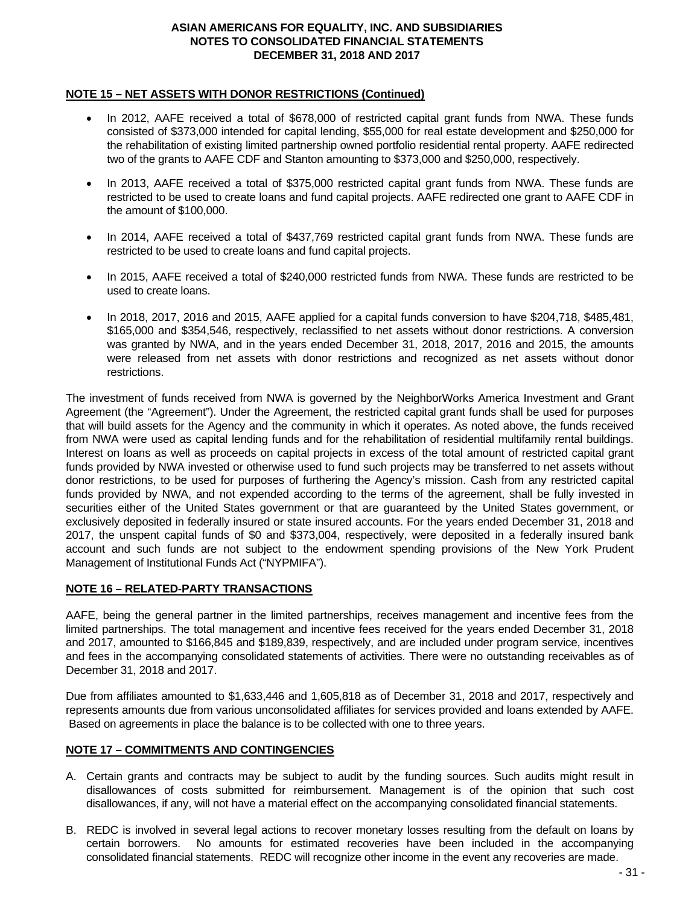## NOTE 15 – NET ASSETS WITH DONOR RESTRICTIONS (Continued)

- In 2012, AAFE received a total of $678,000 of restricted capital grant funds from NWA. These funds consisted of $373,000 intended for capital lending, $55,000 for real estate development and $250,000 for the rehabilitation of existing limited partnership owned portfolio residential rental property. AAFE redirected two of the grants to AAFE CDF and Stanton amounting to $373,000 and $250,000, respectively.

- In 2013, AAFE received a total of $375,000 restricted capital grant funds from NWA. These funds are restricted to be used to create loans and fund capital projects. AAFE redirected one grant to AAFE CDF in the amount of $100,000.

- In 2014, AAFE received a total of $437,769 restricted capital grant funds from NWA. These funds are restricted to be used to create loans and fund capital projects.

- In 2015, AAFE received a total of $240,000 restricted funds from NWA. These funds are restricted to be used to create loans.

- In 2018, 2017, 2016 and 2015, AAFE applied for a capital funds conversion to have $204,718, $485,481, $165,000 and $354,546, respectively, reclassified to net assets without donor restrictions. A conversion was granted by NWA, and in the years ended December 31, 2018, 2017, 2016 and 2015, the amounts were released from net assets with donor restrictions and recognized as net assets without donor restrictions.

The investment of funds received from NWA is governed by the NeighborWorks America Investment and Grant Agreement (the "Agreement"). Under the Agreement, the restricted capital grant funds shall be used for purposes that will build assets for the Agency and the community in which it operates. As noted above, the funds received from NWA were used as capital lending funds and for the rehabilitation of residential multifamily rental buildings. Interest on loans as well as proceeds on capital projects in excess of the total amount of restricted capital grant funds provided by NWA invested or otherwise used to fund such projects may be transferred to net assets without donor restrictions, to be used for purposes of furthering the Agency's mission. Cash from any restricted capital funds provided by NWA, and not expended according to the terms of the agreement, shall be fully invested in securities either of the United States government or that are guaranteed by the United States government, or exclusively deposited in federally insured or state insured accounts. For the years ended December 31, 2018 and 2017, the unspent capital funds of $0 and $373,004, respectively, were deposited in a federally insured bank account and such funds are not subject to the endowment spending provisions of the New York Prudent Management of Institutional Funds Act ("NYPMIFA").

## NOTE 16 – RELATED-PARTY TRANSACTIONS

AAFE, being the general partner in the limited partnerships, receives management and incentive fees from the limited partnerships. The total management and incentive fees received for the years ended December 31, 2018 and 2017, amounted to $166,845 and $189,839, respectively, and are included under program service, incentives and fees in the accompanying consolidated statements of activities. There were no outstanding receivables as of December 31, 2018 and 2017.

Due from affiliates amounted to $1,633,446 and 1,605,818 as of December 31, 2018 and 2017, respectively and represents amounts due from various unconsolidated affiliates for services provided and loans extended by AAFE. Based on agreements in place the balance is to be collected with one to three years.

## NOTE 17 – COMMITMENTS AND CONTINGENCIES

A. Certain grants and contracts may be subject to audit by the funding sources. Such audits might result in disallowances of costs submitted for reimbursement. Management is of the opinion that such cost disallowances, if any, will not have a material effect on the accompanying consolidated financial statements.

B. REDC is involved in several legal actions to recover monetary losses resulting from the default on loans by certain borrowers. No amounts for estimated recoveries have been included in the accompanying consolidated financial statements. REDC will recognize other income in the event any recoveries are made.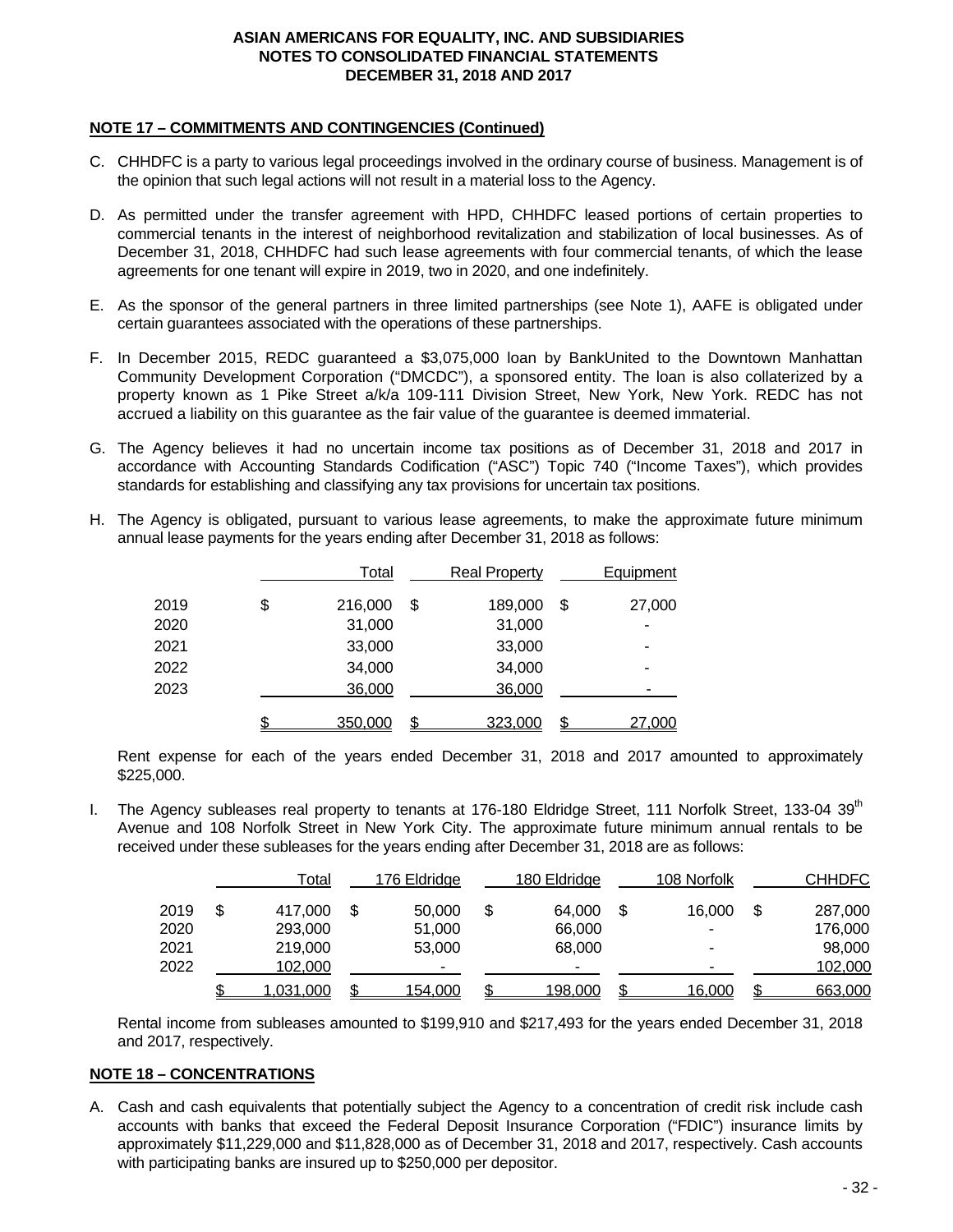**NOTE 17 – COMMITMENTS AND CONTINGENCIES (Continued)**

C. CHHDFC is a party to various legal proceedings involved in the ordinary course of business. Management is of the opinion that such legal actions will not result in a material loss to the Agency.

D. As permitted under the transfer agreement with HPD, CHHDFC leased portions of certain properties to commercial tenants in the interest of neighborhood revitalization and stabilization of local businesses. As of December 31, 2018, CHHDFC had such lease agreements with four commercial tenants, of which the lease agreements for one tenant will expire in 2019, two in 2020, and one indefinitely.

E. As the sponsor of the general partners in three limited partnerships (see Note 1), AAFE is obligated under certain guarantees associated with the operations of these partnerships.

F. In December 2015, REDC guaranteed a $3,075,000 loan by BankUnited to the Downtown Manhattan Community Development Corporation ("DMCDC"), a sponsored entity. The loan is also collaterized by a property known as 1 Pike Street a/k/a 109-111 Division Street, New York, New York. REDC has not accrued a liability on this guarantee as the fair value of the guarantee is deemed immaterial.

G. The Agency believes it had no uncertain income tax positions as of December 31, 2018 and 2017 in accordance with Accounting Standards Codification ("ASC") Topic 740 ("Income Taxes"), which provides standards for establishing and classifying any tax provisions for uncertain tax positions.

H. The Agency is obligated, pursuant to various lease agreements, to make the approximate future minimum annual lease payments for the years ending after December 31, 2018 as follows:

| | Total | Real Property | Equipment |
|---|---|---|---|
| 2019 | $ 216,000 | $ 189,000 | $ 27,000 |
| 2020 | 31,000 | 31,000 | - |
| 2021 | 33,000 | 33,000 | - |
| 2022 | 34,000 | 34,000 | - |
| 2023 | 36,000 | 36,000 | - |
| | $ 350,000 | $ 323,000 | $ 27,000 |

Rent expense for each of the years ended December 31, 2018 and 2017 amounted to approximately $225,000.

I. The Agency subleases real property to tenants at 176-180 Eldridge Street, 111 Norfolk Street, 133-04 39th Avenue and 108 Norfolk Street in New York City. The approximate future minimum annual rentals to be received under these subleases for the years ending after December 31, 2018 are as follows:

| | Total | 176 Eldridge | 180 Eldridge | 108 Norfolk | CHHDFC |
|---|---|---|---|---|---|
| 2019 | $ 417,000 | $ 50,000 | $ 64,000 | $ 16,000 | $ 287,000 |
| 2020 | 293,000 | 51,000 | 66,000 | - | 176,000 |
| 2021 | 219,000 | 53,000 | 68,000 | - | 98,000 |
| 2022 | 102,000 | - | - | - | 102,000 |
| | $ 1,031,000 | $ 154,000 | $ 198,000 | $ 16,000 | $ 663,000 |

Rental income from subleases amounted to $199,910 and $217,493 for the years ended December 31, 2018 and 2017, respectively.

**NOTE 18 – CONCENTRATIONS**

A. Cash and cash equivalents that potentially subject the Agency to a concentration of credit risk include cash accounts with banks that exceed the Federal Deposit Insurance Corporation ("FDIC") insurance limits by approximately $11,229,000 and $11,828,000 as of December 31, 2018 and 2017, respectively. Cash accounts with participating banks are insured up to $250,000 per depositor.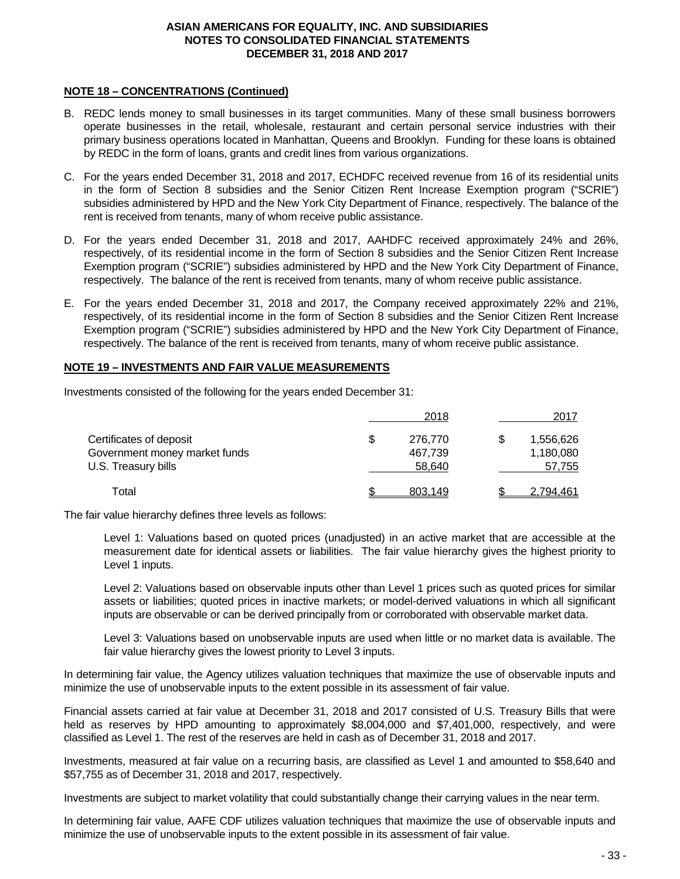## NOTE 18 – CONCENTRATIONS (Continued)

B. REDC lends money to small businesses in its target communities. Many of these small business borrowers operate businesses in the retail, wholesale, restaurant and certain personal service industries with their primary business operations located in Manhattan, Queens and Brooklyn. Funding for these loans is obtained by REDC in the form of loans, grants and credit lines from various organizations.

C. For the years ended December 31, 2018 and 2017, ECHDFC received revenue from 16 of its residential units in the form of Section 8 subsidies and the Senior Citizen Rent Increase Exemption program ("SCRIE") subsidies administered by HPD and the New York City Department of Finance, respectively. The balance of the rent is received from tenants, many of whom receive public assistance.

D. For the years ended December 31, 2018 and 2017, AAHDFC received approximately 24% and 26%, respectively, of its residential income in the form of Section 8 subsidies and the Senior Citizen Rent Increase Exemption program ("SCRIE") subsidies administered by HPD and the New York City Department of Finance, respectively. The balance of the rent is received from tenants, many of whom receive public assistance.

E. For the years ended December 31, 2018 and 2017, the Company received approximately 22% and 21%, respectively, of its residential income in the form of Section 8 subsidies and the Senior Citizen Rent Increase Exemption program ("SCRIE") subsidies administered by HPD and the New York City Department of Finance, respectively. The balance of the rent is received from tenants, many of whom receive public assistance.

## NOTE 19 – INVESTMENTS AND FAIR VALUE MEASUREMENTS

Investments consisted of the following for the years ended December 31:

| | 2018 | 2017 |
|---|---|---|
| Certificates of deposit | $ 276,770 | $ 1,556,626 |
| Government money market funds | 467,739 | 1,180,080 |
| U.S. Treasury bills | 58,640 | 57,755 |
| Total | $ 803,149 | $ 2,794,461 |

The fair value hierarchy defines three levels as follows:

Level 1: Valuations based on quoted prices (unadjusted) in an active market that are accessible at the measurement date for identical assets or liabilities. The fair value hierarchy gives the highest priority to Level 1 inputs.

Level 2: Valuations based on observable inputs other than Level 1 prices such as quoted prices for similar assets or liabilities; quoted prices in inactive markets; or model-derived valuations in which all significant inputs are observable or can be derived principally from or corroborated with observable market data.

Level 3: Valuations based on unobservable inputs are used when little or no market data is available. The fair value hierarchy gives the lowest priority to Level 3 inputs.

In determining fair value, the Agency utilizes valuation techniques that maximize the use of observable inputs and minimize the use of unobservable inputs to the extent possible in its assessment of fair value.

Financial assets carried at fair value at December 31, 2018 and 2017 consisted of U.S. Treasury Bills that were held as reserves by HPD amounting to approximately $8,004,000 and $7,401,000, respectively, and were classified as Level 1. The rest of the reserves are held in cash as of December 31, 2018 and 2017.

Investments, measured at fair value on a recurring basis, are classified as Level 1 and amounted to $58,640 and $57,755 as of December 31, 2018 and 2017, respectively.

Investments are subject to market volatility that could substantially change their carrying values in the near term.

In determining fair value, AAFE CDF utilizes valuation techniques that maximize the use of observable inputs and minimize the use of unobservable inputs to the extent possible in its assessment of fair value.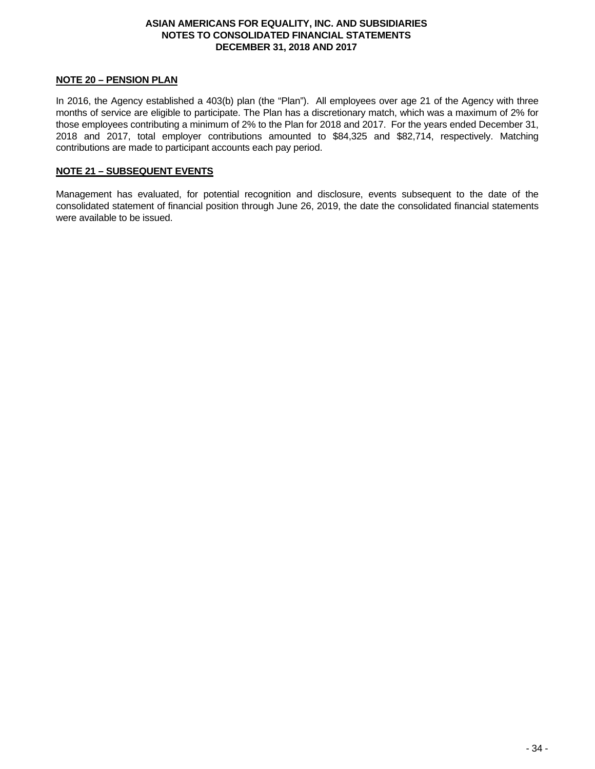## NOTE 20 – PENSION PLAN

In 2016, the Agency established a 403(b) plan (the "Plan"). All employees over age 21 of the Agency with three months of service are eligible to participate. The Plan has a discretionary match, which was a maximum of 2% for those employees contributing a minimum of 2% to the Plan for 2018 and 2017. For the years ended December 31, 2018 and 2017, total employer contributions amounted to $84,325 and $82,714, respectively. Matching contributions are made to participant accounts each pay period.

## NOTE 21 – SUBSEQUENT EVENTS

Management has evaluated, for potential recognition and disclosure, events subsequent to the date of the consolidated statement of financial position through June 26, 2019, the date the consolidated financial statements were available to be issued.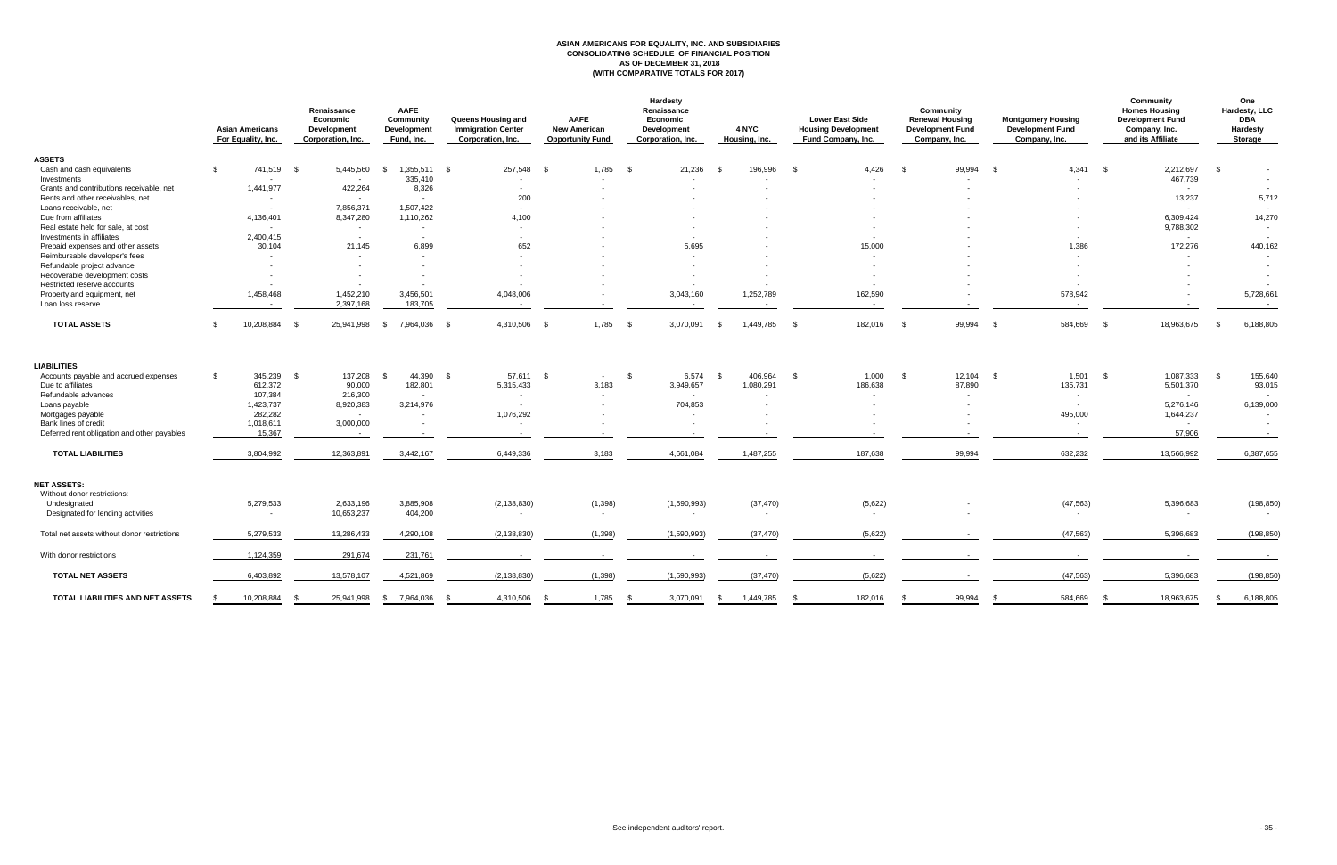# ASIAN AMERICANS FOR EQUALITY, INC. AND SUBSIDIARIES
## CONSOLIDATING SCHEDULE OF FINANCIAL POSITION
## AS OF DECEMBER 31, 2018
## (WITH COMPARATIVE TOTALS FOR 2017)

| | Asian Americans For Equality, Inc. | Renaissance Economic Development Corporation, Inc. | AAFE Community Development Fund, Inc. | Queens Housing and Immigration Center Corporation, Inc. | AAFE New American Opportunity Fund | Hardesty Renaissance Economic Development Corporation, Inc. | 4 NYC Housing, Inc. | Lower East Side Housing Development Fund Company, Inc. | Community Renewal Housing Development Fund Company, Inc. | Montgomery Housing Development Fund Company, Inc. | Community Homes Housing Development Fund Company, Inc. and its Affiliate | One Hardesty, LLC DBA Hardesty Storage |
|---|---|---|---|---|---|---|---|---|---|---|---|---|
| **ASSETS** | | | | | | | | | | | | |
| Cash and cash equivalents | $ 741,519 | $ 5,445,560 | $ 1,355,511 | $ 257,548 | $ 1,785 | $ 21,236 | $ 196,996 | $ 4,426 | $ 99,994 | $ 4,341 | $ 2,212,697 | $ - |
| Investments | - | - | 335,410 | - | - | - | - | - | - | - | 467,739 | - |
| Grants and contributions receivable, net | 1,441,977 | 422,264 | 8,326 | - | - | - | - | - | - | - | - | - |
| Rents and other receivables, net | - | - | - | 200 | - | - | - | - | - | - | 13,237 | 5,712 |
| Loans receivable, net | - | 7,856,371 | 1,507,422 | - | - | - | - | - | - | - | - | - |
| Due from affiliates | 4,136,401 | 8,347,280 | 1,110,262 | 4,100 | - | - | - | - | - | - | 6,309,424 | 14,270 |
| Real estate held for sale, at cost | - | - | - | - | - | - | - | - | - | - | 9,788,302 | - |
| Investments in affiliates | 2,400,415 | - | - | - | - | - | - | - | - | - | - | - |
| Prepaid expenses and other assets | 30,104 | 21,145 | 6,899 | 652 | - | 5,695 | - | 15,000 | - | 1,386 | 172,276 | 440,162 |
| Reimbursable developer's fees | - | - | - | - | - | - | - | - | - | - | - | - |
| Refundable project advance | - | - | - | - | - | - | - | - | - | - | - | - |
| Recoverable development costs | - | - | - | - | - | - | - | - | - | - | - | - |
| Restricted reserve accounts | - | - | - | - | - | - | - | - | - | - | - | - |
| Property and equipment, net | 1,458,468 | 1,452,210 | 3,456,501 | 4,048,006 | - | 3,043,160 | 1,252,789 | 162,590 | - | 578,942 | - | 5,728,661 |
| Loan loss reserve | - | 2,397,168 | 183,705 | - | - | - | - | - | - | - | - | - |
| **TOTAL ASSETS** | $ 10,208,884 | $ 25,941,998 | $ 7,964,036 | $ 4,310,506 | $ 1,785 | $ 3,070,091 | $ 1,449,785 | $ 182,016 | $ 99,994 | $ 584,669 | $ 18,963,675 | $ 6,188,805 |
| **LIABILITIES** | | | | | | | | | | | | |
| Accounts payable and accrued expenses | $ 345,239 | $ 137,208 | $ 44,390 | $ 57,611 | $ - | $ 6,574 | $ 406,964 | $ 1,000 | $ 12,104 | $ 1,501 | $ 1,087,333 | $ 155,640 |
| Due to affiliates | 612,372 | 90,000 | 182,801 | 5,315,433 | 3,183 | 3,949,657 | 1,080,291 | 186,638 | 87,890 | 135,731 | 5,501,370 | 93,015 |
| Refundable advances | 107,384 | 216,300 | - | - | - | - | - | - | - | - | - | - |
| Loans payable | 1,423,737 | 8,920,383 | 3,214,976 | - | - | 704,853 | - | - | - | - | 5,276,146 | 6,139,000 |
| Mortgages payable | 282,282 | - | - | 1,076,292 | - | - | - | - | - | 495,000 | 1,644,237 | - |
| Bank lines of credit | 1,018,611 | 3,000,000 | - | - | - | - | - | - | - | - | - | - |
| Deferred rent obligation and other payables | 15,367 | - | - | - | - | - | - | - | - | - | 57,906 | - |
| **TOTAL LIABILITIES** | 3,804,992 | 12,363,891 | 3,442,167 | 6,449,336 | 3,183 | 4,661,084 | 1,487,255 | 187,638 | 99,994 | 632,232 | 13,566,992 | 6,387,655 |
| **NET ASSETS:** | | | | | | | | | | | | |
| Without donor restrictions: | | | | | | | | | | | | |
| Undesignated | 5,279,533 | 2,633,196 | 3,885,908 | (2,138,830) | (1,398) | (1,590,993) | (37,470) | (5,622) | - | (47,563) | 5,396,683 | (198,850) |
| Designated for lending activities | - | 10,653,237 | 404,200 | - | - | - | - | - | - | - | - | - |
| Total net assets without donor restrictions | 5,279,533 | 13,286,433 | 4,290,108 | (2,138,830) | (1,398) | (1,590,993) | (37,470) | (5,622) | - | (47,563) | 5,396,683 | (198,850) |
| With donor restrictions | 1,124,359 | 291,674 | 231,761 | - | - | - | - | - | - | - | - | - |
| **TOTAL NET ASSETS** | 6,403,892 | 13,578,107 | 4,521,869 | (2,138,830) | (1,398) | (1,590,993) | (37,470) | (5,622) | - | (47,563) | 5,396,683 | (198,850) |
| **TOTAL LIABILITIES AND NET ASSETS** | $ 10,208,884 | $ 25,941,998 | $ 7,964,036 | $ 4,310,506 | $ 1,785 | $ 3,070,091 | $ 1,449,785 | $ 182,016 | $ 99,994 | $ 584,669 | $ 18,963,675 | $ 6,188,805 |

See independent auditors' report.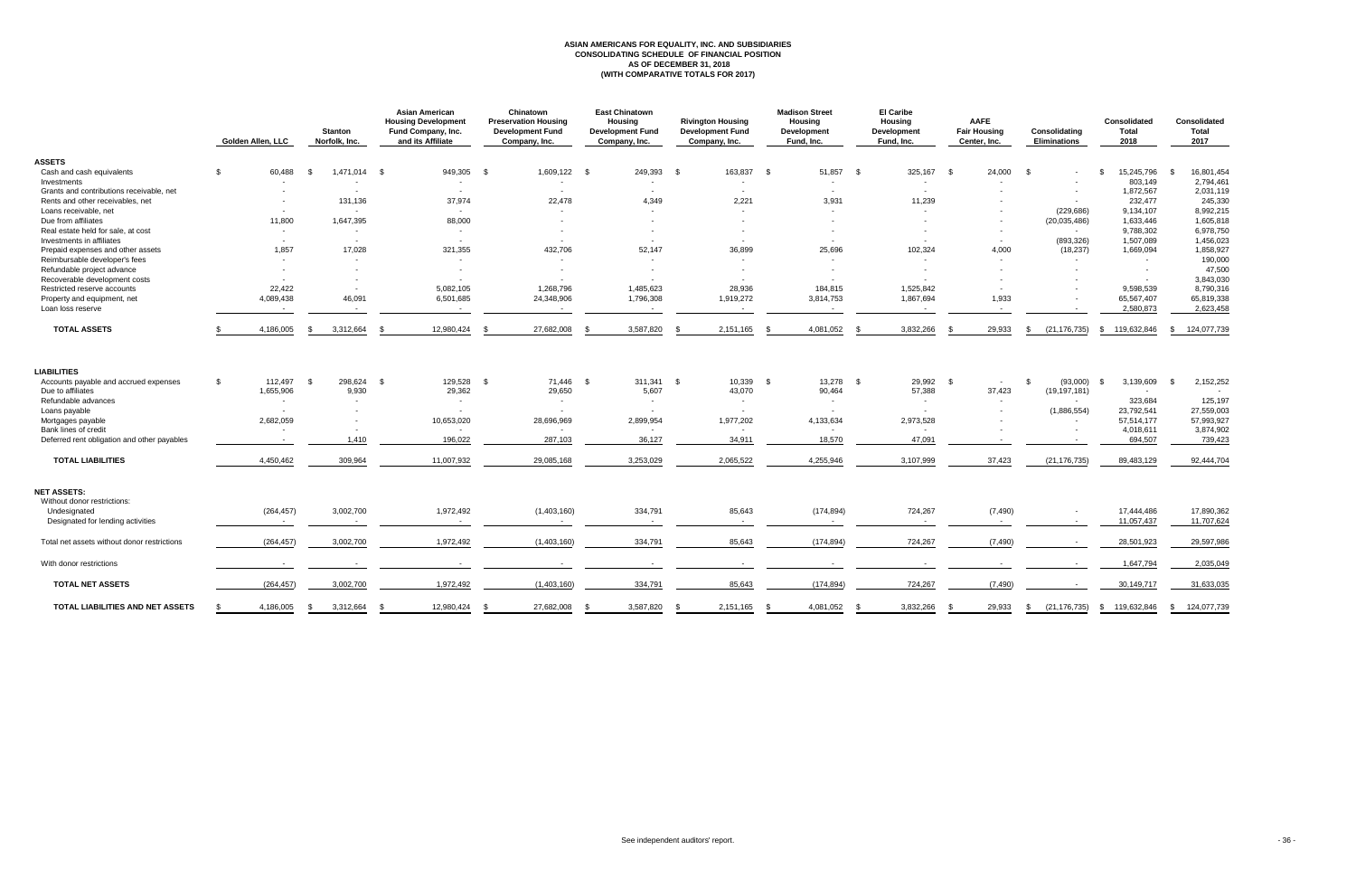# ASIAN AMERICANS FOR EQUALITY, INC. AND SUBSIDIARIES
## CONSOLIDATING SCHEDULE OF FINANCIAL POSITION
## AS OF DECEMBER 31, 2018
## (WITH COMPARATIVE TOTALS FOR 2017)

| | Golden Allen, LLC | Stanton Norfolk, Inc. | Asian American Housing Development Fund Company, Inc. and its Affiliate | Chinatown Preservation Housing Development Fund Company, Inc. | East Chinatown Housing Development Fund Company, Inc. | Rivington Housing Development Fund Company, Inc. | Madison Street Housing Development Fund, Inc. | El Caribe Housing Development Fund, Inc. | AAFE Fair Housing Center, Inc. | Consolidating Eliminations | Consolidated Total 2018 | Consolidated Total 2017 |
|---|---|---|---|---|---|---|---|---|---|---|---|---|
| **ASSETS** | | | | | | | | | | | | |
| Cash and cash equivalents | $ 60,488 | $ 1,471,014 | $ 949,305 | $ 1,609,122 | $ 249,393 | $ 163,837 | $ 51,857 | $ 325,167 | $ 24,000 | $ - | $ 15,245,796 | $ 16,801,454 |
| Investments | - | - | - | - | - | - | - | - | - | - | 803,149 | 2,794,461 |
| Grants and contributions receivable, net | - | - | - | - | - | - | - | - | - | - | 1,872,567 | 2,031,119 |
| Rents and other receivables, net | - | 131,136 | 37,974 | 22,478 | 4,349 | 2,221 | 3,931 | 11,239 | - | - | 232,477 | 245,330 |
| Loans receivable, net | - | - | - | - | - | - | - | - | - | (229,686) | 9,134,107 | 8,992,215 |
| Due from affiliates | 11,800 | 1,647,395 | 88,000 | - | - | - | - | - | - | (20,035,486) | 1,633,446 | 1,605,818 |
| Real estate held for sale, at cost | - | - | - | - | - | - | - | - | - | - | 9,788,302 | 6,978,750 |
| Investments in affiliates | - | - | - | - | - | - | - | - | - | (893,326) | 1,507,089 | 1,456,023 |
| Prepaid expenses and other assets | 1,857 | 17,028 | 321,355 | 432,706 | 52,147 | 36,899 | 25,696 | 102,324 | 4,000 | (18,237) | 1,669,094 | 1,858,927 |
| Reimbursable developer's fees | - | - | - | - | - | - | - | - | - | - | - | 190,000 |
| Refundable project advance | - | - | - | - | - | - | - | - | - | - | - | 47,500 |
| Recoverable development costs | - | - | - | - | - | - | - | - | - | - | - | 3,843,030 |
| Restricted reserve accounts | 22,422 | - | 5,082,105 | 1,268,796 | 1,485,623 | 28,936 | 184,815 | 1,525,842 | - | - | 9,598,539 | 8,790,316 |
| Property and equipment, net | 4,089,438 | 46,091 | 6,501,685 | 24,348,906 | 1,796,308 | 1,919,272 | 3,814,753 | 1,867,694 | 1,933 | - | 65,567,407 | 65,819,338 |
| Loan loss reserve | - | - | - | - | - | - | - | - | - | - | 2,580,873 | 2,623,458 |
| **TOTAL ASSETS** | $ 4,186,005 | $ 3,312,664 | $ 12,980,424 | $ 27,682,008 | $ 3,587,820 | $ 2,151,165 | $ 4,081,052 | $ 3,832,266 | $ 29,933 | $ (21,176,735) | $ 119,632,846 | $ 124,077,739 |
| **LIABILITIES** | | | | | | | | | | | | |
| Accounts payable and accrued expenses | $ 112,497 | $ 298,624 | $ 129,528 | $ 71,446 | $ 311,341 | $ 10,339 | $ 13,278 | $ 29,992 | $ - | $ (93,000) | $ 3,139,609 | $ 2,152,252 |
| Due to affiliates | 1,655,906 | 9,930 | 29,362 | 29,650 | 5,607 | 43,070 | 90,464 | 57,388 | 37,423 | (19,197,181) | - | - |
| Refundable advances | - | - | - | - | - | - | - | - | - | - | 323,684 | 125,197 |
| Loans payable | - | - | - | - | - | - | - | - | - | (1,886,554) | 23,792,541 | 27,559,003 |
| Mortgages payable | 2,682,059 | - | 10,653,020 | 28,696,969 | 2,899,954 | 1,977,202 | 4,133,634 | 2,973,528 | - | - | 57,514,177 | 57,993,927 |
| Bank lines of credit | - | - | - | - | - | - | - | - | - | - | 4,018,611 | 3,874,902 |
| Deferred rent obligation and other payables | - | 1,410 | 196,022 | 287,103 | 36,127 | 34,911 | 18,570 | 47,091 | - | - | 694,507 | 739,423 |
| **TOTAL LIABILITIES** | 4,450,462 | 309,964 | 11,007,932 | 29,085,168 | 3,253,029 | 2,065,522 | 4,255,946 | 3,107,999 | 37,423 | (21,176,735) | 89,483,129 | 92,444,704 |
| **NET ASSETS:** | | | | | | | | | | | | |
| Without donor restrictions: | | | | | | | | | | | | |
| Undesignated | (264,457) | 3,002,700 | 1,972,492 | (1,403,160) | 334,791 | 85,643 | (174,894) | 724,267 | (7,490) | - | 17,444,486 | 17,890,362 |
| Designated for lending activities | - | - | - | - | - | - | - | - | - | - | 11,057,437 | 11,707,624 |
| Total net assets without donor restrictions | (264,457) | 3,002,700 | 1,972,492 | (1,403,160) | 334,791 | 85,643 | (174,894) | 724,267 | (7,490) | - | 28,501,923 | 29,597,986 |
| With donor restrictions | - | - | - | - | - | - | - | - | - | - | 1,647,794 | 2,035,049 |
| **TOTAL NET ASSETS** | (264,457) | 3,002,700 | 1,972,492 | (1,403,160) | 334,791 | 85,643 | (174,894) | 724,267 | (7,490) | - | 30,149,717 | 31,633,035 |
| **TOTAL LIABILITIES AND NET ASSETS** | $ 4,186,005 | $ 3,312,664 | $ 12,980,424 | $ 27,682,008 | $ 3,587,820 | $ 2,151,165 | $ 4,081,052 | $ 3,832,266 | $ 29,933 | $ (21,176,735) | $ 119,632,846 | $ 124,077,739 |

See independent auditors' report.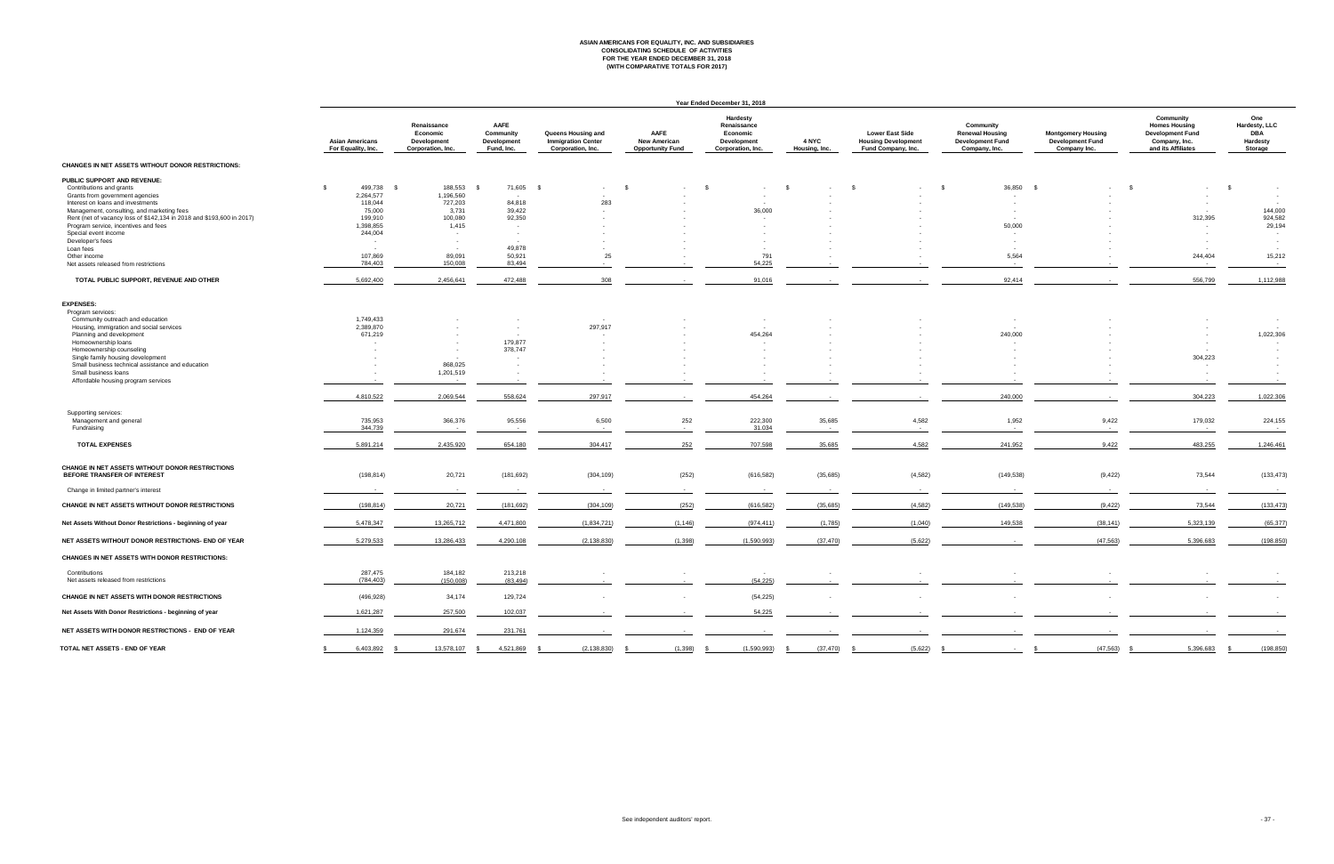# ASIAN AMERICANS FOR EQUALITY, INC. AND SUBSIDIARIES
## CONSOLIDATING SCHEDULE OF ACTIVITIES
## FOR THE YEAR ENDED DECEMBER 31, 2018
## (WITH COMPARATIVE TOTALS FOR 2017)

| | Year Ended December 31, 2018 | | | | | | | | | | | |
|---|---|---|---|---|---|---|---|---|---|---|---|---|
| | Asian Americans For Equality, Inc. | Renaissance Economic Development Corporation, Inc. | AAFE Community Development Fund, Inc. | Queens Housing and Immigration Center Corporation, Inc. | AAFE New American Opportunity Fund | Hardesty Renaissance Economic Development Corporation, Inc. | 4 NYC Housing, Inc. | Lower East Side Housing Development Fund Company, Inc. | Community Renewal Housing Development Fund Company, Inc. | Montgomery Housing Development Fund Company Inc. | Community Homes Housing Development Fund Company, Inc. and its Affiliates | One Hardesty, LLC DBA Hardesty Storage |
| **CHANGES IN NET ASSETS WITHOUT DONOR RESTRICTIONS:** | | | | | | | | | | | | |
| **PUBLIC SUPPORT AND REVENUE:** | | | | | | | | | | | | |
| Contributions and grants | $ 499,738 | $ 188,553 | $ 71,605 | $ - | $ - | $ - | $ - | $ - | $ 36,850 | $ - | $ - | $ - |
| Grants from government agencies | 2,264,577 | 1,196,560 | - | - | - | - | - | - | - | - | - | - |
| Interest on loans and investments | 118,044 | 727,203 | 84,818 | 283 | - | - | - | - | - | - | - | - |
| Management, consulting, and marketing fees | 75,000 | 3,731 | 39,422 | - | - | 36,000 | - | - | - | - | - | 144,000 |
| Rent (net of vacancy loss of $142,134 in 2018 and $193,600 in 2017) | 199,910 | 100,080 | 92,350 | - | - | - | - | - | - | - | 312,395 | 924,582 |
| Program service, incentives and fees | 1,398,855 | 1,415 | - | - | - | - | - | - | 50,000 | - | - | 29,194 |
| Special event income | 244,004 | - | - | - | - | - | - | - | - | - | - | - |
| Developer's fees | - | - | - | - | - | - | - | - | - | - | - | - |
| Loan fees | - | - | 49,878 | - | - | - | - | - | - | - | - | - |
| Other income | 107,869 | 89,091 | 50,921 | 25 | - | 791 | - | - | 5,564 | - | 244,404 | 15,212 |
| Net assets released from restrictions | 784,403 | 150,008 | 83,494 | - | - | 54,225 | - | - | - | - | - | - |
| **TOTAL PUBLIC SUPPORT, REVENUE AND OTHER** | 5,692,400 | 2,456,641 | 472,488 | 308 | - | 91,016 | - | - | 92,414 | - | 556,799 | 1,112,988 |
| **EXPENSES:** | | | | | | | | | | | | |
| Program services: | | | | | | | | | | | | |
| Community outreach and education | 1,749,433 | - | - | - | - | - | - | - | - | - | - | - |
| Housing, immigration and social services | 2,389,870 | - | - | 297,917 | - | - | - | - | - | - | - | - |
| Planning and development | 671,219 | - | - | - | - | 454,264 | - | - | 240,000 | - | - | 1,022,306 |
| Homeownership loans | - | - | 179,877 | - | - | - | - | - | - | - | - | - |
| Homeownership counseling | - | - | 378,747 | - | - | - | - | - | - | - | - | - |
| Single family housing development | - | - | - | - | - | - | - | - | - | - | 304,223 | - |
| Small business technical assistance and education | - | 868,025 | - | - | - | - | - | - | - | - | - | - |
| Small business loans | - | 1,201,519 | - | - | - | - | - | - | - | - | - | - |
| Affordable housing program services | - | - | - | - | - | - | - | - | - | - | - | - |
| | 4,810,522 | 2,069,544 | 558,624 | 297,917 | - | 454,264 | - | - | 240,000 | - | 304,223 | 1,022,306 |
| Supporting services: | | | | | | | | | | | | |
| Management and general | 735,953 | 366,376 | 95,556 | 6,500 | 252 | 222,300 | 35,685 | 4,582 | 1,952 | 9,422 | 179,032 | 224,155 |
| Fundraising | 344,739 | - | - | - | - | 31,034 | - | - | - | - | - | - |
| **TOTAL EXPENSES** | 5,891,214 | 2,435,920 | 654,180 | 304,417 | 252 | 707,598 | 35,685 | 4,582 | 241,952 | 9,422 | 483,255 | 1,246,461 |
| **CHANGE IN NET ASSETS WITHOUT DONOR RESTRICTIONS BEFORE TRANSFER OF INTEREST** | (198,814) | 20,721 | (181,692) | (304,109) | (252) | (616,582) | (35,685) | (4,582) | (149,538) | (9,422) | 73,544 | (133,473) |
| Change in limited partner's interest | - | - | - | - | - | - | - | - | - | - | - | - |
| **CHANGE IN NET ASSETS WITHOUT DONOR RESTRICTIONS** | (198,814) | 20,721 | (181,692) | (304,109) | (252) | (616,582) | (35,685) | (4,582) | (149,538) | (9,422) | 73,544 | (133,473) |
| **Net Assets Without Donor Restrictions - beginning of year** | 5,478,347 | 13,265,712 | 4,471,800 | (1,834,721) | (1,146) | (974,411) | (1,785) | (1,040) | 149,538 | (38,141) | 5,323,139 | (65,377) |
| **NET ASSETS WITHOUT DONOR RESTRICTIONS- END OF YEAR** | 5,279,533 | 13,286,433 | 4,290,108 | (2,138,830) | (1,398) | (1,590,993) | (37,470) | (5,622) | - | (47,563) | 5,396,683 | (198,850) |
| **CHANGES IN NET ASSETS WITH DONOR RESTRICTIONS:** | | | | | | | | | | | | |
| Contributions | 287,475 | 184,182 | 213,218 | - | - | - | - | - | - | - | - | - |
| Net assets released from restrictions | (784,403) | (150,008) | (83,494) | - | - | (54,225) | - | - | - | - | - | - |
| **CHANGE IN NET ASSETS WITH DONOR RESTRICTIONS** | (496,928) | 34,174 | 129,724 | - | - | (54,225) | - | - | - | - | - | - |
| **Net Assets With Donor Restrictions - beginning of year** | 1,621,287 | 257,500 | 102,037 | - | - | 54,225 | - | - | - | - | - | - |
| **NET ASSETS WITH DONOR RESTRICTIONS - END OF YEAR** | 1,124,359 | 291,674 | 231,761 | - | - | - | - | - | - | - | - | - |
| **TOTAL NET ASSETS - END OF YEAR** | $ 6,403,892 | $ 13,578,107 | $ 4,521,869 | $ (2,138,830) | $ (1,398) | $ (1,590,993) | $ (37,470) | $ (5,622) | $ - | $ (47,563) | $ 5,396,683 | $ (198,850) |

See independent auditors' report.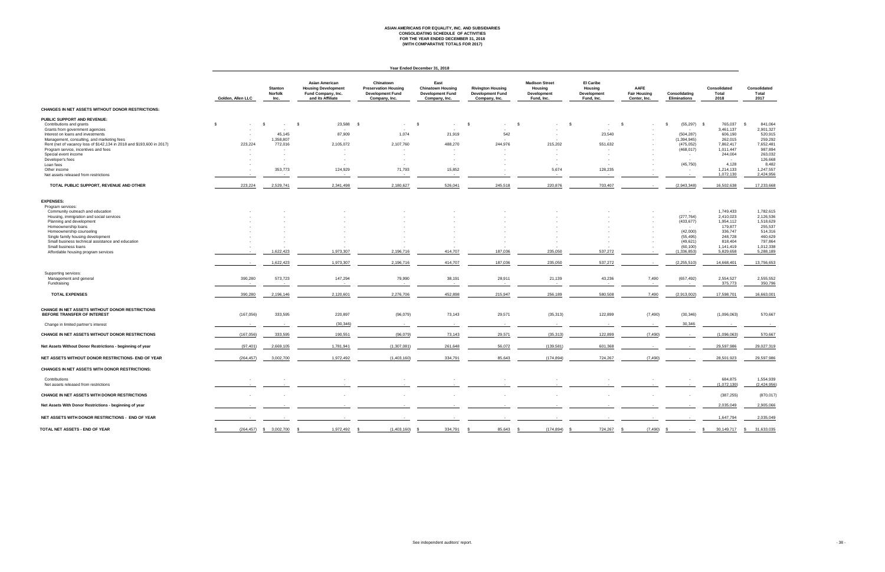# ASIAN AMERICANS FOR EQUALITY, INC. AND SUBSIDIARIES
## CONSOLIDATING SCHEDULE OF ACTIVITIES
## FOR THE YEAR ENDED DECEMBER 31, 2018
## (WITH COMPARATIVE TOTALS FOR 2017)

| | Year Ended December 31, 2018 | | | | | | | | | | | |
|---|---|---|---|---|---|---|---|---|---|---|---|---|
| | Golden, Allen LLC | Stanton Norfolk Inc. | Asian American Housing Development Fund Company, Inc. and its Affiliate | Chinatown Preservation Housing Development Fund Company, Inc. | East Chinatown Housing Development Fund Company, Inc. | Rivington Housing Development Fund Company, Inc. | Madison Street Housing Development Fund, Inc. | El Caribe Housing Development Fund, Inc. | AAFE Fair Housing Center, Inc. | Consolidating Eliminations | Consolidated Total 2018 | Consolidated Total 2017 |
| **CHANGES IN NET ASSETS WITHOUT DONOR RESTRICTIONS:** | | | | | | | | | | | | |
| **PUBLIC SUPPORT AND REVENUE:** | | | | | | | | | | | | |
| Contributions and grants | $ - | $ - | $ 23,588 | $ - | $ - | $ - | $ - | $ - | $ - | $ (55,297) | $ 765,037 | $ 841,064 |
| Grants from government agencies | - | - | - | - | - | - | - | - | - | - | 3,461,137 | 2,901,327 |
| Interest on loans and investments | - | 45,145 | 87,909 | 1,074 | 21,919 | 542 | - | 23,540 | - | (504,287) | 606,190 | 520,915 |
| Management, consulting, and marketing fees | - | 1,358,807 | - | - | - | - | - | - | - | (1,394,945) | 262,015 | 259,292 |
| Rent (net of vacancy loss of $142,134 in 2018 and $193,600 in 2017) | 223,224 | 772,016 | 2,105,072 | 2,107,760 | 488,270 | 244,976 | 215,202 | 551,632 | - | (475,052) | 7,862,417 | 7,652,481 |
| Program service, incentives and fees | - | - | - | - | - | - | - | - | - | (468,017) | 1,011,447 | 987,894 |
| Special event income | - | - | - | - | - | - | - | - | - | - | 244,004 | 263,032 |
| Developer's fees | - | - | - | - | - | - | - | - | - | - | - | 126,668 |
| Loan fees | - | - | - | - | - | - | - | - | - | (45,750) | 4,128 | 8,482 |
| Other income | - | 353,773 | 124,929 | 71,793 | 15,852 | - | 5,674 | 128,235 | - | - | 1,214,133 | 1,247,557 |
| Net assets released from restrictions | - | - | - | - | - | - | - | - | - | - | 1,072,130 | 2,424,956 |
| **TOTAL PUBLIC SUPPORT, REVENUE AND OTHER** | 223,224 | 2,529,741 | 2,341,498 | 2,180,627 | 526,041 | 245,518 | 220,876 | 703,407 | - | (2,943,348) | 16,502,638 | 17,233,668 |
| **EXPENSES:** | | | | | | | | | | | | |
| Program services: | | | | | | | | | | | | |
| Community outreach and education | - | - | - | - | - | - | - | - | - | - | 1,749,433 | 1,782,615 |
| Housing, immigration and social services | - | - | - | - | - | - | - | - | - | (277,764) | 2,410,023 | 2,126,536 |
| Planning and development | - | - | - | - | - | - | - | - | - | (433,677) | 1,954,112 | 1,518,629 |
| Homeownership loans | - | - | - | - | - | - | - | - | - | - | 179,877 | 255,537 |
| Homeownership counseling | - | - | - | - | - | - | - | - | - | (42,000) | 336,747 | 514,316 |
| Single family housing development | - | - | - | - | - | - | - | - | - | (55,495) | 248,728 | 460,629 |
| Small business technical assistance and education | - | - | - | - | - | - | - | - | - | (49,621) | 818,404 | 797,864 |
| Small business loans | - | - | - | - | - | - | - | - | - | (60,100) | 1,141,419 | 1,012,338 |
| Affordable housing program services | - | 1,622,423 | 1,973,307 | 2,196,716 | 414,707 | 187,036 | 235,050 | 537,272 | - | (1,336,853) | 5,829,658 | 5,288,189 |
| | - | 1,622,423 | 1,973,307 | 2,196,716 | 414,707 | 187,036 | 235,050 | 537,272 | - | (2,255,510) | 14,668,401 | 13,756,653 |
| Supporting services: | | | | | | | | | | | | |
| Management and general | 390,280 | 573,723 | 147,294 | 79,990 | 38,191 | 28,911 | 21,139 | 43,236 | 7,490 | (657,492) | 2,554,527 | 2,555,552 |
| Fundraising | - | - | - | - | - | - | - | - | - | - | 375,773 | 350,796 |
| **TOTAL EXPENSES** | 390,280 | 2,196,146 | 2,120,601 | 2,276,706 | 452,898 | 215,947 | 256,189 | 580,508 | 7,490 | (2,913,002) | 17,598,701 | 16,663,001 |
| **CHANGE IN NET ASSETS WITHOUT DONOR RESTRICTIONS BEFORE TRANSFER OF INTEREST** | (167,056) | 333,595 | 220,897 | (96,079) | 73,143 | 29,571 | (35,313) | 122,899 | (7,490) | (30,346) | (1,096,063) | 570,667 |
| Change in limited partner's interest | - | - | (30,346) | - | - | - | - | - | - | 30,346 | - | - |
| **CHANGE IN NET ASSETS WITHOUT DONOR RESTRICTIONS** | (167,056) | 333,595 | 190,551 | (96,079) | 73,143 | 29,571 | (35,313) | 122,899 | (7,490) | - | (1,096,063) | 570,667 |
| **Net Assets Without Donor Restrictions - beginning of year** | (97,401) | 2,669,105 | 1,781,941 | (1,307,081) | 261,648 | 56,072 | (139,581) | 601,368 | - | - | 29,597,986 | 29,027,319 |
| **NET ASSETS WITHOUT DONOR RESTRICTIONS- END OF YEAR** | (264,457) | 3,002,700 | 1,972,492 | (1,403,160) | 334,791 | 85,643 | (174,894) | 724,267 | (7,490) | - | 28,501,923 | 29,597,986 |
| **CHANGES IN NET ASSETS WITH DONOR RESTRICTIONS:** | | | | | | | | | | | | |
| Contributions | - | - | - | - | - | - | - | - | - | - | 684,875 | 1,554,939 |
| Net assets released from restrictions | - | - | - | - | - | - | - | - | - | - | (1,072,130) | (2,424,956) |
| **CHANGE IN NET ASSETS WITH DONOR RESTRICTIONS** | - | - | - | - | - | - | - | - | - | - | (387,255) | (870,017) |
| **Net Assets With Donor Restrictions - beginning of year** | - | - | - | - | - | - | - | - | - | - | 2,035,049 | 2,905,066 |
| **NET ASSETS WITH DONOR RESTRICTIONS - END OF YEAR** | - | - | - | - | - | - | - | - | - | - | 1,647,794 | 2,035,049 |
| **TOTAL NET ASSETS - END OF YEAR** | $ (264,457) | $ 3,002,700 | $ 1,972,492 | $ (1,403,160) | $ 334,791 | $ 85,643 | $ (174,894) | $ 724,267 | $ (7,490) | $ - | $ 30,149,717 | $ 31,633,035 |

See independent auditors' report.